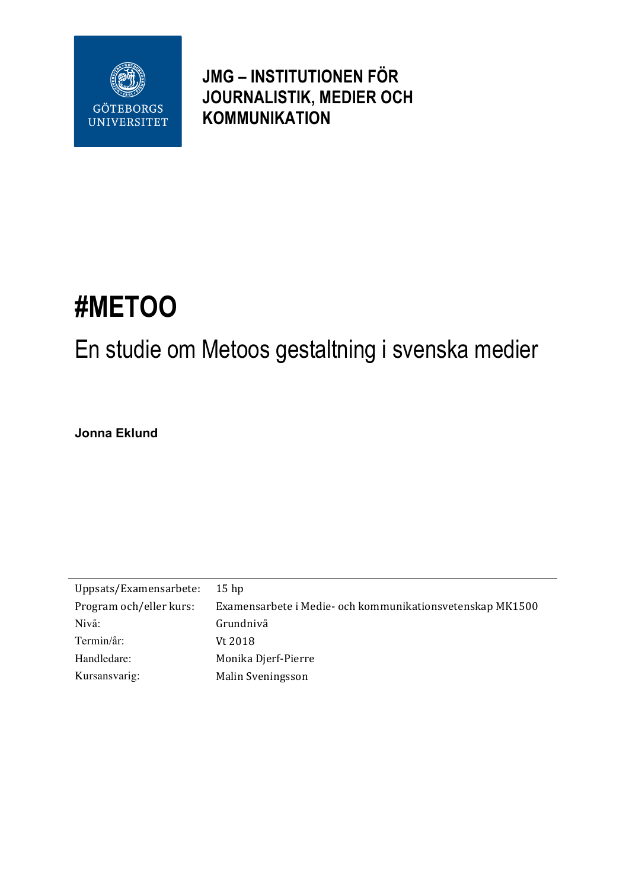GÖTEBORGS UNIVERSITET

**JMG – INSTITUTIONEN FÖR JOURNALISTIK, MEDIER OCH KOMMUNIKATION**

# #METOO

## En studie om Metoos gestaltning i svenska medier

**Jonna Eklund**

| | |
|---|---|
| Uppsats/Examensarbete: | 15 hp |
| Program och/eller kurs: | Examensarbete i Medie- och kommunikationsvetenskap MK1500 |
| Nivå: | Grundnivå |
| Termin/år: | Vt 2018 |
| Handledare: | Monika Djerf-Pierre |
| Kursansvarig: | Malin Sveningsson |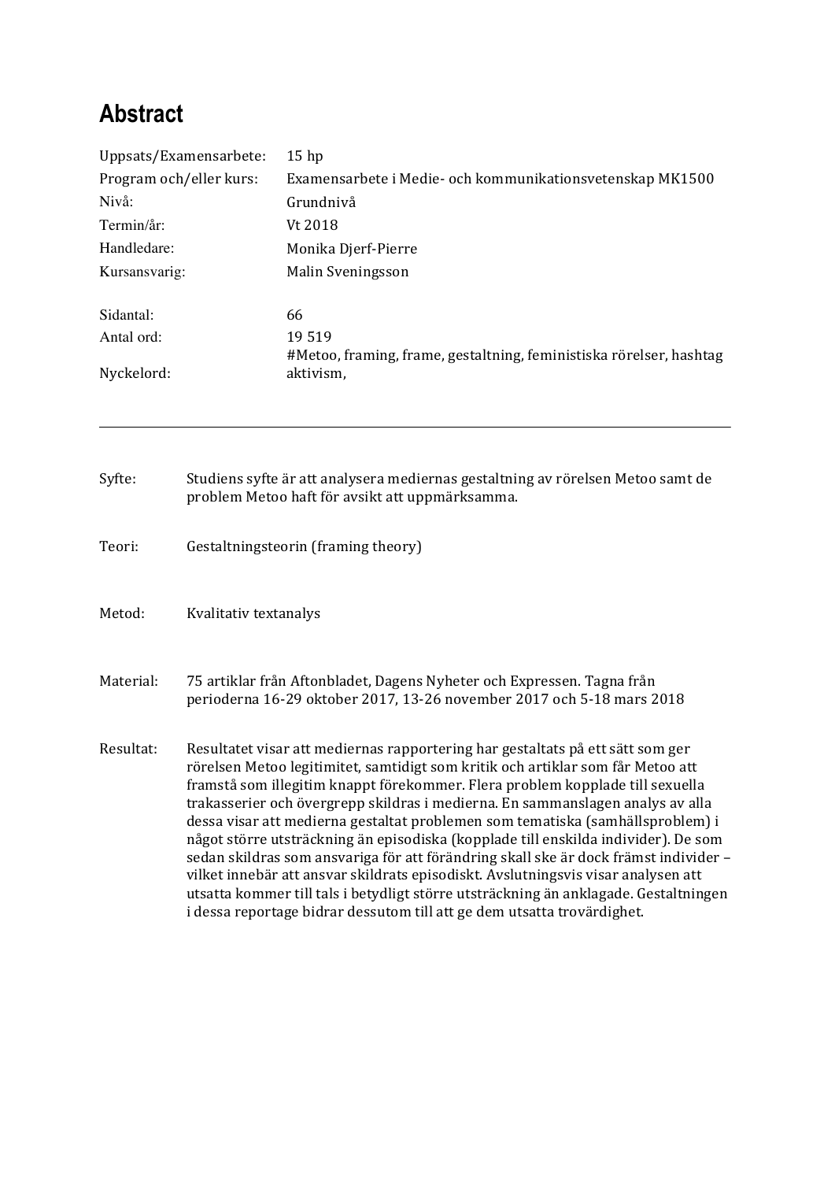# Abstract

| | |
|---|---|
| Uppsats/Examensarbete: | 15 hp |
| Program och/eller kurs: | Examensarbete i Medie- och kommunikationsvetenskap MK1500 |
| Nivå: | Grundnivå |
| Termin/år: | Vt 2018 |
| Handledare: | Monika Djerf-Pierre |
| Kursansvarig: | Malin Sveningsson |
| | |
| Sidantal: | 66 |
| Antal ord: | 19 519 |
| Nyckelord: | #Metoo, framing, frame, gestaltning, feministiska rörelser, hashtag aktivism, |

---

| | |
|---|---|
| Syfte: | Studiens syfte är att analysera mediernas gestaltning av rörelsen Metoo samt de problem Metoo haft för avsikt att uppmärksamma. |
| Teori: | Gestaltningsteorin (framing theory) |
| Metod: | Kvalitativ textanalys |
| Material: | 75 artiklar från Aftonbladet, Dagens Nyheter och Expressen. Tagna från perioderna 16-29 oktober 2017, 13-26 november 2017 och 5-18 mars 2018 |
| Resultat: | Resultatet visar att mediernas rapportering har gestaltats på ett sätt som ger rörelsen Metoo legitimitet, samtidigt som kritik och artiklar som får Metoo att framstå som illegitim knappt förekommer. Flera problem kopplade till sexuella trakasserier och övergrepp skildras i medierna. En sammanslagen analys av alla dessa visar att medierna gestaltat problemen som tematiska (samhällsproblem) i något större utsträckning än episodiska (kopplade till enskilda individer). De som sedan skildras som ansvariga för att förändring skall ske är dock främst individer – vilket innebär att ansvar skildrats episodiskt. Avslutningsvis visar analysen att utsatta kommer till tals i betydligt större utsträckning än anklagade. Gestaltningen i dessa reportage bidrar dessutom till att ge dem utsatta trovärdighet. |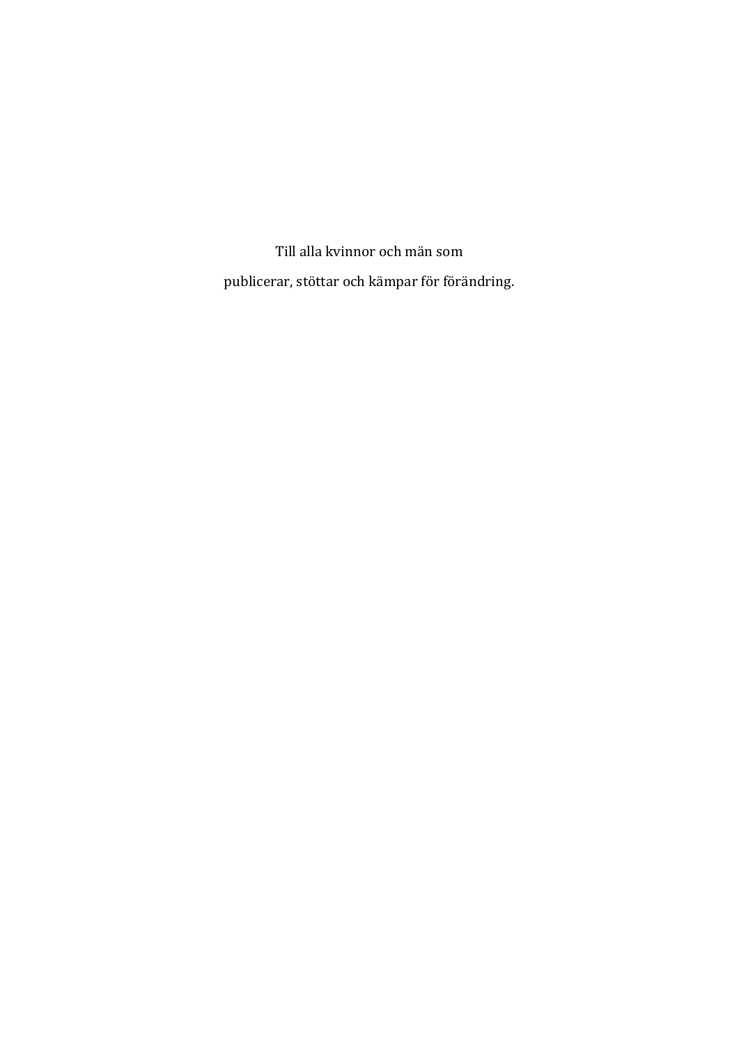Till alla kvinnor och män som

publicerar, stöttar och kämpar för förändring.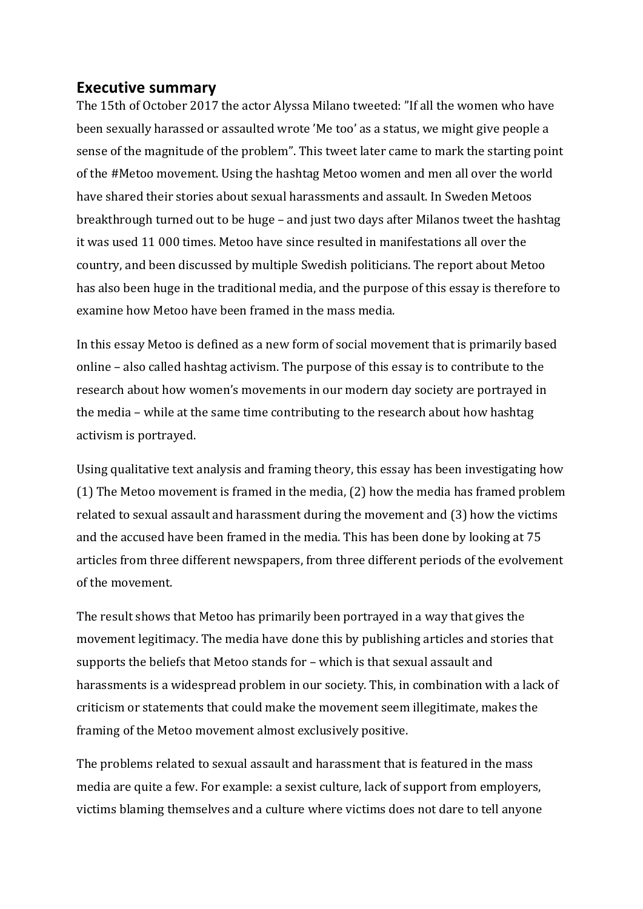## Executive summary

The 15th of October 2017 the actor Alyssa Milano tweeted: ”If all the women who have been sexually harassed or assaulted wrote ’Me too’ as a status, we might give people a sense of the magnitude of the problem”. This tweet later came to mark the starting point of the #Metoo movement. Using the hashtag Metoo women and men all over the world have shared their stories about sexual harassments and assault. In Sweden Metoos breakthrough turned out to be huge – and just two days after Milanos tweet the hashtag it was used 11 000 times. Metoo have since resulted in manifestations all over the country, and been discussed by multiple Swedish politicians. The report about Metoo has also been huge in the traditional media, and the purpose of this essay is therefore to examine how Metoo have been framed in the mass media.

In this essay Metoo is defined as a new form of social movement that is primarily based online – also called hashtag activism. The purpose of this essay is to contribute to the research about how women's movements in our modern day society are portrayed in the media – while at the same time contributing to the research about how hashtag activism is portrayed.

Using qualitative text analysis and framing theory, this essay has been investigating how (1) The Metoo movement is framed in the media, (2) how the media has framed problem related to sexual assault and harassment during the movement and (3) how the victims and the accused have been framed in the media. This has been done by looking at 75 articles from three different newspapers, from three different periods of the evolvement of the movement.

The result shows that Metoo has primarily been portrayed in a way that gives the movement legitimacy. The media have done this by publishing articles and stories that supports the beliefs that Metoo stands for – which is that sexual assault and harassments is a widespread problem in our society. This, in combination with a lack of criticism or statements that could make the movement seem illegitimate, makes the framing of the Metoo movement almost exclusively positive.

The problems related to sexual assault and harassment that is featured in the mass media are quite a few. For example: a sexist culture, lack of support from employers, victims blaming themselves and a culture where victims does not dare to tell anyone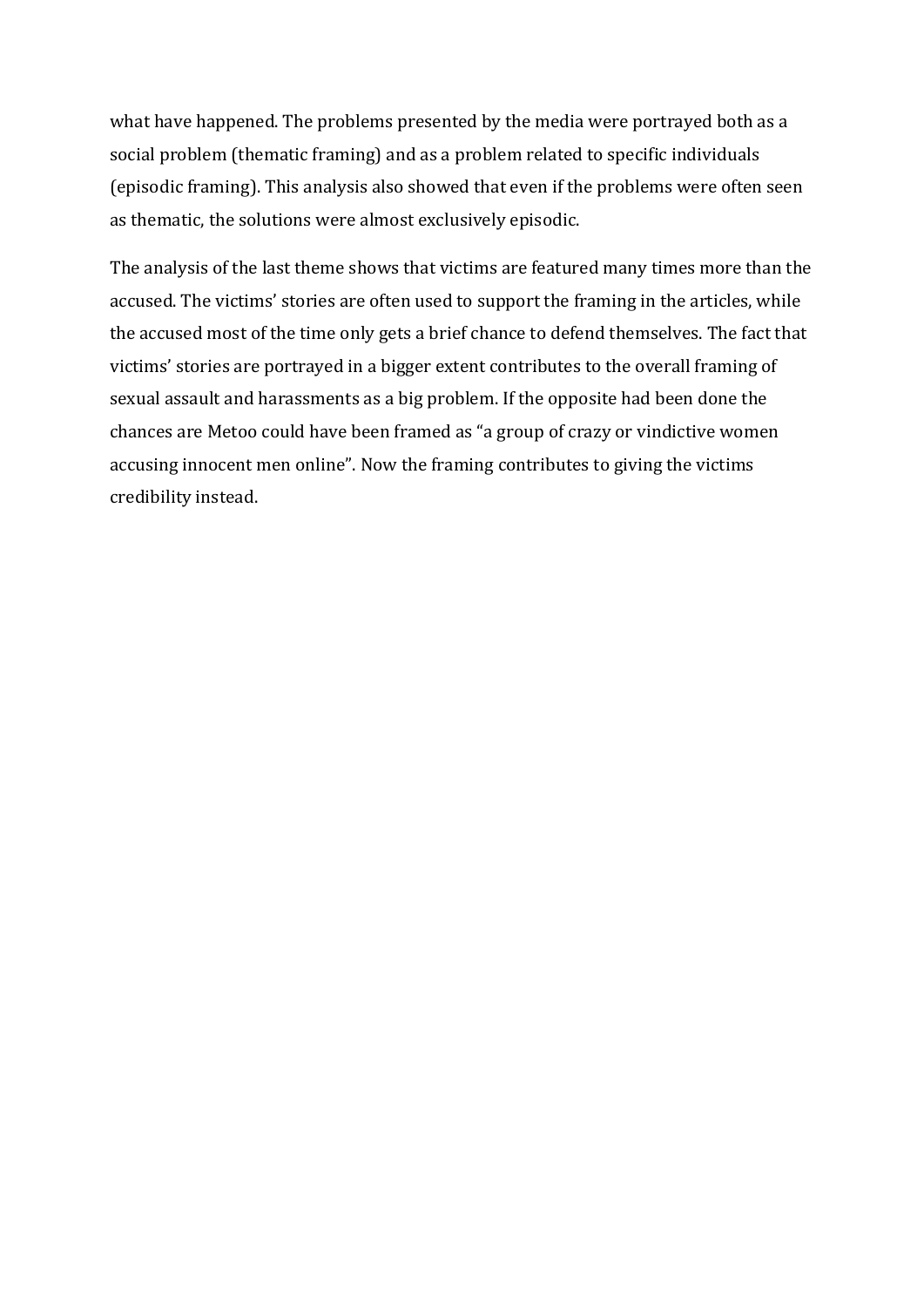what have happened. The problems presented by the media were portrayed both as a social problem (thematic framing) and as a problem related to specific individuals (episodic framing). This analysis also showed that even if the problems were often seen as thematic, the solutions were almost exclusively episodic.

The analysis of the last theme shows that victims are featured many times more than the accused. The victims' stories are often used to support the framing in the articles, while the accused most of the time only gets a brief chance to defend themselves. The fact that victims' stories are portrayed in a bigger extent contributes to the overall framing of sexual assault and harassments as a big problem. If the opposite had been done the chances are Metoo could have been framed as "a group of crazy or vindictive women accusing innocent men online". Now the framing contributes to giving the victims credibility instead.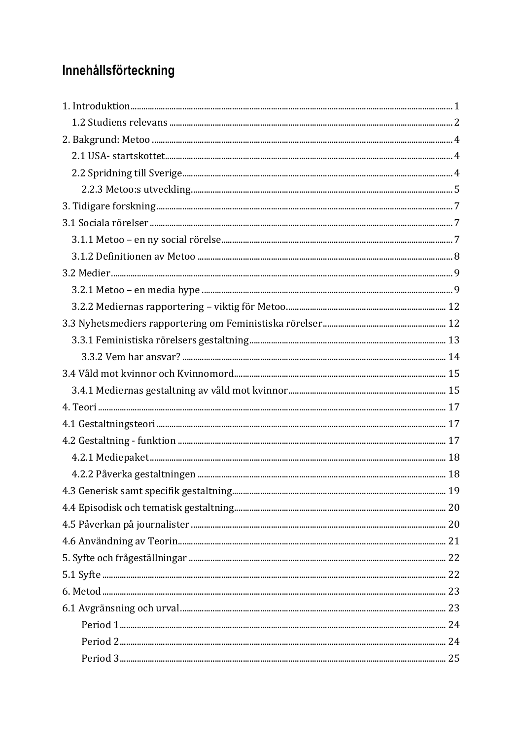# Innehållsförteckning

1. Introduktion ... 1
   - 1.2 Studiens relevans ... 2
2. Bakgrund: Metoo ... 4
   - 2.1 USA- startskottet ... 4
   - 2.2 Spridning till Sverige ... 4
     - 2.2.3 Metoo:s utveckling ... 5
3. Tidigare forskning ... 7
3.1 Sociala rörelser ... 7
   - 3.1.1 Metoo – en ny social rörelse ... 7
   - 3.1.2 Definitionen av Metoo ... 8
3.2 Medier ... 9
   - 3.2.1 Metoo – en media hype ... 9
   - 3.2.2 Mediernas rapportering – viktig för Metoo ... 12
3.3 Nyhetsmediers rapportering om Feministiska rörelser ... 12
   - 3.3.1 Feministiska rörelsers gestaltning ... 13
     - 3.3.2 Vem har ansvar? ... 14
3.4 Våld mot kvinnor och Kvinnomord ... 15
   - 3.4.1 Mediernas gestaltning av våld mot kvinnor ... 15
4. Teori ... 17
4.1 Gestaltningsteori ... 17
4.2 Gestaltning - funktion ... 17
   - 4.2.1 Mediepaket ... 18
   - 4.2.2 Påverka gestaltningen ... 18
4.3 Generisk samt specifik gestaltning ... 19
4.4 Episodisk och tematisk gestaltning ... 20
4.5 Påverkan på journalister ... 20
4.6 Användning av Teorin ... 21
5. Syfte och frågeställningar ... 22
5.1 Syfte ... 22
6. Metod ... 23
6.1 Avgränsning och urval ... 23
     - Period 1 ... 24
     - Period 2 ... 24
     - Period 3 ... 25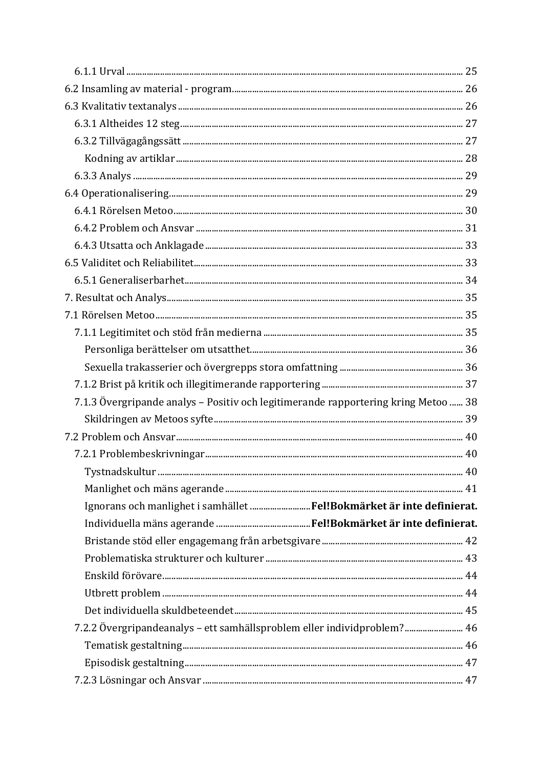6.1.1 Urval ........................................................................................................................................ 25
6.2 Insamling av material - program........................................................................................ 26
6.3 Kvalitativ textanalys ............................................................................................................... 26
6.3.1 Altheides 12 steg............................................................................................................... 27
6.3.2 Tillvägagångssätt ............................................................................................................. 27
Kodning av artiklar ................................................................................................................. 28
6.3.3 Analys .................................................................................................................................... 29
6.4 Operationalisering.................................................................................................................... 29
6.4.1 Rörelsen Metoo.................................................................................................................. 30
6.4.2 Problem och Ansvar ........................................................................................................ 31
6.4.3 Utsatta och Anklagade .................................................................................................... 33
6.5 Validitet och Reliabilitet......................................................................................................... 33
6.5.1 Generaliserbarhet............................................................................................................. 34
7. Resultat och Analys..................................................................................................................... 35
7.1 Rörelsen Metoo .......................................................................................................................... 35
7.1.1 Legitimitet och stöd från medierna .......................................................................... 35
Personliga berättelser om utsatthet................................................................................ 36
Sexuella trakasserier och övergrepps stora omfattning ........................................ 36
7.1.2 Brist på kritik och illegitimerande rapportering ................................................ 37
7.1.3 Övergripande analys – Positiv och legitimerande rapportering kring Metoo ...... 38
Skildringen av Metoos syfte ................................................................................................ 39
7.2 Problem och Ansvar................................................................................................................. 40
7.2.1 Problembeskrivningar.................................................................................................... 40
Tystnadskultur ......................................................................................................................... 40
Manlighet och mäns agerande ........................................................................................... 41
Ignorans och manlighet i samhället ............................**Fel!Bokmärket är inte definierat.**
Individuella mäns agerande ...........................................**Fel!Bokmärket är inte definierat.**
Bristande stöd eller engagemang från arbetsgivare ................................................ 42
Problematiska strukturer och kulturer ......................................................................... 43
Enskild förövare...................................................................................................................... 44
Utbrett problem ...................................................................................................................... 44
Det individuella skuldbeteendet ...................................................................................... 45
7.2.2 Övergripandeanalys – ett samhällsproblem eller individproblem?........................ 46
Tematisk gestaltning.............................................................................................................. 46
Episodisk gestaltning............................................................................................................. 47
7.2.3 Lösningar och Ansvar ..................................................................................................... 47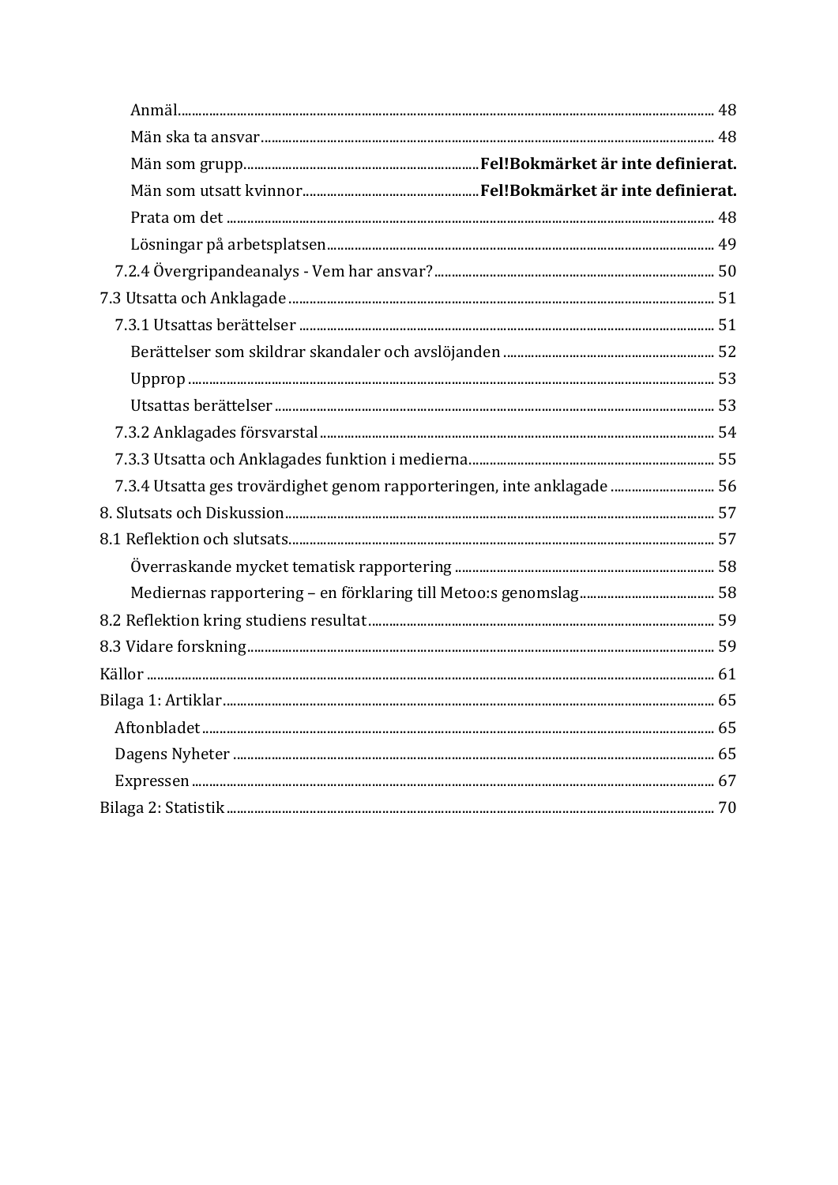Anmäl ........ 48
Män ska ta ansvar ........ 48
Män som grupp ........ **Fel!Bokmärket är inte definierat.**
Män som utsatt kvinnor ........ **Fel!Bokmärket är inte definierat.**
Prata om det ........ 48
Lösningar på arbetsplatsen ........ 49
7.2.4 Övergripandeanalys - Vem har ansvar? ........ 50
7.3 Utsatta och Anklagade ........ 51
7.3.1 Utsattas berättelser ........ 51
Berättelser som skildrar skandaler och avslöjanden ........ 52
Upprop ........ 53
Utsattas berättelser ........ 53
7.3.2 Anklagades försvarstal ........ 54
7.3.3 Utsatta och Anklagades funktion i medierna ........ 55
7.3.4 Utsatta ges trovärdighet genom rapporteringen, inte anklagade ........ 56
8. Slutsats och Diskussion ........ 57
8.1 Reflektion och slutsats ........ 57
Överraskande mycket tematisk rapportering ........ 58
Mediernas rapportering – en förklaring till Metoo:s genomslag ........ 58
8.2 Reflektion kring studiens resultat ........ 59
8.3 Vidare forskning ........ 59
Källor ........ 61
Bilaga 1: Artiklar ........ 65
Aftonbladet ........ 65
Dagens Nyheter ........ 65
Expressen ........ 67
Bilaga 2: Statistik ........ 70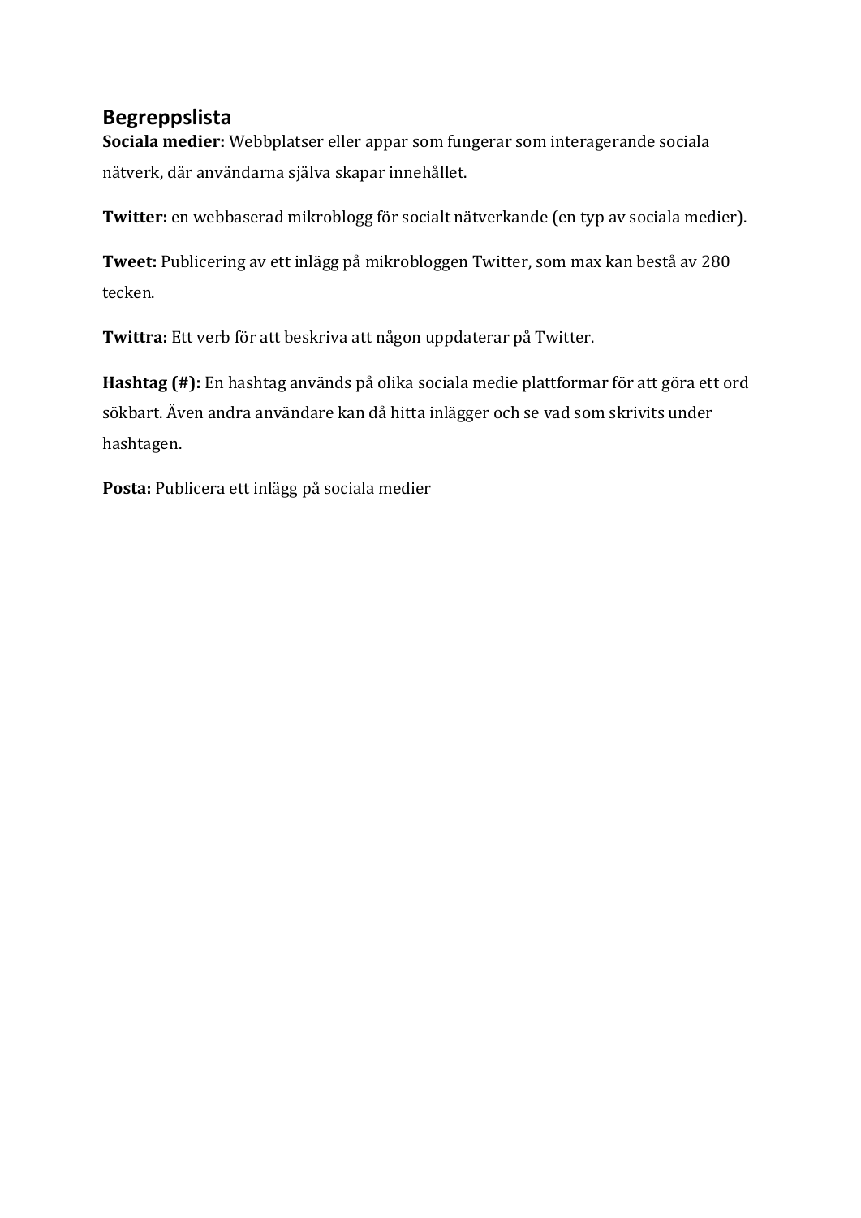## Begreppslista

**Sociala medier:** Webbplatser eller appar som fungerar som interagerande sociala nätverk, där användarna själva skapar innehållet.

**Twitter:** en webbaserad mikroblogg för socialt nätverkande (en typ av sociala medier).

**Tweet:** Publicering av ett inlägg på mikrobloggen Twitter, som max kan bestå av 280 tecken.

**Twittra:** Ett verb för att beskriva att någon uppdaterar på Twitter.

**Hashtag (#):** En hashtag används på olika sociala medie plattformar för att göra ett ord sökbart. Även andra användare kan då hitta inlägger och se vad som skrivits under hashtagen.

**Posta:** Publicera ett inlägg på sociala medier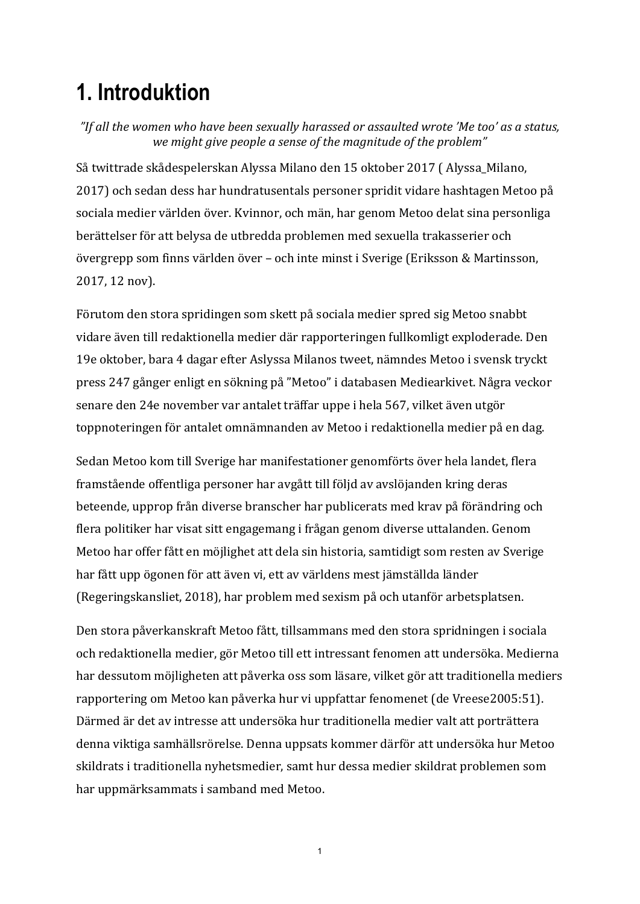# 1. Introduktion

*”If all the women who have been sexually harassed or assaulted wrote ’Me too’ as a status, we might give people a sense of the magnitude of the problem”*

Så twittrade skådespelerskan Alyssa Milano den 15 oktober 2017 ( Alyssa_Milano, 2017) och sedan dess har hundratusentals personer spridit vidare hashtagen Metoo på sociala medier världen över. Kvinnor, och män, har genom Metoo delat sina personliga berättelser för att belysa de utbredda problemen med sexuella trakasserier och övergrepp som finns världen över – och inte minst i Sverige (Eriksson & Martinsson, 2017, 12 nov).

Förutom den stora spridingen som skett på sociala medier spred sig Metoo snabbt vidare även till redaktionella medier där rapporteringen fullkomligt exploderade. Den 19e oktober, bara 4 dagar efter Aslyssa Milanos tweet, nämndes Metoo i svensk tryckt press 247 gånger enligt en sökning på ”Metoo” i databasen Mediearkivet. Några veckor senare den 24e november var antalet träffar uppe i hela 567, vilket även utgör toppnoteringen för antalet omnämnanden av Metoo i redaktionella medier på en dag.

Sedan Metoo kom till Sverige har manifestationer genomförts över hela landet, flera framstående offentliga personer har avgått till följd av avslöjanden kring deras beteende, upprop från diverse branscher har publicerats med krav på förändring och flera politiker har visat sitt engagemang i frågan genom diverse uttalanden. Genom Metoo har offer fått en möjlighet att dela sin historia, samtidigt som resten av Sverige har fått upp ögonen för att även vi, ett av världens mest jämställda länder (Regeringskansliet, 2018), har problem med sexism på och utanför arbetsplatsen.

Den stora påverkanskraft Metoo fått, tillsammans med den stora spridningen i sociala och redaktionella medier, gör Metoo till ett intressant fenomen att undersöka. Medierna har dessutom möjligheten att påverka oss som läsare, vilket gör att traditionella mediers rapportering om Metoo kan påverka hur vi uppfattar fenomenet (de Vreese2005:51). Därmed är det av intresse att undersöka hur traditionella medier valt att porträttera denna viktiga samhällsrörelse. Denna uppsats kommer därför att undersöka hur Metoo skildrats i traditionella nyhetsmedier, samt hur dessa medier skildrat problemen som har uppmärksammats i samband med Metoo.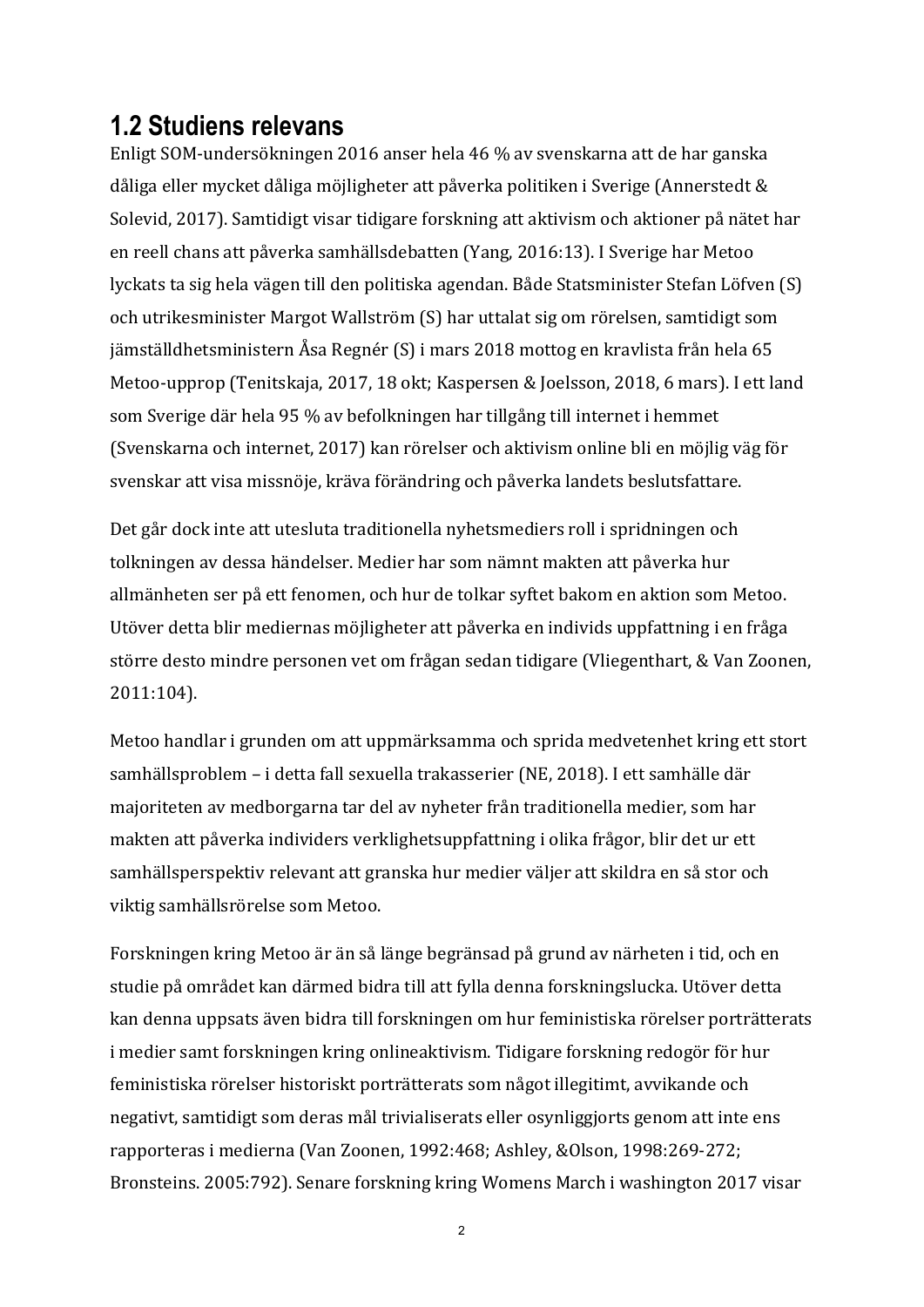## 1.2 Studiens relevans

Enligt SOM-undersökningen 2016 anser hela 46 % av svenskarna att de har ganska dåliga eller mycket dåliga möjligheter att påverka politiken i Sverige (Annerstedt & Solevid, 2017). Samtidigt visar tidigare forskning att aktivism och aktioner på nätet har en reell chans att påverka samhällsdebatten (Yang, 2016:13). I Sverige har Metoo lyckats ta sig hela vägen till den politiska agendan. Både Statsminister Stefan Löfven (S) och utrikesminister Margot Wallström (S) har uttalat sig om rörelsen, samtidigt som jämställdhetsministern Åsa Regnér (S) i mars 2018 mottog en kravlista från hela 65 Metoo-upprop (Tenitskaja, 2017, 18 okt; Kaspersen & Joelsson, 2018, 6 mars). I ett land som Sverige där hela 95 % av befolkningen har tillgång till internet i hemmet (Svenskarna och internet, 2017) kan rörelser och aktivism online bli en möjlig väg för svenskar att visa missnöje, kräva förändring och påverka landets beslutsfattare.

Det går dock inte att utesluta traditionella nyhetsmediers roll i spridningen och tolkningen av dessa händelser. Medier har som nämnt makten att påverka hur allmänheten ser på ett fenomen, och hur de tolkar syftet bakom en aktion som Metoo. Utöver detta blir mediernas möjligheter att påverka en individs uppfattning i en fråga större desto mindre personen vet om frågan sedan tidigare (Vliegenthart, & Van Zoonen, 2011:104).

Metoo handlar i grunden om att uppmärksamma och sprida medvetenhet kring ett stort samhällsproblem – i detta fall sexuella trakasserier (NE, 2018). I ett samhälle där majoriteten av medborgarna tar del av nyheter från traditionella medier, som har makten att påverka individers verklighetsuppfattning i olika frågor, blir det ur ett samhällsperspektiv relevant att granska hur medier väljer att skildra en så stor och viktig samhällsrörelse som Metoo.

Forskningen kring Metoo är än så länge begränsad på grund av närheten i tid, och en studie på området kan därmed bidra till att fylla denna forskningslucka. Utöver detta kan denna uppsats även bidra till forskningen om hur feministiska rörelser porträtterats i medier samt forskningen kring onlineaktivism. Tidigare forskning redogör för hur feministiska rörelser historiskt porträtterats som något illegitimt, avvikande och negativt, samtidigt som deras mål trivialiserats eller osynliggjorts genom att inte ens rapporteras i medierna (Van Zoonen, 1992:468; Ashley, &Olson, 1998:269-272; Bronsteins. 2005:792). Senare forskning kring Womens March i washington 2017 visar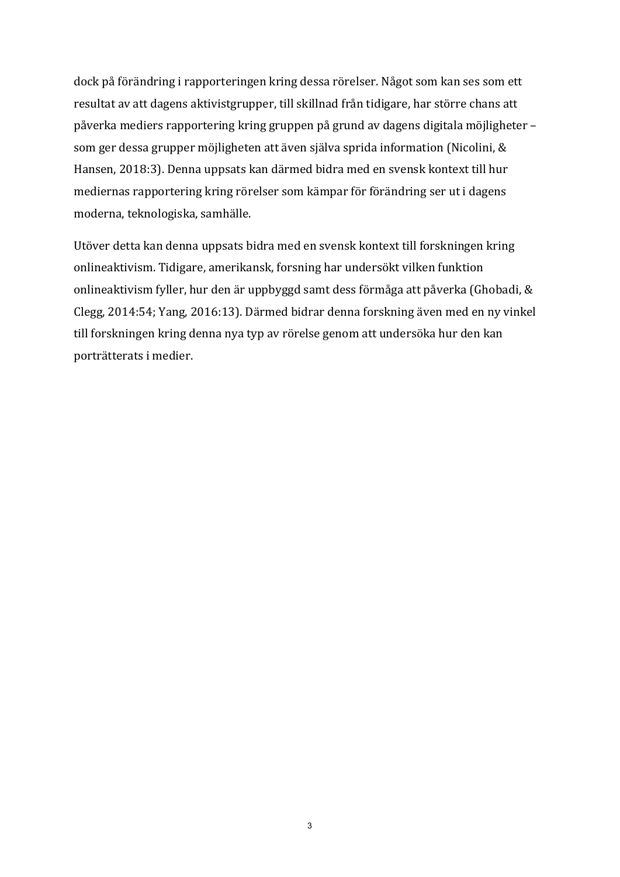dock på förändring i rapporteringen kring dessa rörelser. Något som kan ses som ett resultat av att dagens aktivistgrupper, till skillnad från tidigare, har större chans att påverka mediers rapportering kring gruppen på grund av dagens digitala möjligheter – som ger dessa grupper möjligheten att även själva sprida information (Nicolini, & Hansen, 2018:3). Denna uppsats kan därmed bidra med en svensk kontext till hur mediernas rapportering kring rörelser som kämpar för förändring ser ut i dagens moderna, teknologiska, samhälle.

Utöver detta kan denna uppsats bidra med en svensk kontext till forskningen kring onlineaktivism. Tidigare, amerikansk, forsning har undersökt vilken funktion onlineaktivism fyller, hur den är uppbyggd samt dess förmåga att påverka (Ghobadi, & Clegg, 2014:54; Yang, 2016:13). Därmed bidrar denna forskning även med en ny vinkel till forskningen kring denna nya typ av rörelse genom att undersöka hur den kan porträtterats i medier.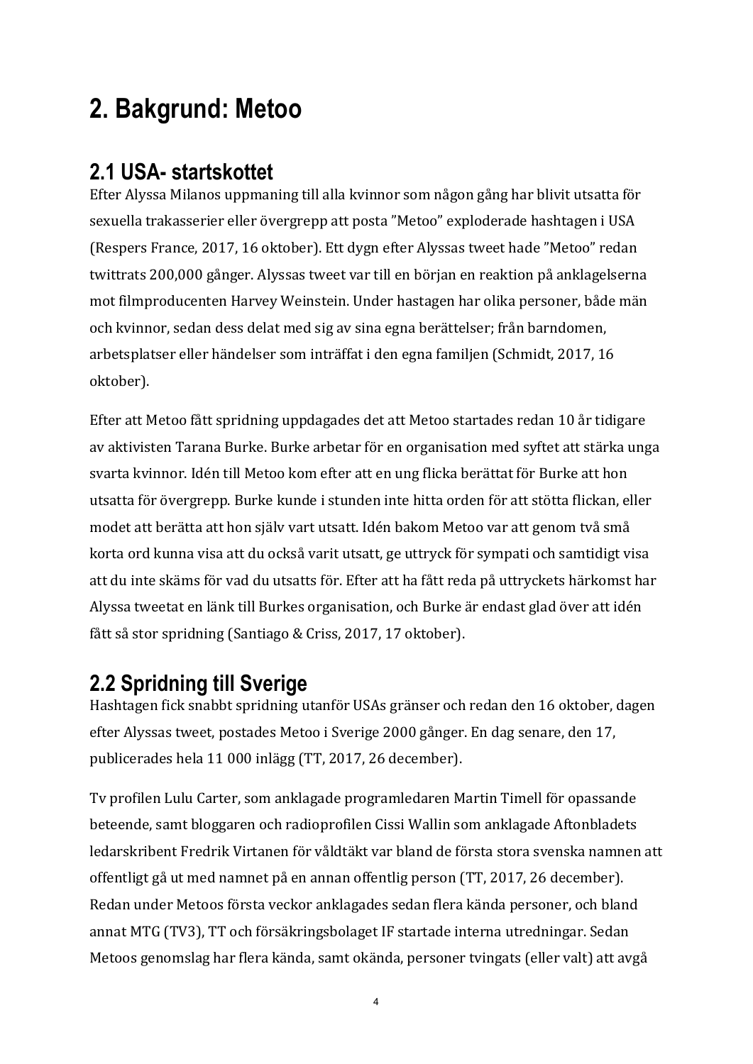# 2. Bakgrund: Metoo

## 2.1 USA- startskottet

Efter Alyssa Milanos uppmaning till alla kvinnor som någon gång har blivit utsatta för sexuella trakasserier eller övergrepp att posta ”Metoo” exploderade hashtagen i USA (Respers France, 2017, 16 oktober). Ett dygn efter Alyssas tweet hade ”Metoo” redan twittrats 200,000 gånger. Alyssas tweet var till en början en reaktion på anklagelserna mot filmproducenten Harvey Weinstein. Under hastagen har olika personer, både män och kvinnor, sedan dess delat med sig av sina egna berättelser; från barndomen, arbetsplatser eller händelser som inträffat i den egna familjen (Schmidt, 2017, 16 oktober).

Efter att Metoo fått spridning uppdagades det att Metoo startades redan 10 år tidigare av aktivisten Tarana Burke. Burke arbetar för en organisation med syftet att stärka unga svarta kvinnor. Idén till Metoo kom efter att en ung flicka berättat för Burke att hon utsatta för övergrepp. Burke kunde i stunden inte hitta orden för att stötta flickan, eller modet att berätta att hon själv vart utsatt. Idén bakom Metoo var att genom två små korta ord kunna visa att du också varit utsatt, ge uttryck för sympati och samtidigt visa att du inte skäms för vad du utsatts för. Efter att ha fått reda på uttryckets härkomst har Alyssa tweetat en länk till Burkes organisation, och Burke är endast glad över att idén fått så stor spridning (Santiago & Criss, 2017, 17 oktober).

## 2.2 Spridning till Sverige

Hashtagen fick snabbt spridning utanför USAs gränser och redan den 16 oktober, dagen efter Alyssas tweet, postades Metoo i Sverige 2000 gånger. En dag senare, den 17, publicerades hela 11 000 inlägg (TT, 2017, 26 december).

Tv profilen Lulu Carter, som anklagade programledaren Martin Timell för opassande beteende, samt bloggaren och radioprofilen Cissi Wallin som anklagade Aftonbladets ledarskribent Fredrik Virtanen för våldtäkt var bland de första stora svenska namnen att offentligt gå ut med namnet på en annan offentlig person (TT, 2017, 26 december). Redan under Metoos första veckor anklagades sedan flera kända personer, och bland annat MTG (TV3), TT och försäkringsbolaget IF startade interna utredningar. Sedan Metoos genomslag har flera kända, samt okända, personer tvingats (eller valt) att avgå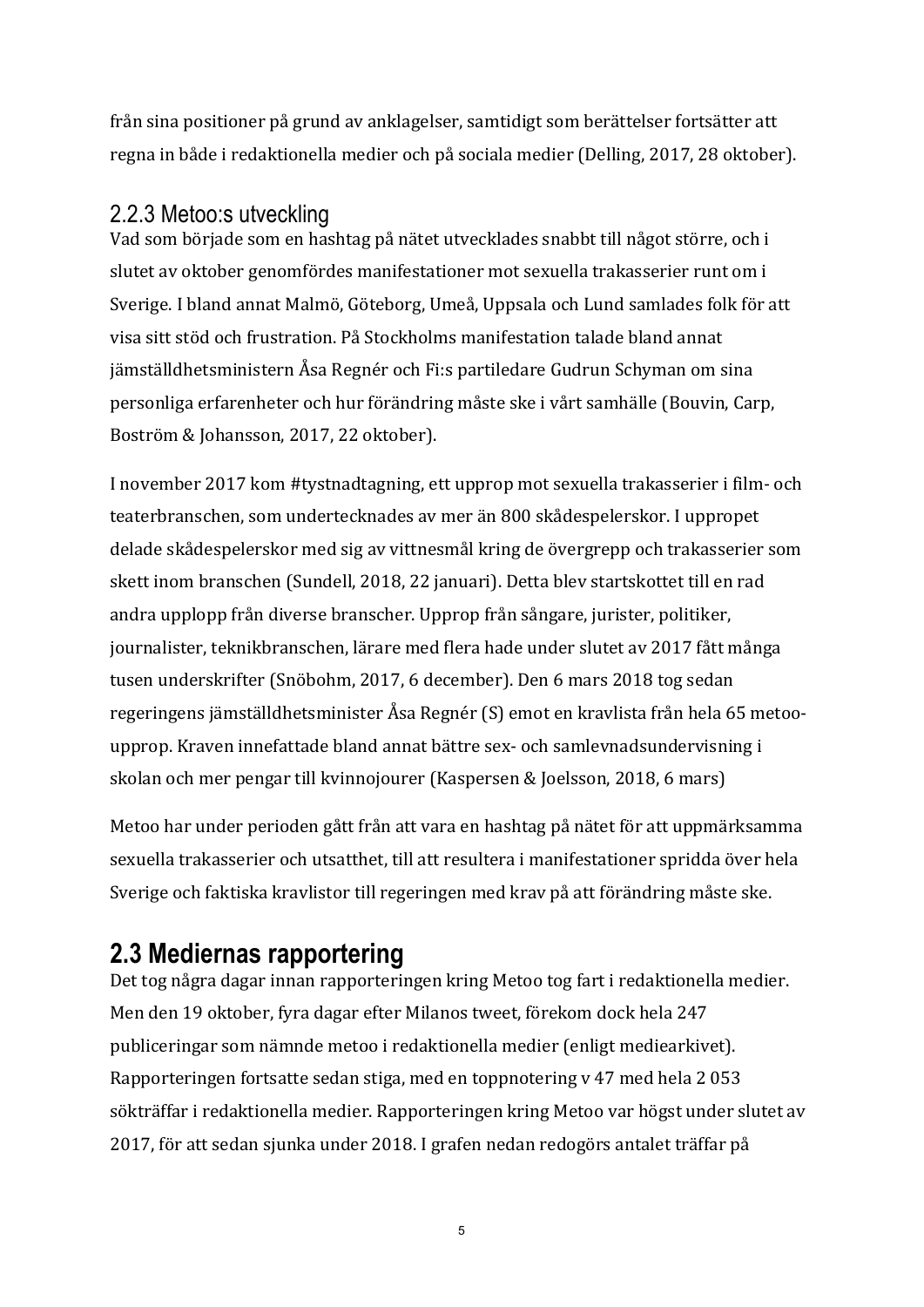från sina positioner på grund av anklagelser, samtidigt som berättelser fortsätter att regna in både i redaktionella medier och på sociala medier (Delling, 2017, 28 oktober).

### 2.2.3 Metoo:s utveckling

Vad som började som en hashtag på nätet utvecklades snabbt till något större, och i slutet av oktober genomfördes manifestationer mot sexuella trakasserier runt om i Sverige. I bland annat Malmö, Göteborg, Umeå, Uppsala och Lund samlades folk för att visa sitt stöd och frustration. På Stockholms manifestation talade bland annat jämställdhetsministern Åsa Regnér och Fi:s partiledare Gudrun Schyman om sina personliga erfarenheter och hur förändring måste ske i vårt samhälle (Bouvin, Carp, Boström & Johansson, 2017, 22 oktober).

I november 2017 kom #tystnadtagning, ett upprop mot sexuella trakasserier i film- och teaterbranschen, som undertecknades av mer än 800 skådespelerskor. I uppropet delade skådespelerskor med sig av vittnesmål kring de övergrepp och trakasserier som skett inom branschen (Sundell, 2018, 22 januari). Detta blev startskottet till en rad andra upplopp från diverse branscher. Upprop från sångare, jurister, politiker, journalister, teknikbranschen, lärare med flera hade under slutet av 2017 fått många tusen underskrifter (Snöbohm, 2017, 6 december). Den 6 mars 2018 tog sedan regeringens jämställdhetsminister Åsa Regnér (S) emot en kravlista från hela 65 metoo-upprop. Kraven innefattade bland annat bättre sex- och samlevnadsundervisning i skolan och mer pengar till kvinnojourer (Kaspersen & Joelsson, 2018, 6 mars)

Metoo har under perioden gått från att vara en hashtag på nätet för att uppmärksamma sexuella trakasserier och utsatthet, till att resultera i manifestationer spridda över hela Sverige och faktiska kravlistor till regeringen med krav på att förändring måste ske.

## 2.3 Mediernas rapportering

Det tog några dagar innan rapporteringen kring Metoo tog fart i redaktionella medier. Men den 19 oktober, fyra dagar efter Milanos tweet, förekom dock hela 247 publiceringar som nämnde metoo i redaktionella medier (enligt mediearkivet). Rapporteringen fortsatte sedan stiga, med en toppnotering v 47 med hela 2 053 sökträffar i redaktionella medier. Rapporteringen kring Metoo var högst under slutet av 2017, för att sedan sjunka under 2018. I grafen nedan redogörs antalet träffar på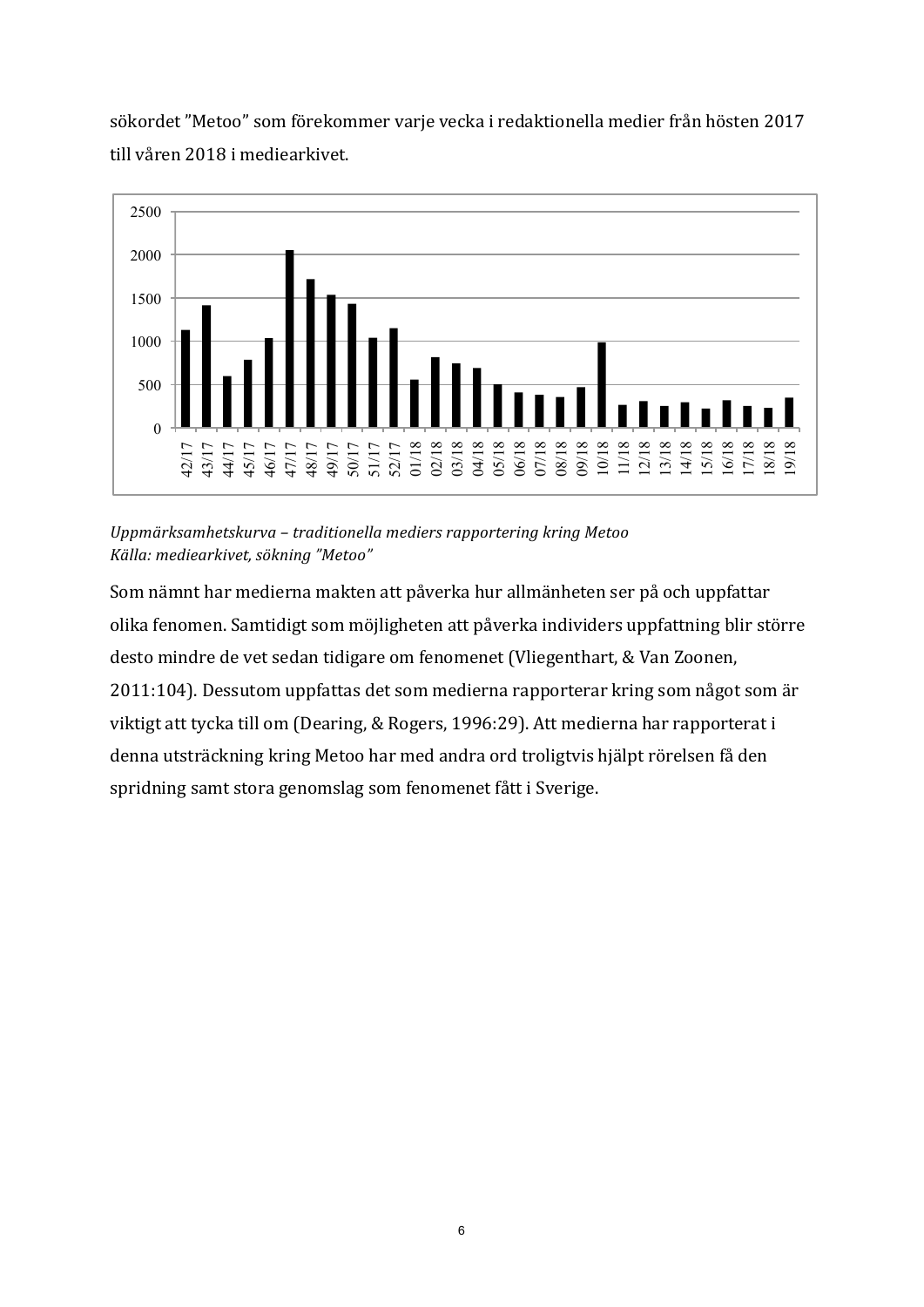sökordet "Metoo" som förekommer varje vecka i redaktionella medier från hösten 2017 till våren 2018 i mediearkivet.

*Uppmärksamhetskurva – traditionella mediers rapportering kring Metoo*
*Källa: mediearkivet, sökning "Metoo"*

Som nämnt har medierna makten att påverka hur allmänheten ser på och uppfattar olika fenomen. Samtidigt som möjligheten att påverka individers uppfattning blir större desto mindre de vet sedan tidigare om fenomenet (Vliegenthart, & Van Zoonen, 2011:104). Dessutom uppfattas det som medierna rapporterar kring som något som är viktigt att tycka till om (Dearing, & Rogers, 1996:29). Att medierna har rapporterat i denna utsträckning kring Metoo har med andra ord troligtvis hjälpt rörelsen få den spridning samt stora genomslag som fenomenet fått i Sverige.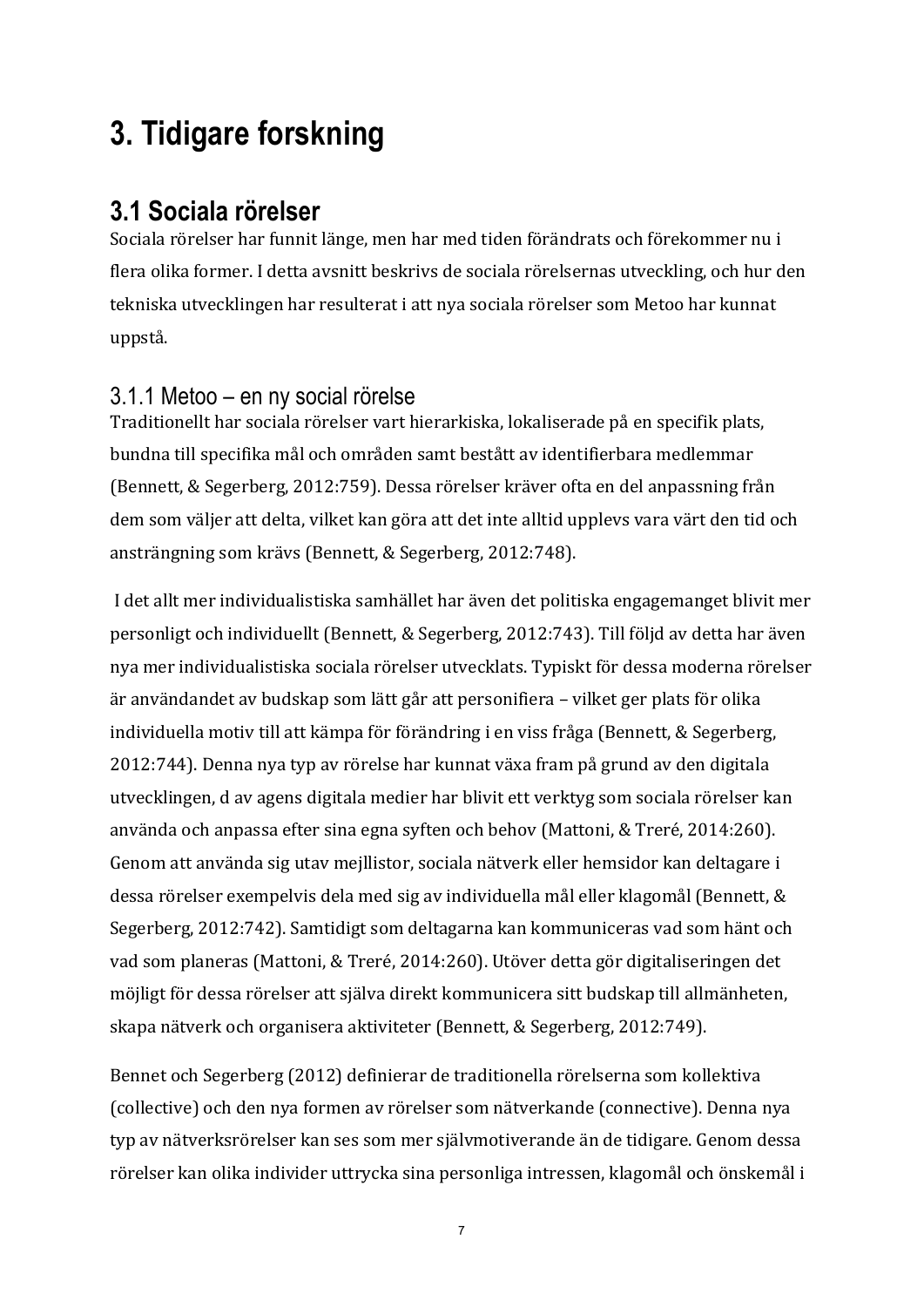# 3. Tidigare forskning

## 3.1 Sociala rörelser

Sociala rörelser har funnit länge, men har med tiden förändrats och förekommer nu i flera olika former. I detta avsnitt beskrivs de sociala rörelsernas utveckling, och hur den tekniska utvecklingen har resulterat i att nya sociala rörelser som Metoo har kunnat uppstå.

### 3.1.1 Metoo – en ny social rörelse

Traditionellt har sociala rörelser vart hierarkiska, lokaliserade på en specifik plats, bundna till specifika mål och områden samt bestått av identifierbara medlemmar (Bennett, & Segerberg, 2012:759). Dessa rörelser kräver ofta en del anpassning från dem som väljer att delta, vilket kan göra att det inte alltid upplevs vara värt den tid och ansträngning som krävs (Bennett, & Segerberg, 2012:748).

I det allt mer individualistiska samhället har även det politiska engagemanget blivit mer personligt och individuellt (Bennett, & Segerberg, 2012:743). Till följd av detta har även nya mer individualistiska sociala rörelser utvecklats. Typiskt för dessa moderna rörelser är användandet av budskap som lätt går att personifiera – vilket ger plats för olika individuella motiv till att kämpa för förändring i en viss fråga (Bennett, & Segerberg, 2012:744). Denna nya typ av rörelse har kunnat växa fram på grund av den digitala utvecklingen, d av agens digitala medier har blivit ett verktyg som sociala rörelser kan använda och anpassa efter sina egna syften och behov (Mattoni, & Treré, 2014:260). Genom att använda sig utav mejllistor, sociala nätverk eller hemsidor kan deltagare i dessa rörelser exempelvis dela med sig av individuella mål eller klagomål (Bennett, & Segerberg, 2012:742). Samtidigt som deltagarna kan kommuniceras vad som hänt och vad som planeras (Mattoni, & Treré, 2014:260). Utöver detta gör digitaliseringen det möjligt för dessa rörelser att själva direkt kommunicera sitt budskap till allmänheten, skapa nätverk och organisera aktiviteter (Bennett, & Segerberg, 2012:749).

Bennet och Segerberg (2012) definierar de traditionella rörelserna som kollektiva (collective) och den nya formen av rörelser som nätverkande (connective). Denna nya typ av nätverksrörelser kan ses som mer självmotiverande än de tidigare. Genom dessa rörelser kan olika individer uttrycka sina personliga intressen, klagomål och önskemål i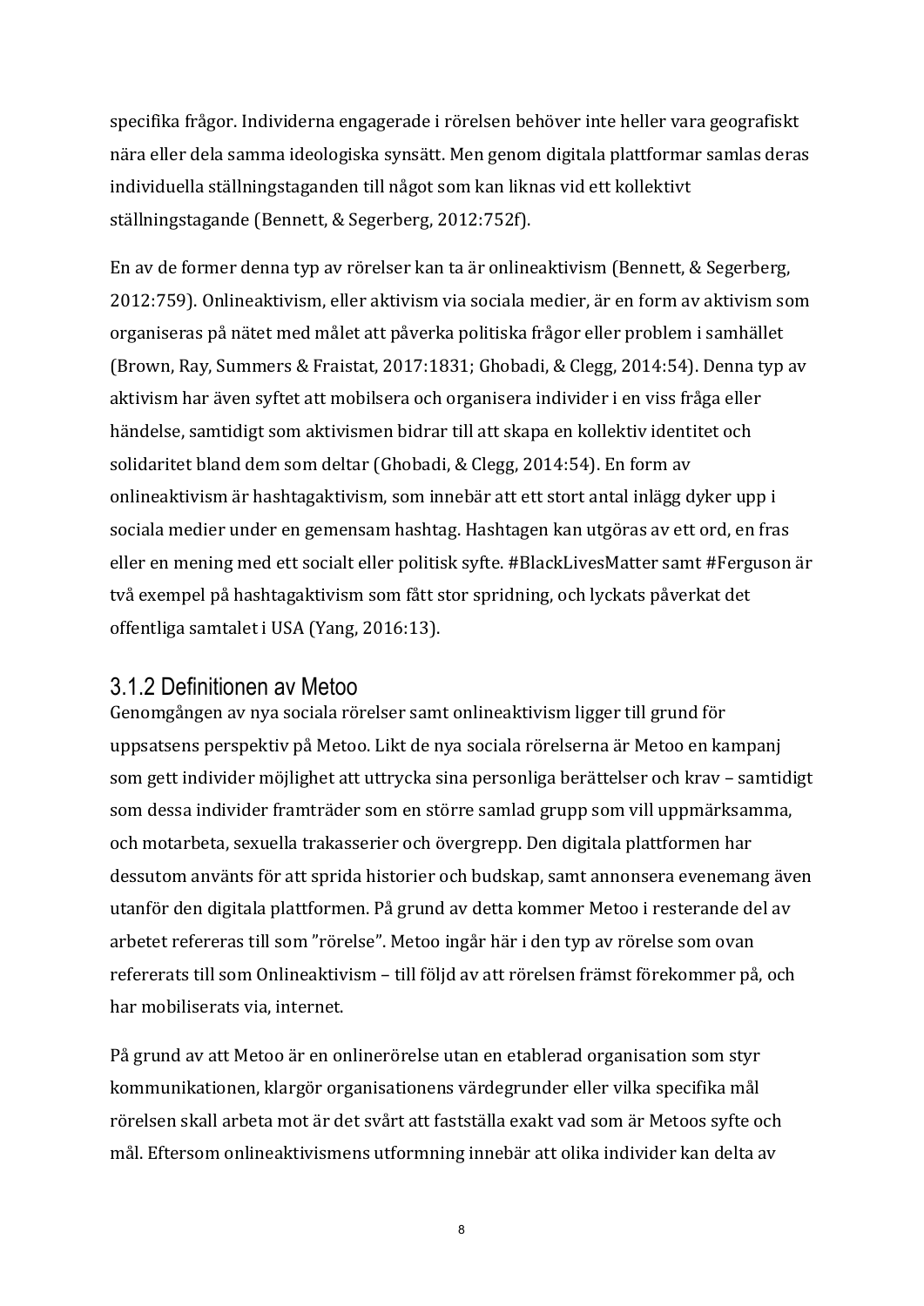specifika frågor. Individerna engagerade i rörelsen behöver inte heller vara geografiskt nära eller dela samma ideologiska synsätt. Men genom digitala plattformar samlas deras individuella ställningstaganden till något som kan liknas vid ett kollektivt ställningstagande (Bennett, & Segerberg, 2012:752f).

En av de former denna typ av rörelser kan ta är onlineaktivism (Bennett, & Segerberg, 2012:759). Onlineaktivism, eller aktivism via sociala medier, är en form av aktivism som organiseras på nätet med målet att påverka politiska frågor eller problem i samhället (Brown, Ray, Summers & Fraistat, 2017:1831; Ghobadi, & Clegg, 2014:54). Denna typ av aktivism har även syftet att mobilsera och organisera individer i en viss fråga eller händelse, samtidigt som aktivismen bidrar till att skapa en kollektiv identitet och solidaritet bland dem som deltar (Ghobadi, & Clegg, 2014:54). En form av onlineaktivism är hashtagaktivism, som innebär att ett stort antal inlägg dyker upp i sociala medier under en gemensam hashtag. Hashtagen kan utgöras av ett ord, en fras eller en mening med ett socialt eller politisk syfte. #BlackLivesMatter samt #Ferguson är två exempel på hashtagaktivism som fått stor spridning, och lyckats påverkat det offentliga samtalet i USA (Yang, 2016:13).

### 3.1.2 Definitionen av Metoo

Genomgången av nya sociala rörelser samt onlineaktivism ligger till grund för uppsatsens perspektiv på Metoo. Likt de nya sociala rörelserna är Metoo en kampanj som gett individer möjlighet att uttrycka sina personliga berättelser och krav – samtidigt som dessa individer framträder som en större samlad grupp som vill uppmärksamma, och motarbeta, sexuella trakasserier och övergrepp. Den digitala plattformen har dessutom använts för att sprida historier och budskap, samt annonsera evenemang även utanför den digitala plattformen. På grund av detta kommer Metoo i resterande del av arbetet refereras till som ”rörelse”. Metoo ingår här i den typ av rörelse som ovan refererats till som Onlineaktivism – till följd av att rörelsen främst förekommer på, och har mobiliserats via, internet.

På grund av att Metoo är en onlinerörelse utan en etablerad organisation som styr kommunikationen, klargör organisationens värdegrunder eller vilka specifika mål rörelsen skall arbeta mot är det svårt att fastställa exakt vad som är Metoos syfte och mål. Eftersom onlineaktivismens utformning innebär att olika individer kan delta av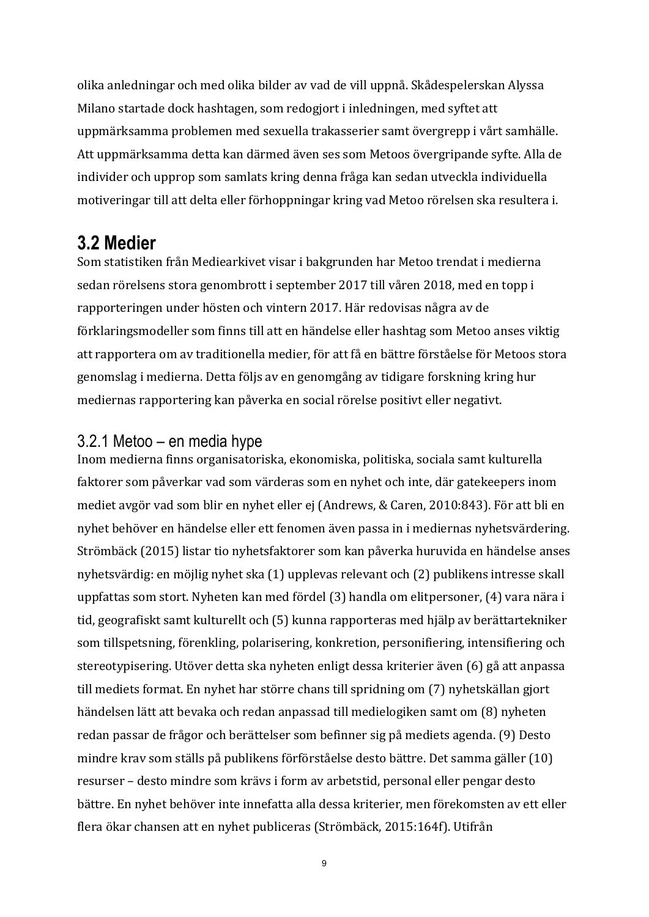olika anledningar och med olika bilder av vad de vill uppnå. Skådespelerskan Alyssa Milano startade dock hashtagen, som redogjort i inledningen, med syftet att uppmärksamma problemen med sexuella trakasserier samt övergrepp i vårt samhälle. Att uppmärksamma detta kan därmed även ses som Metoos övergripande syfte. Alla de individer och upprop som samlats kring denna fråga kan sedan utveckla individuella motiveringar till att delta eller förhoppningar kring vad Metoo rörelsen ska resultera i.

## 3.2 Medier

Som statistiken från Mediearkivet visar i bakgrunden har Metoo trendat i medierna sedan rörelsens stora genombrott i september 2017 till våren 2018, med en topp i rapporteringen under hösten och vintern 2017. Här redovisas några av de förklaringsmodeller som finns till att en händelse eller hashtag som Metoo anses viktig att rapportera om av traditionella medier, för att få en bättre förståelse för Metoos stora genomslag i medierna. Detta följs av en genomgång av tidigare forskning kring hur mediernas rapportering kan påverka en social rörelse positivt eller negativt.

### 3.2.1 Metoo – en media hype

Inom medierna finns organisatoriska, ekonomiska, politiska, sociala samt kulturella faktorer som påverkar vad som värderas som en nyhet och inte, där gatekeepers inom mediet avgör vad som blir en nyhet eller ej (Andrews, & Caren, 2010:843). För att bli en nyhet behöver en händelse eller ett fenomen även passa in i mediernas nyhetsvärdering. Strömbäck (2015) listar tio nyhetsfaktorer som kan påverka huruvida en händelse anses nyhetsvärdig: en möjlig nyhet ska (1) upplevas relevant och (2) publikens intresse skall uppfattas som stort. Nyheten kan med fördel (3) handla om elitpersoner, (4) vara nära i tid, geografiskt samt kulturellt och (5) kunna rapporteras med hjälp av berättartekniker som tillspetsning, förenkling, polarisering, konkretion, personifiering, intensifiering och stereotypisering. Utöver detta ska nyheten enligt dessa kriterier även (6) gå att anpassa till mediets format. En nyhet har större chans till spridning om (7) nyhetskällan gjort händelsen lätt att bevaka och redan anpassad till medielogiken samt om (8) nyheten redan passar de frågor och berättelser som befinner sig på mediets agenda. (9) Desto mindre krav som ställs på publikens förförståelse desto bättre. Det samma gäller (10) resurser – desto mindre som krävs i form av arbetstid, personal eller pengar desto bättre. En nyhet behöver inte innefatta alla dessa kriterier, men förekomsten av ett eller flera ökar chansen att en nyhet publiceras (Strömbäck, 2015:164f). Utifrån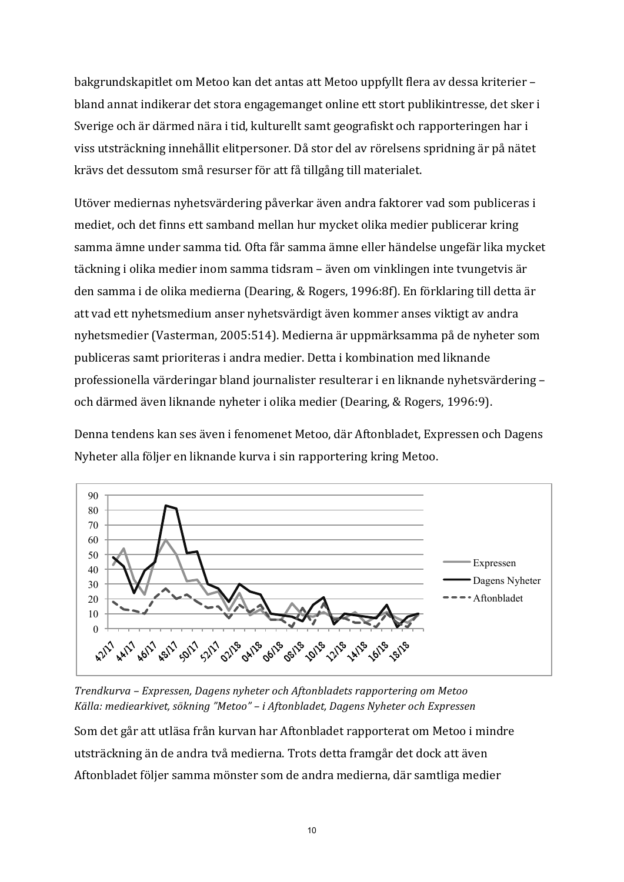bakgrundskapitlet om Metoo kan det antas att Metoo uppfyllt flera av dessa kriterier – bland annat indikerar det stora engagemanget online ett stort publikintresse, det sker i Sverige och är därmed nära i tid, kulturellt samt geografiskt och rapporteringen har i viss utsträckning innehållit elitpersoner. Då stor del av rörelsens spridning är på nätet krävs det dessutom små resurser för att få tillgång till materialet.

Utöver mediernas nyhetsvärdering påverkar även andra faktorer vad som publiceras i mediet, och det finns ett samband mellan hur mycket olika medier publicerar kring samma ämne under samma tid. Ofta får samma ämne eller händelse ungefär lika mycket täckning i olika medier inom samma tidsram – även om vinklingen inte tvungetvis är den samma i de olika medierna (Dearing, & Rogers, 1996:8f). En förklaring till detta är att vad ett nyhetsmedium anser nyhetsvärdigt även kommer anses viktigt av andra nyhetsmedier (Vasterman, 2005:514). Medierna är uppmärksamma på de nyheter som publiceras samt prioriteras i andra medier. Detta i kombination med liknande professionella värderingar bland journalister resulterar i en liknande nyhetsvärdering – och därmed även liknande nyheter i olika medier (Dearing, & Rogers, 1996:9).

Denna tendens kan ses även i fenomenet Metoo, där Aftonbladet, Expressen och Dagens Nyheter alla följer en liknande kurva i sin rapportering kring Metoo.

*Trendkurva – Expressen, Dagens nyheter och Aftonbladets rapportering om Metoo*
*Källa: mediearkivet, sökning "Metoo" – i Aftonbladet, Dagens Nyheter och Expressen*

Som det går att utläsa från kurvan har Aftonbladet rapporterat om Metoo i mindre utsträckning än de andra två medierna. Trots detta framgår det dock att även Aftonbladet följer samma mönster som de andra medierna, där samtliga medier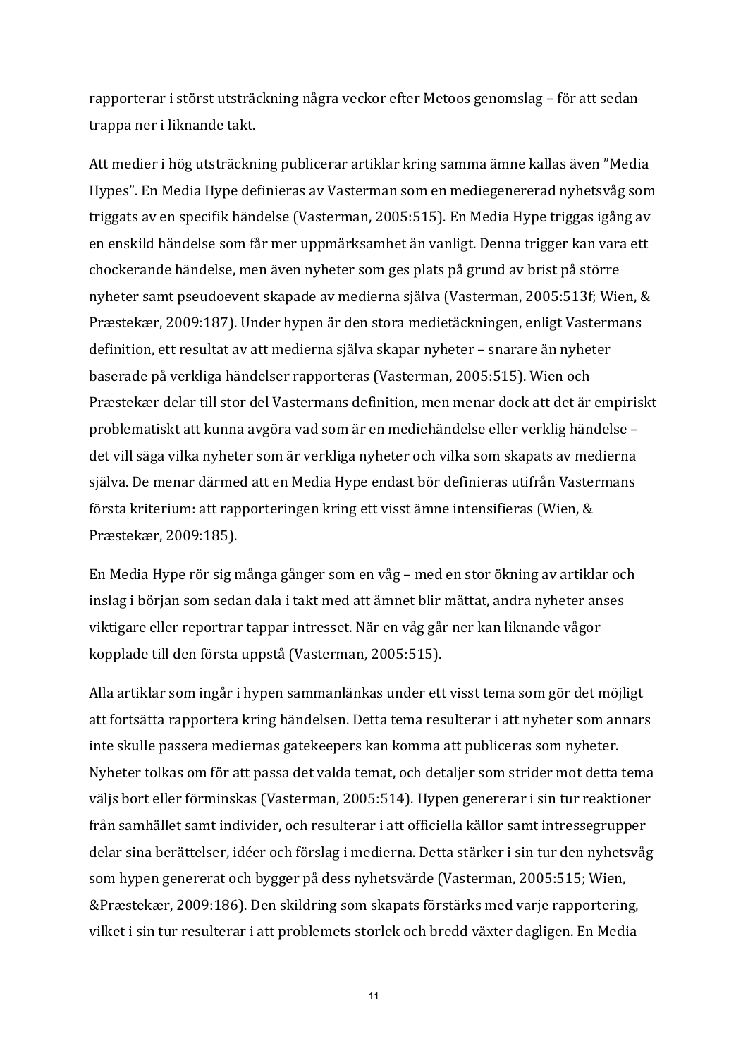rapporterar i störst utsträckning några veckor efter Metoos genomslag – för att sedan trappa ner i liknande takt.

Att medier i hög utsträckning publicerar artiklar kring samma ämne kallas även ”Media Hypes”. En Media Hype definieras av Vasterman som en mediegenererad nyhetsvåg som triggats av en specifik händelse (Vasterman, 2005:515). En Media Hype triggas igång av en enskild händelse som får mer uppmärksamhet än vanligt. Denna trigger kan vara ett chockerande händelse, men även nyheter som ges plats på grund av brist på större nyheter samt pseudoevent skapade av medierna själva (Vasterman, 2005:513f; Wien, & Præstekær, 2009:187). Under hypen är den stora medietäckningen, enligt Vastermans definition, ett resultat av att medierna själva skapar nyheter – snarare än nyheter baserade på verkliga händelser rapporteras (Vasterman, 2005:515). Wien och Præstekær delar till stor del Vastermans definition, men menar dock att det är empiriskt problematiskt att kunna avgöra vad som är en mediehändelse eller verklig händelse – det vill säga vilka nyheter som är verkliga nyheter och vilka som skapats av medierna själva. De menar därmed att en Media Hype endast bör definieras utifrån Vastermans första kriterium: att rapporteringen kring ett visst ämne intensifieras (Wien, & Præstekær, 2009:185).

En Media Hype rör sig många gånger som en våg – med en stor ökning av artiklar och inslag i början som sedan dala i takt med att ämnet blir mättat, andra nyheter anses viktigare eller reportrar tappar intresset. När en våg går ner kan liknande vågor kopplade till den första uppstå (Vasterman, 2005:515).

Alla artiklar som ingår i hypen sammanlänkas under ett visst tema som gör det möjligt att fortsätta rapportera kring händelsen. Detta tema resulterar i att nyheter som annars inte skulle passera mediernas gatekeepers kan komma att publiceras som nyheter. Nyheter tolkas om för att passa det valda temat, och detaljer som strider mot detta tema väljs bort eller förminskas (Vasterman, 2005:514). Hypen genererar i sin tur reaktioner från samhället samt individer, och resulterar i att officiella källor samt intressegrupper delar sina berättelser, idéer och förslag i medierna. Detta stärker i sin tur den nyhetsvåg som hypen genererat och bygger på dess nyhetsvärde (Vasterman, 2005:515; Wien, &Præstekær, 2009:186). Den skildring som skapats förstärks med varje rapportering, vilket i sin tur resulterar i att problemets storlek och bredd växter dagligen. En Media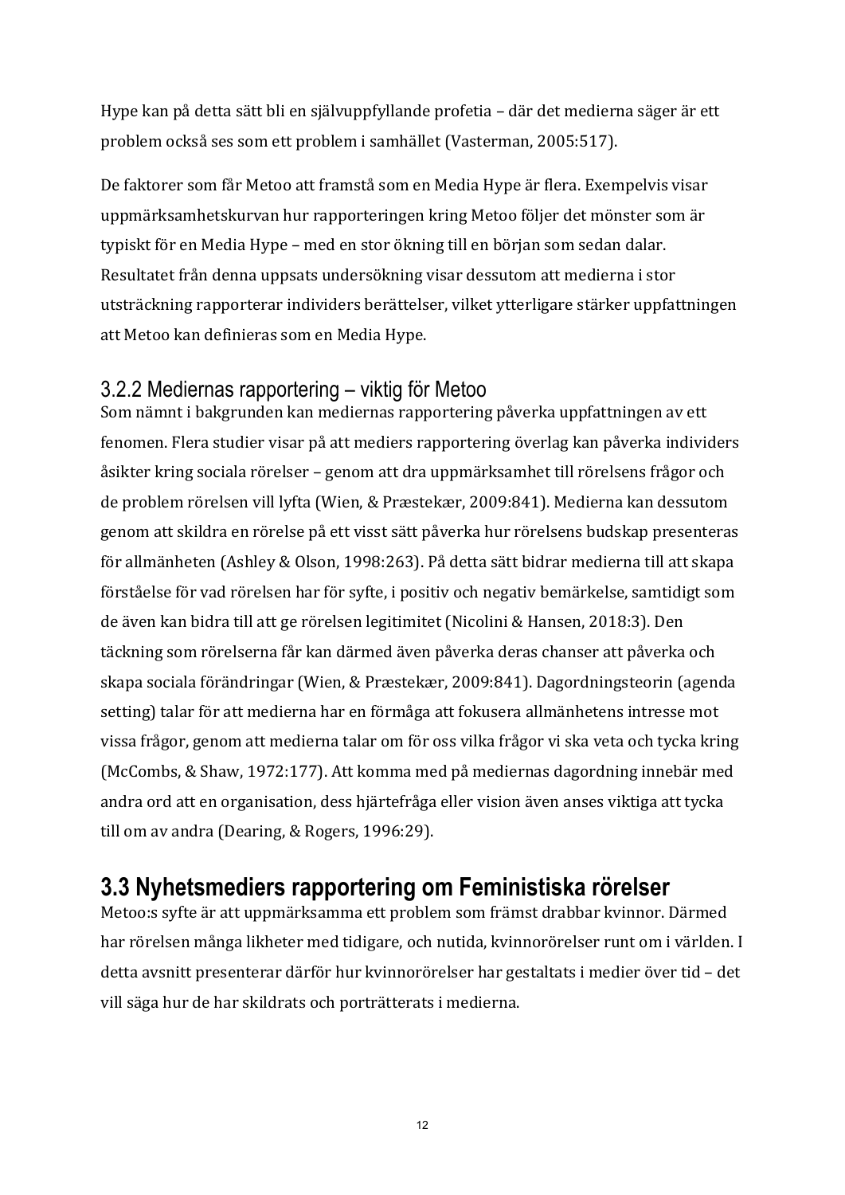Hype kan på detta sätt bli en självuppfyllande profetia – där det medierna säger är ett problem också ses som ett problem i samhället (Vasterman, 2005:517).

De faktorer som får Metoo att framstå som en Media Hype är flera. Exempelvis visar uppmärksamhetskurvan hur rapporteringen kring Metoo följer det mönster som är typiskt för en Media Hype – med en stor ökning till en början som sedan dalar. Resultatet från denna uppsats undersökning visar dessutom att medierna i stor utsträckning rapporterar individers berättelser, vilket ytterligare stärker uppfattningen att Metoo kan definieras som en Media Hype.

### 3.2.2 Mediernas rapportering – viktig för Metoo

Som nämnt i bakgrunden kan mediernas rapportering påverka uppfattningen av ett fenomen. Flera studier visar på att mediers rapportering överlag kan påverka individers åsikter kring sociala rörelser – genom att dra uppmärksamhet till rörelsens frågor och de problem rörelsen vill lyfta (Wien, & Præstekær, 2009:841). Medierna kan dessutom genom att skildra en rörelse på ett visst sätt påverka hur rörelsens budskap presenteras för allmänheten (Ashley & Olson, 1998:263). På detta sätt bidrar medierna till att skapa förståelse för vad rörelsen har för syfte, i positiv och negativ bemärkelse, samtidigt som de även kan bidra till att ge rörelsen legitimitet (Nicolini & Hansen, 2018:3). Den täckning som rörelserna får kan därmed även påverka deras chanser att påverka och skapa sociala förändringar (Wien, & Præstekær, 2009:841). Dagordningsteorin (agenda setting) talar för att medierna har en förmåga att fokusera allmänhetens intresse mot vissa frågor, genom att medierna talar om för oss vilka frågor vi ska veta och tycka kring (McCombs, & Shaw, 1972:177). Att komma med på mediernas dagordning innebär med andra ord att en organisation, dess hjärtefråga eller vision även anses viktiga att tycka till om av andra (Dearing, & Rogers, 1996:29).

## 3.3 Nyhetsmediers rapportering om Feministiska rörelser

Metoo:s syfte är att uppmärksamma ett problem som främst drabbar kvinnor. Därmed har rörelsen många likheter med tidigare, och nutida, kvinnorörelser runt om i världen. I detta avsnitt presenterar därför hur kvinnorörelser har gestaltats i medier över tid – det vill säga hur de har skildrats och porträtterats i medierna.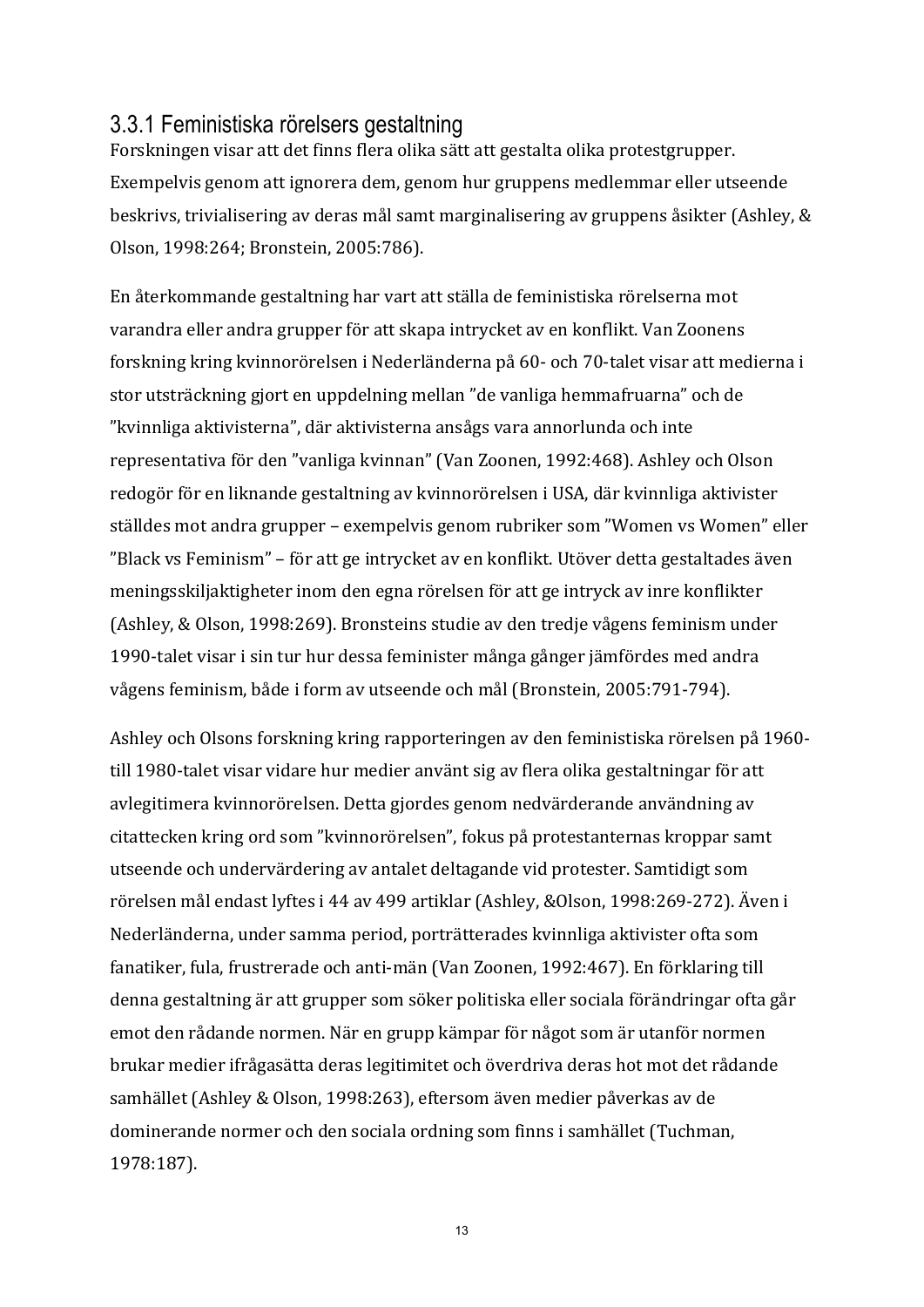### 3.3.1 Feministiska rörelsers gestaltning

Forskningen visar att det finns flera olika sätt att gestalta olika protestgrupper. Exempelvis genom att ignorera dem, genom hur gruppens medlemmar eller utseende beskrivs, trivialisering av deras mål samt marginalisering av gruppens åsikter (Ashley, & Olson, 1998:264; Bronstein, 2005:786).

En återkommande gestaltning har vart att ställa de feministiska rörelserna mot varandra eller andra grupper för att skapa intrycket av en konflikt. Van Zoonens forskning kring kvinnorörelsen i Nederländerna på 60- och 70-talet visar att medierna i stor utsträckning gjort en uppdelning mellan ”de vanliga hemmafruarna” och de ”kvinnliga aktivisterna”, där aktivisterna ansågs vara annorlunda och inte representativa för den ”vanliga kvinnan” (Van Zoonen, 1992:468). Ashley och Olson redogör för en liknande gestaltning av kvinnorörelsen i USA, där kvinnliga aktivister ställdes mot andra grupper – exempelvis genom rubriker som ”Women vs Women” eller ”Black vs Feminism” – för att ge intrycket av en konflikt. Utöver detta gestaltades även meningsskiljaktigheter inom den egna rörelsen för att ge intryck av inre konflikter (Ashley, & Olson, 1998:269). Bronsteins studie av den tredje vågens feminism under 1990-talet visar i sin tur hur dessa feminister många gånger jämfördes med andra vågens feminism, både i form av utseende och mål (Bronstein, 2005:791-794).

Ashley och Olsons forskning kring rapporteringen av den feministiska rörelsen på 1960- till 1980-talet visar vidare hur medier använt sig av flera olika gestaltningar för att avlegitimera kvinnorörelsen. Detta gjordes genom nedvärderande användning av citattecken kring ord som ”kvinnorörelsen”, fokus på protestanternas kroppar samt utseende och undervärdering av antalet deltagande vid protester. Samtidigt som rörelsen mål endast lyftes i 44 av 499 artiklar (Ashley, &Olson, 1998:269-272). Även i Nederländerna, under samma period, porträtterades kvinnliga aktivister ofta som fanatiker, fula, frustrerade och anti-män (Van Zoonen, 1992:467). En förklaring till denna gestaltning är att grupper som söker politiska eller sociala förändringar ofta går emot den rådande normen. När en grupp kämpar för något som är utanför normen brukar medier ifrågasätta deras legitimitet och överdriva deras hot mot det rådande samhället (Ashley & Olson, 1998:263), eftersom även medier påverkas av de dominerande normer och den sociala ordning som finns i samhället (Tuchman, 1978:187).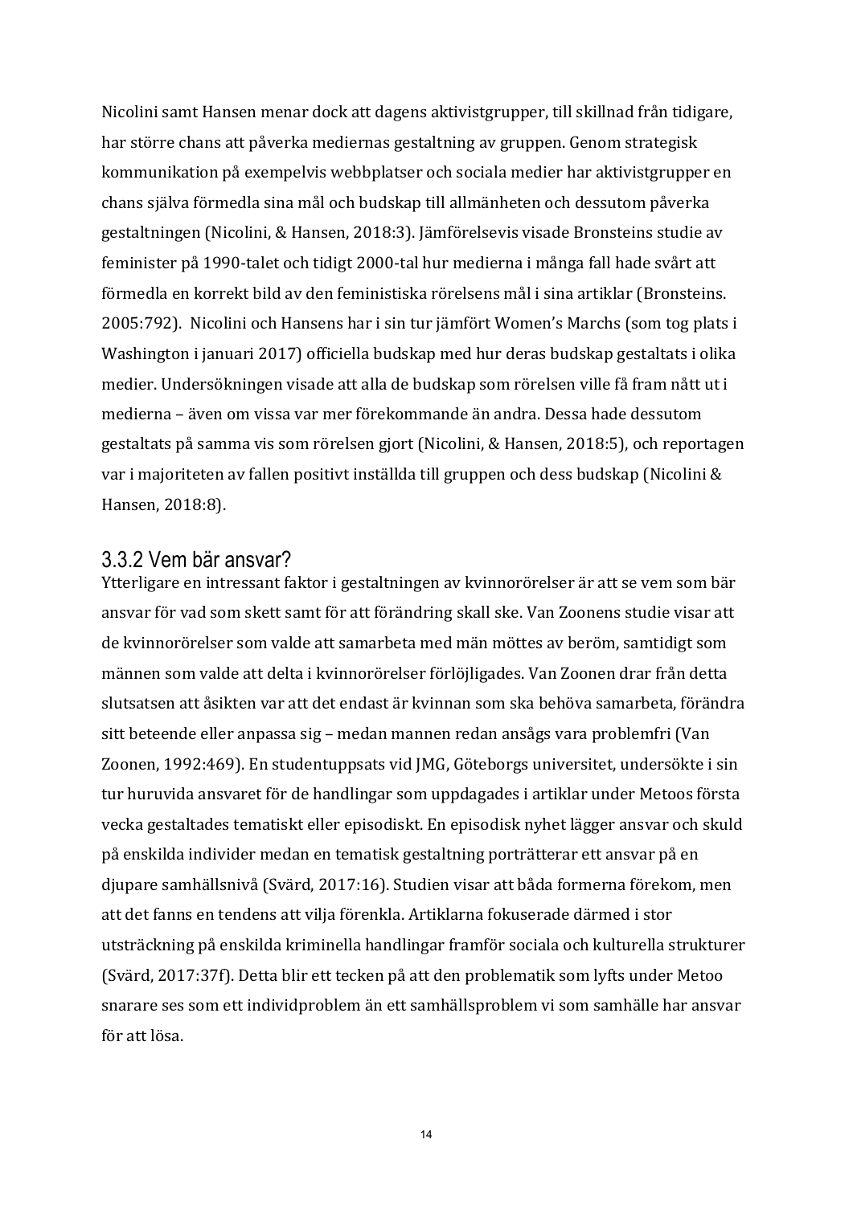Nicolini samt Hansen menar dock att dagens aktivistgrupper, till skillnad från tidigare, har större chans att påverka mediernas gestaltning av gruppen. Genom strategisk kommunikation på exempelvis webbplatser och sociala medier har aktivistgrupper en chans själva förmedla sina mål och budskap till allmänheten och dessutom påverka gestaltningen (Nicolini, & Hansen, 2018:3). Jämförelsevis visade Bronsteins studie av feminister på 1990-talet och tidigt 2000-tal hur medierna i många fall hade svårt att förmedla en korrekt bild av den feministiska rörelsens mål i sina artiklar (Bronsteins. 2005:792). Nicolini och Hansens har i sin tur jämfört Women's Marchs (som tog plats i Washington i januari 2017) officiella budskap med hur deras budskap gestaltats i olika medier. Undersökningen visade att alla de budskap som rörelsen ville få fram nått ut i medierna – även om vissa var mer förekommande än andra. Dessa hade dessutom gestaltats på samma vis som rörelsen gjort (Nicolini, & Hansen, 2018:5), och reportagen var i majoriteten av fallen positivt inställda till gruppen och dess budskap (Nicolini & Hansen, 2018:8).

### 3.3.2 Vem bär ansvar?

Ytterligare en intressant faktor i gestaltningen av kvinnorörelser är att se vem som bär ansvar för vad som skett samt för att förändring skall ske. Van Zoonens studie visar att de kvinnorörelser som valde att samarbeta med män möttes av beröm, samtidigt som männen som valde att delta i kvinnorörelser förlöjligades. Van Zoonen drar från detta slutsatsen att åsikten var att det endast är kvinnan som ska behöva samarbeta, förändra sitt beteende eller anpassa sig – medan mannen redan ansågs vara problemfri (Van Zoonen, 1992:469). En studentuppsats vid JMG, Göteborgs universitet, undersökte i sin tur huruvida ansvaret för de handlingar som uppdagades i artiklar under Metoos första vecka gestaltades tematiskt eller episodiskt. En episodisk nyhet lägger ansvar och skuld på enskilda individer medan en tematisk gestaltning porträtterar ett ansvar på en djupare samhällsnivå (Svärd, 2017:16). Studien visar att båda formerna förekom, men att det fanns en tendens att vilja förenkla. Artiklarna fokuserade därmed i stor utsträckning på enskilda kriminella handlingar framför sociala och kulturella strukturer (Svärd, 2017:37f). Detta blir ett tecken på att den problematik som lyfts under Metoo snarare ses som ett individproblem än ett samhällsproblem vi som samhälle har ansvar för att lösa.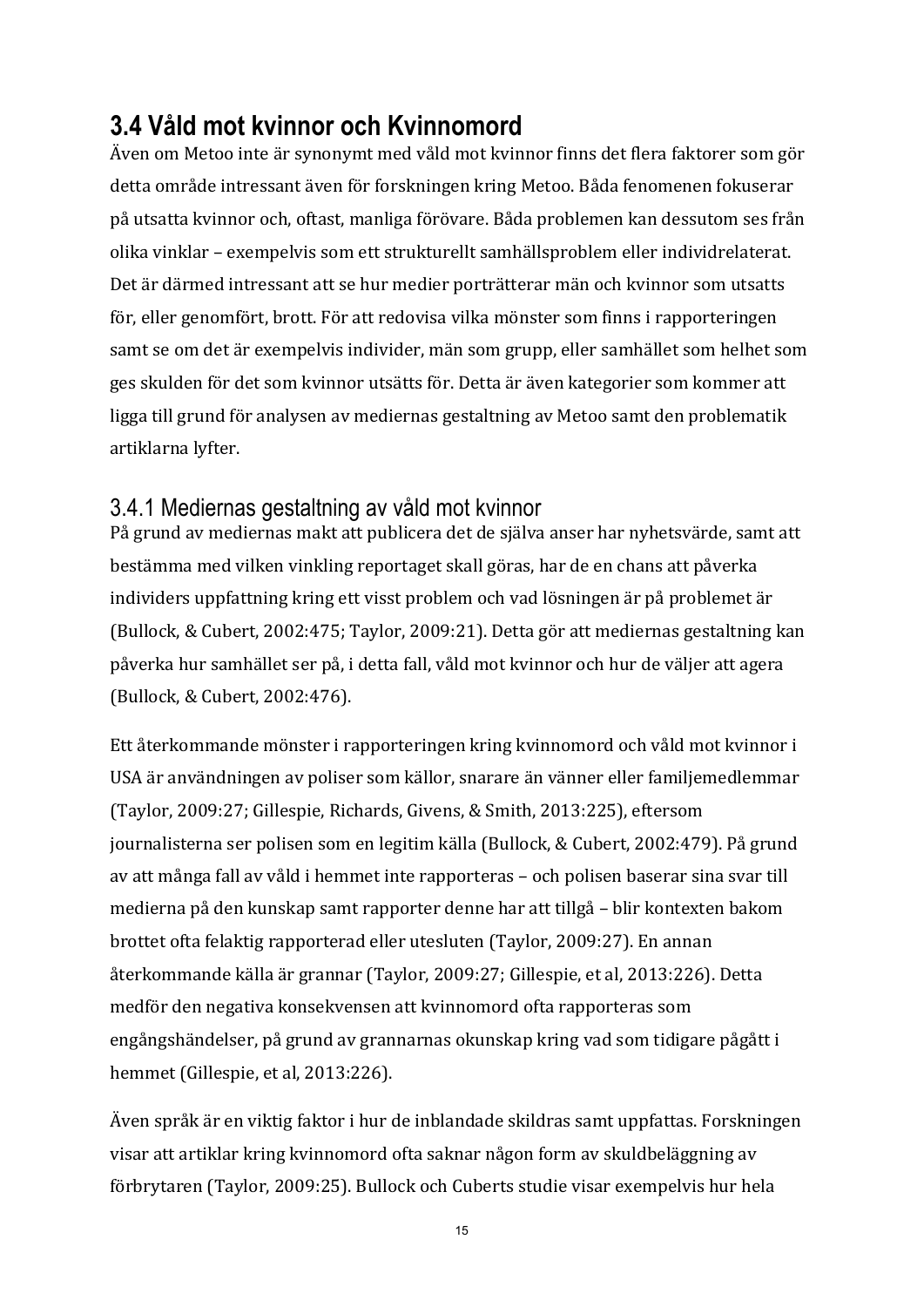## 3.4 Våld mot kvinnor och Kvinnomord

Även om Metoo inte är synonymt med våld mot kvinnor finns det flera faktorer som gör detta område intressant även för forskningen kring Metoo. Båda fenomenen fokuserar på utsatta kvinnor och, oftast, manliga förövare. Båda problemen kan dessutom ses från olika vinklar – exempelvis som ett strukturellt samhällsproblem eller individrelaterat. Det är därmed intressant att se hur medier porträtterar män och kvinnor som utsatts för, eller genomfört, brott. För att redovisa vilka mönster som finns i rapporteringen samt se om det är exempelvis individer, män som grupp, eller samhället som helhet som ges skulden för det som kvinnor utsätts för. Detta är även kategorier som kommer att ligga till grund för analysen av mediernas gestaltning av Metoo samt den problematik artiklarna lyfter.

### 3.4.1 Mediernas gestaltning av våld mot kvinnor

På grund av mediernas makt att publicera det de själva anser har nyhetsvärde, samt att bestämma med vilken vinkling reportaget skall göras, har de en chans att påverka individers uppfattning kring ett visst problem och vad lösningen är på problemet är (Bullock, & Cubert, 2002:475; Taylor, 2009:21). Detta gör att mediernas gestaltning kan påverka hur samhället ser på, i detta fall, våld mot kvinnor och hur de väljer att agera (Bullock, & Cubert, 2002:476).

Ett återkommande mönster i rapporteringen kring kvinnomord och våld mot kvinnor i USA är användningen av poliser som källor, snarare än vänner eller familjemedlemmar (Taylor, 2009:27; Gillespie, Richards, Givens, & Smith, 2013:225), eftersom journalisterna ser polisen som en legitim källa (Bullock, & Cubert, 2002:479). På grund av att många fall av våld i hemmet inte rapporteras – och polisen baserar sina svar till medierna på den kunskap samt rapporter denne har att tillgå – blir kontexten bakom brottet ofta felaktig rapporterad eller utesluten (Taylor, 2009:27). En annan återkommande källa är grannar (Taylor, 2009:27; Gillespie, et al, 2013:226). Detta medför den negativa konsekvensen att kvinnomord ofta rapporteras som engångshändelser, på grund av grannarnas okunskap kring vad som tidigare pågått i hemmet (Gillespie, et al, 2013:226).

Även språk är en viktig faktor i hur de inblandade skildras samt uppfattas. Forskningen visar att artiklar kring kvinnomord ofta saknar någon form av skuldbeläggning av förbrytaren (Taylor, 2009:25). Bullock och Cuberts studie visar exempelvis hur hela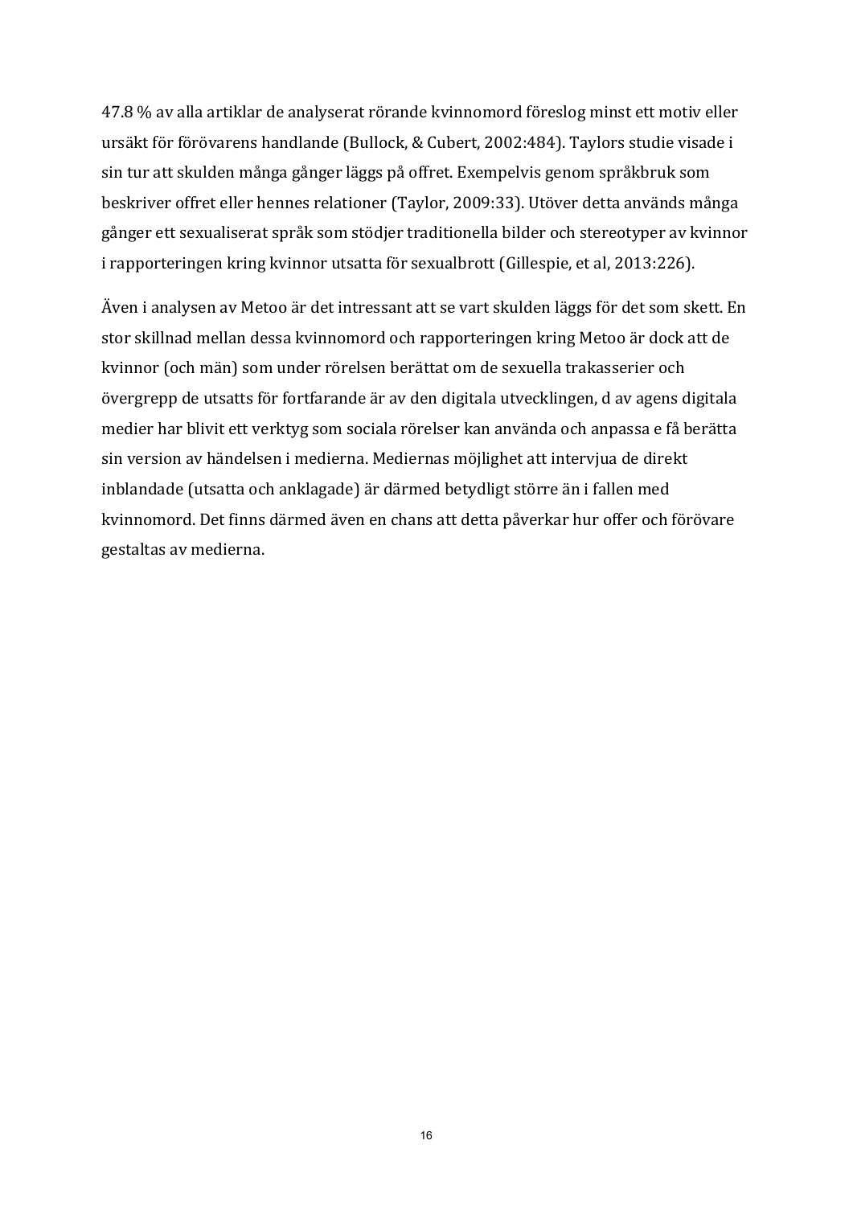47.8 % av alla artiklar de analyserat rörande kvinnomord föreslog minst ett motiv eller ursäkt för förövarens handlande (Bullock, & Cubert, 2002:484). Taylors studie visade i sin tur att skulden många gånger läggs på offret. Exempelvis genom språkbruk som beskriver offret eller hennes relationer (Taylor, 2009:33). Utöver detta används många gånger ett sexualiserat språk som stödjer traditionella bilder och stereotyper av kvinnor i rapporteringen kring kvinnor utsatta för sexualbrott (Gillespie, et al, 2013:226).

Även i analysen av Metoo är det intressant att se vart skulden läggs för det som skett. En stor skillnad mellan dessa kvinnomord och rapporteringen kring Metoo är dock att de kvinnor (och män) som under rörelsen berättat om de sexuella trakasserier och övergrepp de utsatts för fortfarande är av den digitala utvecklingen, d av agens digitala medier har blivit ett verktyg som sociala rörelser kan använda och anpassa e få berätta sin version av händelsen i medierna. Mediernas möjlighet att intervjua de direkt inblandade (utsatta och anklagade) är därmed betydligt större än i fallen med kvinnomord. Det finns därmed även en chans att detta påverkar hur offer och förövare gestaltas av medierna.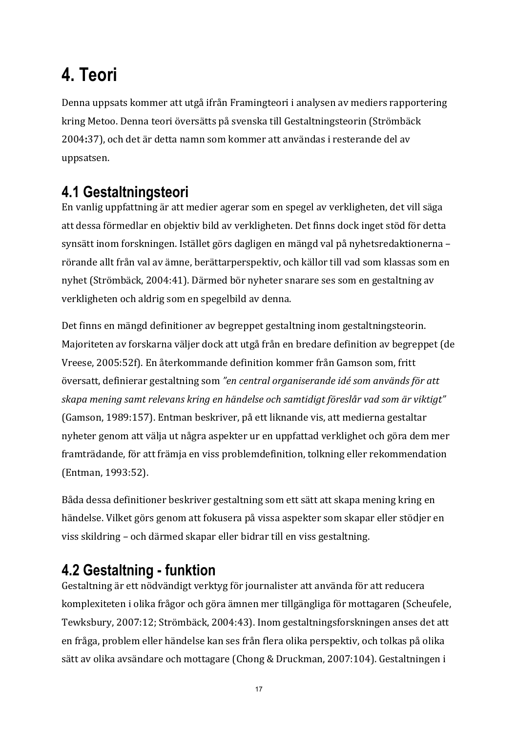# 4. Teori

Denna uppsats kommer att utgå ifrån Framingteori i analysen av mediers rapportering kring Metoo. Denna teori översätts på svenska till Gestaltningsteorin (Strömbäck 2004:37), och det är detta namn som kommer att användas i resterande del av uppsatsen.

## 4.1 Gestaltningsteori

En vanlig uppfattning är att medier agerar som en spegel av verkligheten, det vill säga att dessa förmedlar en objektiv bild av verkligheten. Det finns dock inget stöd för detta synsätt inom forskningen. Istället görs dagligen en mängd val på nyhetsredaktionerna – rörande allt från val av ämne, berättarperspektiv, och källor till vad som klassas som en nyhet (Strömbäck, 2004:41). Därmed bör nyheter snarare ses som en gestaltning av verkligheten och aldrig som en spegelbild av denna.

Det finns en mängd definitioner av begreppet gestaltning inom gestaltningsteorin. Majoriteten av forskarna väljer dock att utgå från en bredare definition av begreppet (de Vreese, 2005:52f). En återkommande definition kommer från Gamson som, fritt översatt, definierar gestaltning som *”en central organiserande idé som används för att skapa mening samt relevans kring en händelse och samtidigt föreslår vad som är viktigt”* (Gamson, 1989:157). Entman beskriver, på ett liknande vis, att medierna gestaltar nyheter genom att välja ut några aspekter ur en uppfattad verklighet och göra dem mer framträdande, för att främja en viss problemdefinition, tolkning eller rekommendation (Entman, 1993:52).

Båda dessa definitioner beskriver gestaltning som ett sätt att skapa mening kring en händelse. Vilket görs genom att fokusera på vissa aspekter som skapar eller stödjer en viss skildring – och därmed skapar eller bidrar till en viss gestaltning.

## 4.2 Gestaltning - funktion

Gestaltning är ett nödvändigt verktyg för journalister att använda för att reducera komplexiteten i olika frågor och göra ämnen mer tillgängliga för mottagaren (Scheufele, Tewksbury, 2007:12; Strömbäck, 2004:43). Inom gestaltningsforskningen anses det att en fråga, problem eller händelse kan ses från flera olika perspektiv, och tolkas på olika sätt av olika avsändare och mottagare (Chong & Druckman, 2007:104). Gestaltningen i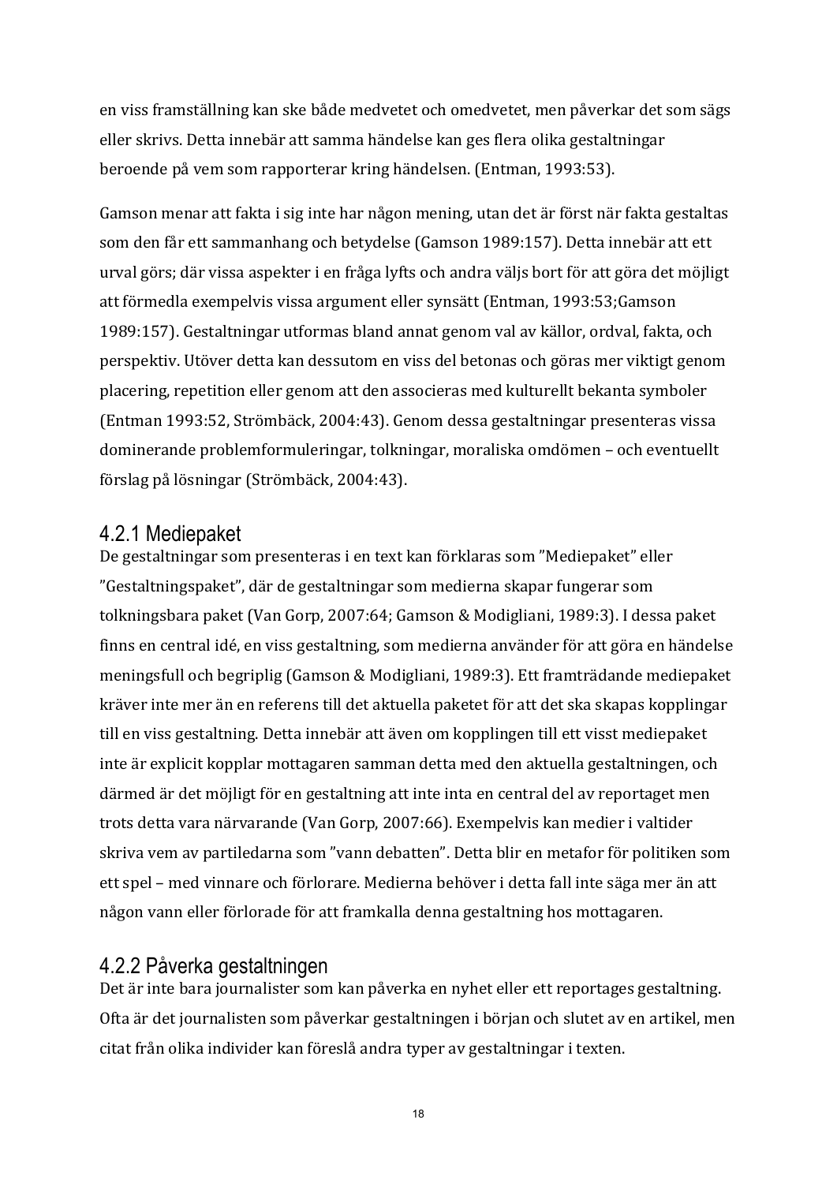en viss framställning kan ske både medvetet och omedvetet, men påverkar det som sägs eller skrivs. Detta innebär att samma händelse kan ges flera olika gestaltningar beroende på vem som rapporterar kring händelsen. (Entman, 1993:53).

Gamson menar att fakta i sig inte har någon mening, utan det är först när fakta gestaltas som den får ett sammanhang och betydelse (Gamson 1989:157). Detta innebär att ett urval görs; där vissa aspekter i en fråga lyfts och andra väljs bort för att göra det möjligt att förmedla exempelvis vissa argument eller synsätt (Entman, 1993:53;Gamson 1989:157). Gestaltningar utformas bland annat genom val av källor, ordval, fakta, och perspektiv. Utöver detta kan dessutom en viss del betonas och göras mer viktigt genom placering, repetition eller genom att den associeras med kulturellt bekanta symboler (Entman 1993:52, Strömbäck, 2004:43). Genom dessa gestaltningar presenteras vissa dominerande problemformuleringar, tolkningar, moraliska omdömen – och eventuellt förslag på lösningar (Strömbäck, 2004:43).

### 4.2.1 Mediepaket

De gestaltningar som presenteras i en text kan förklaras som ”Mediepaket” eller ”Gestaltningspaket”, där de gestaltningar som medierna skapar fungerar som tolkningsbara paket (Van Gorp, 2007:64; Gamson & Modigliani, 1989:3). I dessa paket finns en central idé, en viss gestaltning, som medierna använder för att göra en händelse meningsfull och begriplig (Gamson & Modigliani, 1989:3). Ett framträdande mediepaket kräver inte mer än en referens till det aktuella paketet för att det ska skapas kopplingar till en viss gestaltning. Detta innebär att även om kopplingen till ett visst mediepaket inte är explicit kopplar mottagaren samman detta med den aktuella gestaltningen, och därmed är det möjligt för en gestaltning att inte inta en central del av reportaget men trots detta vara närvarande (Van Gorp, 2007:66). Exempelvis kan medier i valtider skriva vem av partiledarna som ”vann debatten”. Detta blir en metafor för politiken som ett spel – med vinnare och förlorare. Medierna behöver i detta fall inte säga mer än att någon vann eller förlorade för att framkalla denna gestaltning hos mottagaren.

### 4.2.2 Påverka gestaltningen

Det är inte bara journalister som kan påverka en nyhet eller ett reportages gestaltning. Ofta är det journalisten som påverkar gestaltningen i början och slutet av en artikel, men citat från olika individer kan föreslå andra typer av gestaltningar i texten.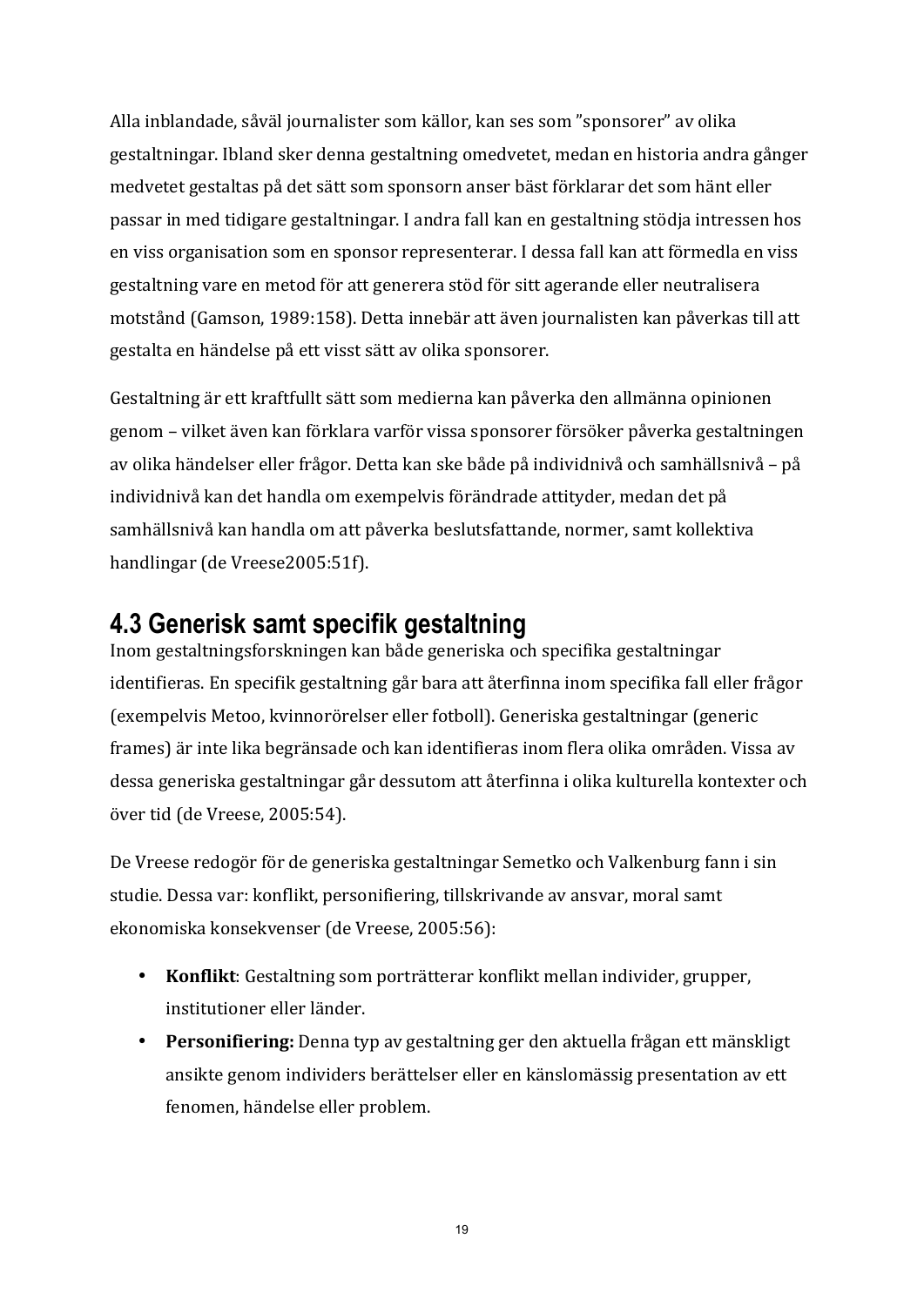Alla inblandade, såväl journalister som källor, kan ses som "sponsorer" av olika gestaltningar. Ibland sker denna gestaltning omedvetet, medan en historia andra gånger medvetet gestaltas på det sätt som sponsorn anser bäst förklarar det som hänt eller passar in med tidigare gestaltningar. I andra fall kan en gestaltning stödja intressen hos en viss organisation som en sponsor representerar. I dessa fall kan att förmedla en viss gestaltning vare en metod för att generera stöd för sitt agerande eller neutralisera motstånd (Gamson, 1989:158). Detta innebär att även journalisten kan påverkas till att gestalta en händelse på ett visst sätt av olika sponsorer.

Gestaltning är ett kraftfullt sätt som medierna kan påverka den allmänna opinionen genom – vilket även kan förklara varför vissa sponsorer försöker påverka gestaltningen av olika händelser eller frågor. Detta kan ske både på individnivå och samhällsnivå – på individnivå kan det handla om exempelvis förändrade attityder, medan det på samhällsnivå kan handla om att påverka beslutsfattande, normer, samt kollektiva handlingar (de Vreese2005:51f).

## 4.3 Generisk samt specifik gestaltning

Inom gestaltningsforskningen kan både generiska och specifika gestaltningar identifieras. En specifik gestaltning går bara att återfinna inom specifika fall eller frågor (exempelvis Metoo, kvinnorörelser eller fotboll). Generiska gestaltningar (generic frames) är inte lika begränsade och kan identifieras inom flera olika områden. Vissa av dessa generiska gestaltningar går dessutom att återfinna i olika kulturella kontexter och över tid (de Vreese, 2005:54).

De Vreese redogör för de generiska gestaltningar Semetko och Valkenburg fann i sin studie. Dessa var: konflikt, personifiering, tillskrivande av ansvar, moral samt ekonomiska konsekvenser (de Vreese, 2005:56):

- **Konflikt**: Gestaltning som porträtterar konflikt mellan individer, grupper, institutioner eller länder.
- **Personifiering:** Denna typ av gestaltning ger den aktuella frågan ett mänskligt ansikte genom individers berättelser eller en känslomässig presentation av ett fenomen, händelse eller problem.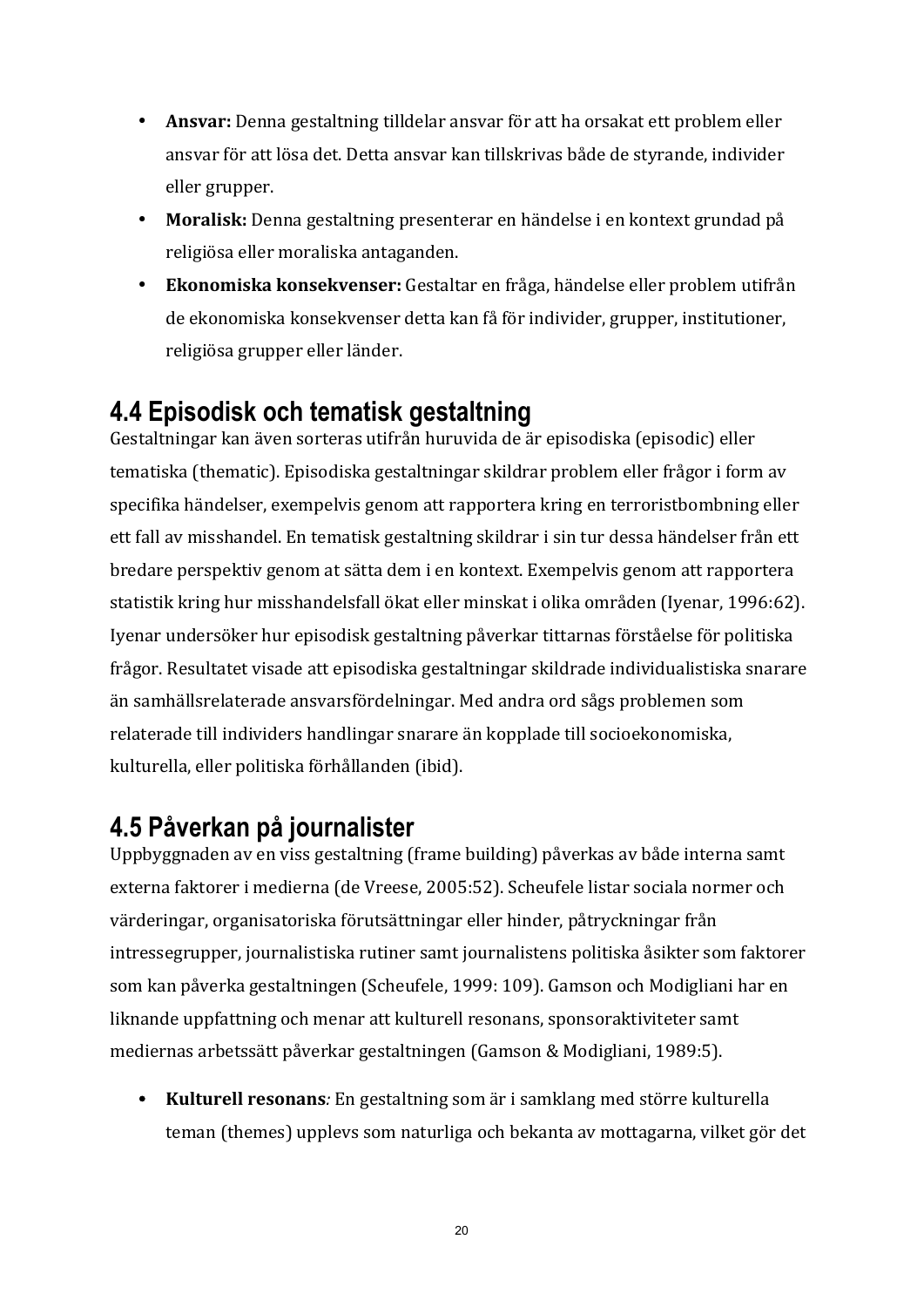- **Ansvar:** Denna gestaltning tilldelar ansvar för att ha orsakat ett problem eller ansvar för att lösa det. Detta ansvar kan tillskrivas både de styrande, individer eller grupper.
- **Moralisk:** Denna gestaltning presenterar en händelse i en kontext grundad på religiösa eller moraliska antaganden.
- **Ekonomiska konsekvenser:** Gestaltar en fråga, händelse eller problem utifrån de ekonomiska konsekvenser detta kan få för individer, grupper, institutioner, religiösa grupper eller länder.

## 4.4 Episodisk och tematisk gestaltning

Gestaltningar kan även sorteras utifrån huruvida de är episodiska (episodic) eller tematiska (thematic). Episodiska gestaltningar skildrar problem eller frågor i form av specifika händelser, exempelvis genom att rapportera kring en terroristbombning eller ett fall av misshandel. En tematisk gestaltning skildrar i sin tur dessa händelser från ett bredare perspektiv genom at sätta dem i en kontext. Exempelvis genom att rapportera statistik kring hur misshandelsfall ökat eller minskat i olika områden (Iyenar, 1996:62). Iyenar undersöker hur episodisk gestaltning påverkar tittarnas förståelse för politiska frågor. Resultatet visade att episodiska gestaltningar skildrade individualistiska snarare än samhällsrelaterade ansvarsfördelningar. Med andra ord sågs problemen som relaterade till individers handlingar snarare än kopplade till socioekonomiska, kulturella, eller politiska förhållanden (ibid).

## 4.5 Påverkan på journalister

Uppbyggnaden av en viss gestaltning (frame building) påverkas av både interna samt externa faktorer i medierna (de Vreese, 2005:52). Scheufele listar sociala normer och värderingar, organisatoriska förutsättningar eller hinder, påtryckningar från intressegrupper, journalistiska rutiner samt journalistens politiska åsikter som faktorer som kan påverka gestaltningen (Scheufele, 1999: 109). Gamson och Modigliani har en liknande uppfattning och menar att kulturell resonans, sponsoraktiviteter samt mediernas arbetssätt påverkar gestaltningen (Gamson & Modigliani, 1989:5).

- **Kulturell resonans***:* En gestaltning som är i samklang med större kulturella teman (themes) upplevs som naturliga och bekanta av mottagarna, vilket gör det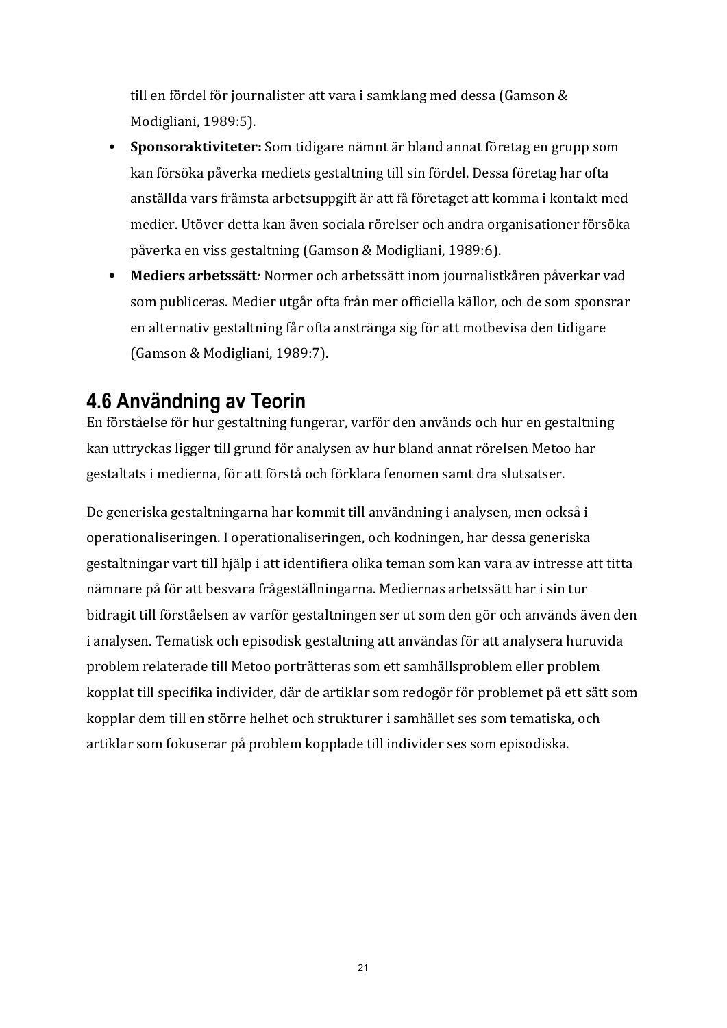till en fördel för journalister att vara i samklang med dessa (Gamson & Modigliani, 1989:5).

- **Sponsoraktiviteter:** Som tidigare nämnt är bland annat företag en grupp som kan försöka påverka mediets gestaltning till sin fördel. Dessa företag har ofta anställda vars främsta arbetsuppgift är att få företaget att komma i kontakt med medier. Utöver detta kan även sociala rörelser och andra organisationer försöka påverka en viss gestaltning (Gamson & Modigliani, 1989:6).
- **Mediers arbetssätt***:* Normer och arbetssätt inom journalistkåren påverkar vad som publiceras. Medier utgår ofta från mer officiella källor, och de som sponsrar en alternativ gestaltning får ofta anstränga sig för att motbevisa den tidigare (Gamson & Modigliani, 1989:7).

## 4.6 Användning av Teorin

En förståelse för hur gestaltning fungerar, varför den används och hur en gestaltning kan uttryckas ligger till grund för analysen av hur bland annat rörelsen Metoo har gestaltats i medierna, för att förstå och förklara fenomen samt dra slutsatser.

De generiska gestaltningarna har kommit till användning i analysen, men också i operationaliseringen. I operationaliseringen, och kodningen, har dessa generiska gestaltningar vart till hjälp i att identifiera olika teman som kan vara av intresse att titta nämnare på för att besvara frågeställningarna. Mediernas arbetssätt har i sin tur bidragit till förståelsen av varför gestaltningen ser ut som den gör och används även den i analysen. Tematisk och episodisk gestaltning att användas för att analysera huruvida problem relaterade till Metoo porträtteras som ett samhällsproblem eller problem kopplat till specifika individer, där de artiklar som redogör för problemet på ett sätt som kopplar dem till en större helhet och strukturer i samhället ses som tematiska, och artiklar som fokuserar på problem kopplade till individer ses som episodiska.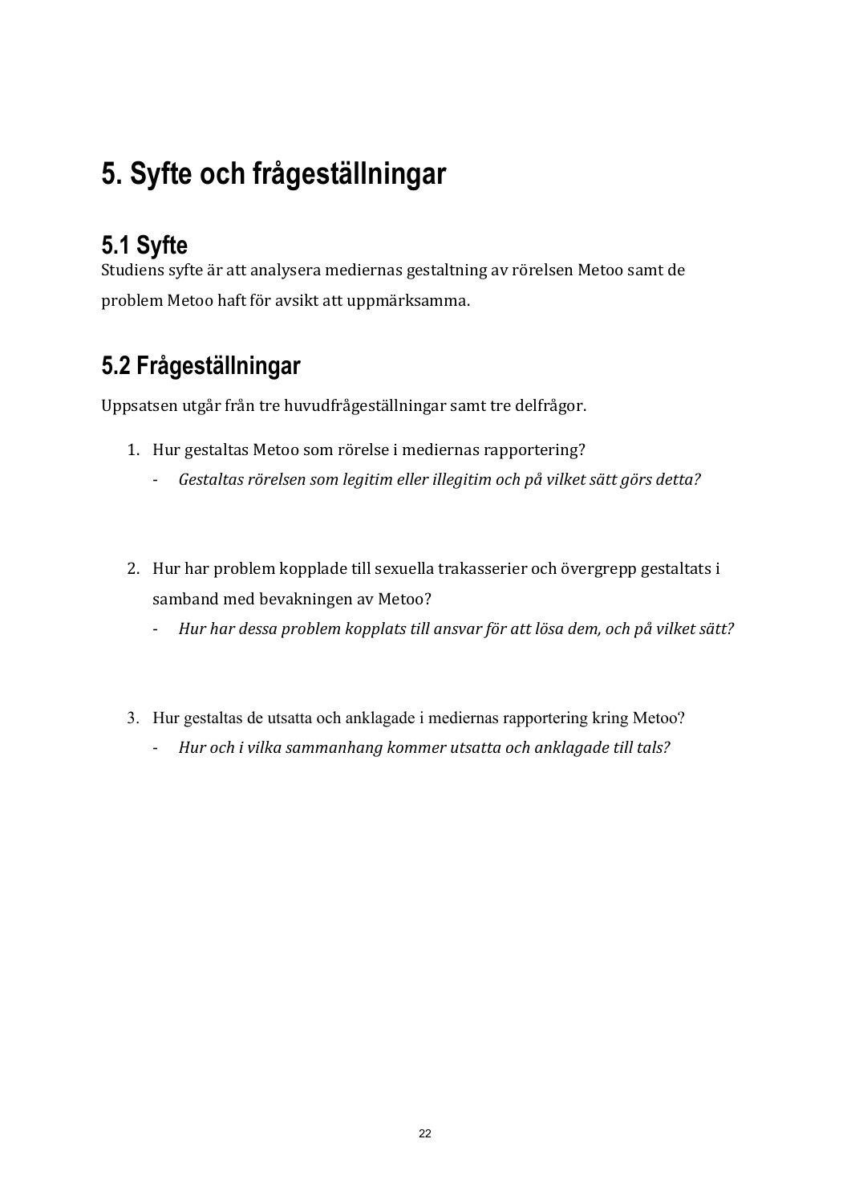# 5. Syfte och frågeställningar

## 5.1 Syfte

Studiens syfte är att analysera mediernas gestaltning av rörelsen Metoo samt de problem Metoo haft för avsikt att uppmärksamma.

## 5.2 Frågeställningar

Uppsatsen utgår från tre huvudfrågeställningar samt tre delfrågor.

1. Hur gestaltas Metoo som rörelse i mediernas rapportering?
   - *Gestaltas rörelsen som legitim eller illegitim och på vilket sätt görs detta?*

2. Hur har problem kopplade till sexuella trakasserier och övergrepp gestaltats i samband med bevakningen av Metoo?
   - *Hur har dessa problem kopplats till ansvar för att lösa dem, och på vilket sätt?*

3. Hur gestaltas de utsatta och anklagade i mediernas rapportering kring Metoo?
   - *Hur och i vilka sammanhang kommer utsatta och anklagade till tals?*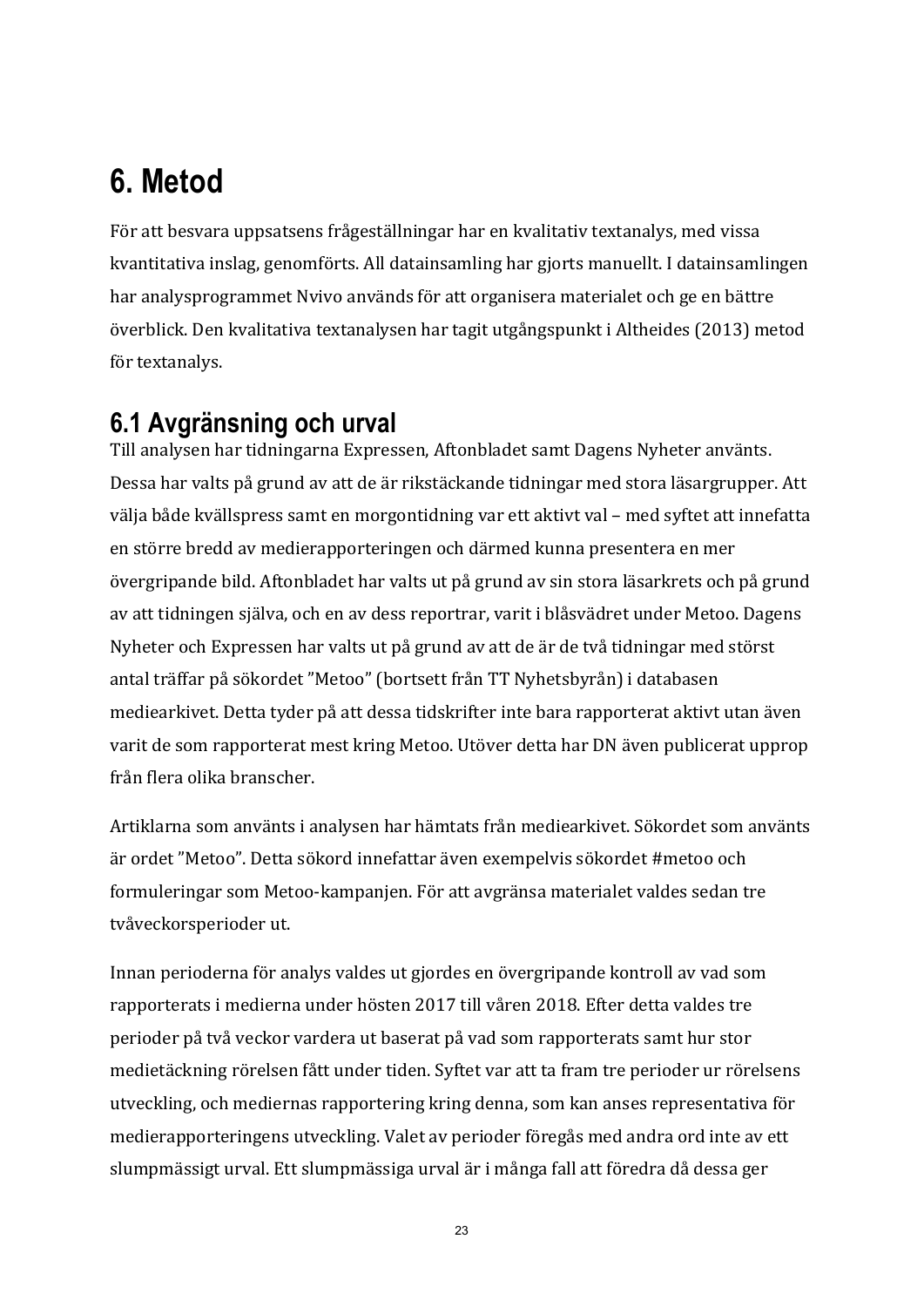# 6. Metod

För att besvara uppsatsens frågeställningar har en kvalitativ textanalys, med vissa kvantitativa inslag, genomförts. All datainsamling har gjorts manuellt. I datainsamlingen har analysprogrammet Nvivo används för att organisera materialet och ge en bättre överblick. Den kvalitativa textanalysen har tagit utgångspunkt i Altheides (2013) metod för textanalys.

## 6.1 Avgränsning och urval

Till analysen har tidningarna Expressen, Aftonbladet samt Dagens Nyheter använts. Dessa har valts på grund av att de är rikstäckande tidningar med stora läsargrupper. Att välja både kvällspress samt en morgontidning var ett aktivt val – med syftet att innefatta en större bredd av medierapporteringen och därmed kunna presentera en mer övergripande bild. Aftonbladet har valts ut på grund av sin stora läsarkrets och på grund av att tidningen själva, och en av dess reportrar, varit i blåsvädret under Metoo. Dagens Nyheter och Expressen har valts ut på grund av att de är de två tidningar med störst antal träffar på sökordet "Metoo" (bortsett från TT Nyhetsbyrån) i databasen mediearkivet. Detta tyder på att dessa tidskrifter inte bara rapporterat aktivt utan även varit de som rapporterat mest kring Metoo. Utöver detta har DN även publicerat upprop från flera olika branscher.

Artiklarna som använts i analysen har hämtats från mediearkivet. Sökordet som använts är ordet "Metoo". Detta sökord innefattar även exempelvis sökordet #metoo och formuleringar som Metoo-kampanjen. För att avgränsa materialet valdes sedan tre tvåveckorsperioder ut.

Innan perioderna för analys valdes ut gjordes en övergripande kontroll av vad som rapporterats i medierna under hösten 2017 till våren 2018. Efter detta valdes tre perioder på två veckor vardera ut baserat på vad som rapporterats samt hur stor medietäckning rörelsen fått under tiden. Syftet var att ta fram tre perioder ur rörelsens utveckling, och mediernas rapportering kring denna, som kan anses representativa för medierapporteringens utveckling. Valet av perioder föregås med andra ord inte av ett slumpmässigt urval. Ett slumpmässiga urval är i många fall att föredra då dessa ger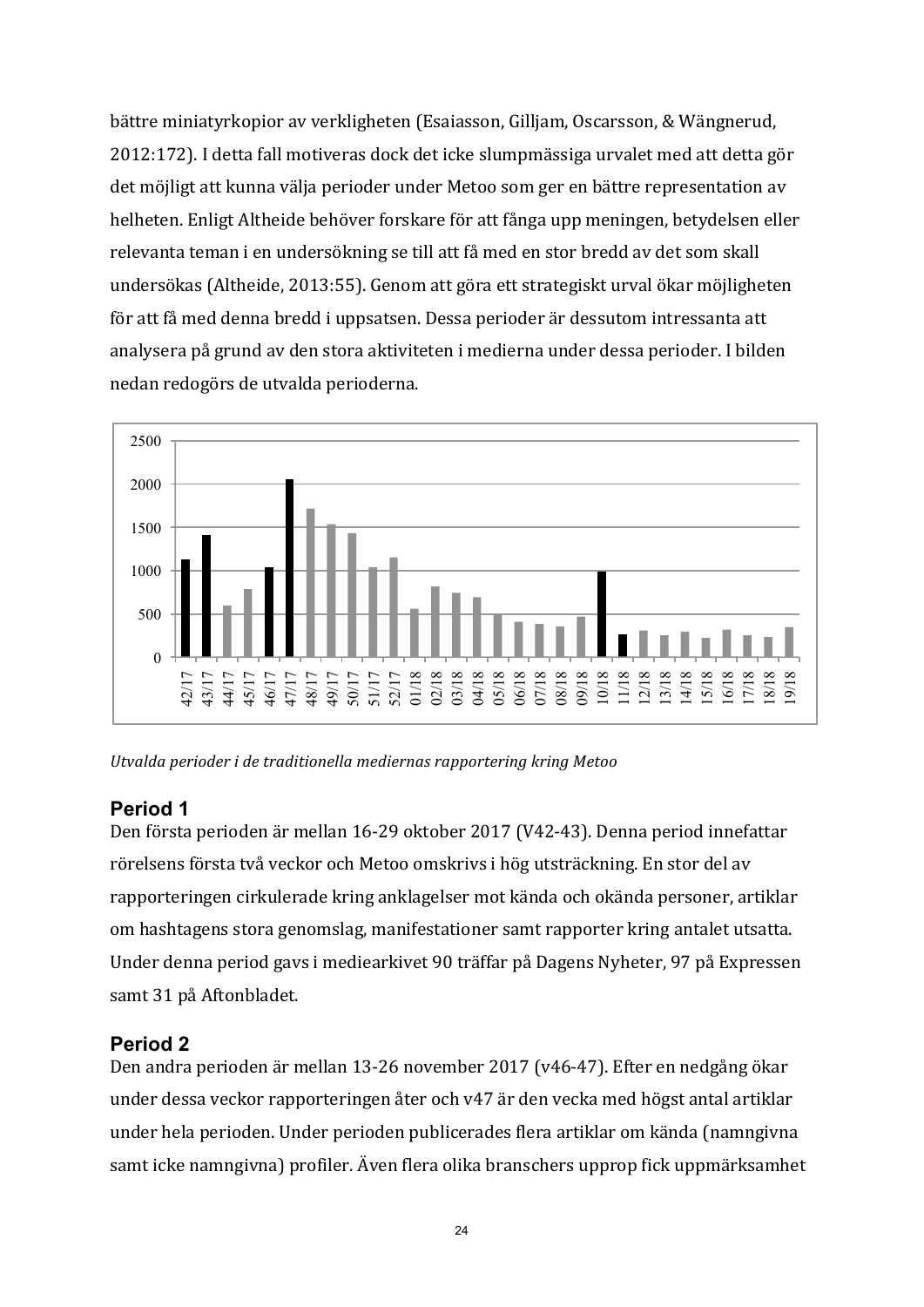bättre miniatyrkopior av verkligheten (Esaiasson, Gilljam, Oscarsson, & Wängnerud, 2012:172). I detta fall motiveras dock det icke slumpmässiga urvalet med att detta gör det möjligt att kunna välja perioder under Metoo som ger en bättre representation av helheten. Enligt Altheide behöver forskare för att fånga upp meningen, betydelsen eller relevanta teman i en undersökning se till att få med en stor bredd av det som skall undersökas (Altheide, 2013:55). Genom att göra ett strategiskt urval ökar möjligheten för att få med denna bredd i uppsatsen. Dessa perioder är dessutom intressanta att analysera på grund av den stora aktiviteten i medierna under dessa perioder. I bilden nedan redogörs de utvalda perioderna.

*Utvalda perioder i de traditionella mediernas rapportering kring Metoo*

## Period 1

Den första perioden är mellan 16-29 oktober 2017 (V42-43). Denna period innefattar rörelsens första två veckor och Metoo omskrivs i hög utsträckning. En stor del av rapporteringen cirkulerade kring anklagelser mot kända och okända personer, artiklar om hashtagens stora genomslag, manifestationer samt rapporter kring antalet utsatta. Under denna period gavs i mediearkivet 90 träffar på Dagens Nyheter, 97 på Expressen samt 31 på Aftonbladet.

## Period 2

Den andra perioden är mellan 13-26 november 2017 (v46-47). Efter en nedgång ökar under dessa veckor rapporteringen åter och v47 är den vecka med högst antal artiklar under hela perioden. Under perioden publicerades flera artiklar om kända (namngivna samt icke namngivna) profiler. Även flera olika branschers upprop fick uppmärksamhet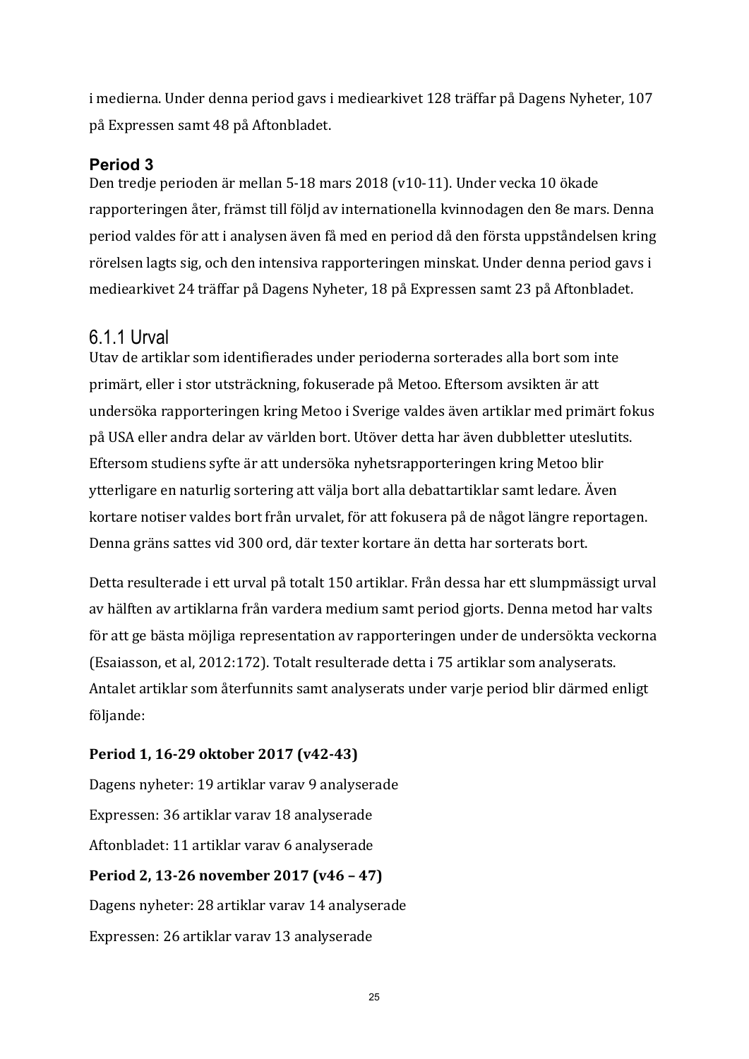i medierna. Under denna period gavs i mediearkivet 128 träffar på Dagens Nyheter, 107 på Expressen samt 48 på Aftonbladet.

### Period 3

Den tredje perioden är mellan 5-18 mars 2018 (v10-11). Under vecka 10 ökade rapporteringen åter, främst till följd av internationella kvinnodagen den 8e mars. Denna period valdes för att i analysen även få med en period då den första uppståndelsen kring rörelsen lagts sig, och den intensiva rapporteringen minskat. Under denna period gavs i mediearkivet 24 träffar på Dagens Nyheter, 18 på Expressen samt 23 på Aftonbladet.

## 6.1.1 Urval

Utav de artiklar som identifierades under perioderna sorterades alla bort som inte primärt, eller i stor utsträckning, fokuserade på Metoo. Eftersom avsikten är att undersöka rapporteringen kring Metoo i Sverige valdes även artiklar med primärt fokus på USA eller andra delar av världen bort. Utöver detta har även dubbletter uteslutits. Eftersom studiens syfte är att undersöka nyhetsrapporteringen kring Metoo blir ytterligare en naturlig sortering att välja bort alla debattartiklar samt ledare. Även kortare notiser valdes bort från urvalet, för att fokusera på de något längre reportagen. Denna gräns sattes vid 300 ord, där texter kortare än detta har sorterats bort.

Detta resulterade i ett urval på totalt 150 artiklar. Från dessa har ett slumpmässigt urval av hälften av artiklarna från vardera medium samt period gjorts. Denna metod har valts för att ge bästa möjliga representation av rapporteringen under de undersökta veckorna (Esaiasson, et al, 2012:172). Totalt resulterade detta i 75 artiklar som analyserats. Antalet artiklar som återfunnits samt analyserats under varje period blir därmed enligt följande:

**Period 1, 16-29 oktober 2017 (v42-43)**

Dagens nyheter: 19 artiklar varav 9 analyserade

Expressen: 36 artiklar varav 18 analyserade

Aftonbladet: 11 artiklar varav 6 analyserade

**Period 2, 13-26 november 2017 (v46 – 47)**

Dagens nyheter: 28 artiklar varav 14 analyserade

Expressen: 26 artiklar varav 13 analyserade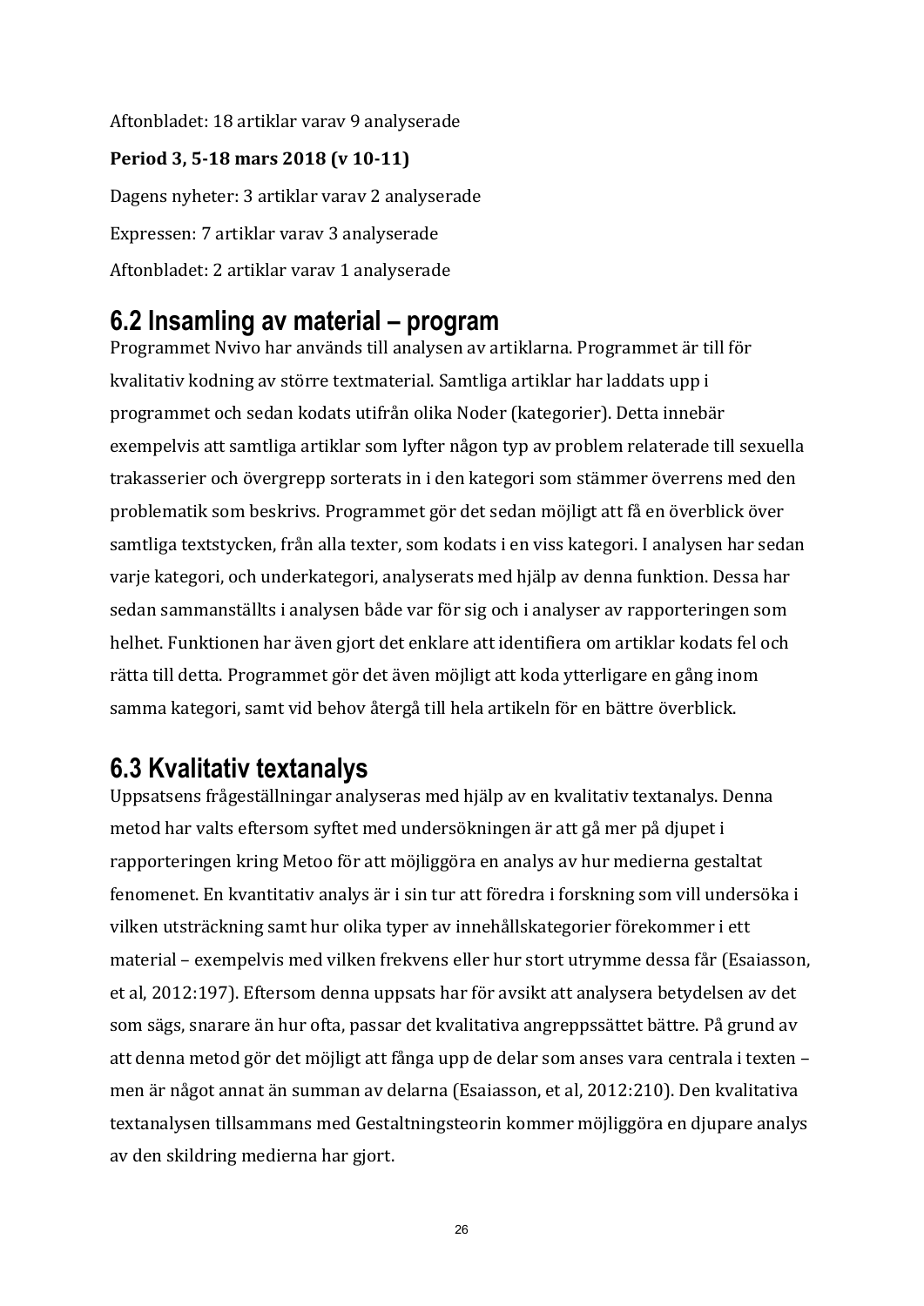Aftonbladet: 18 artiklar varav 9 analyserade

**Period 3, 5-18 mars 2018 (v 10-11)**

Dagens nyheter: 3 artiklar varav 2 analyserade

Expressen: 7 artiklar varav 3 analyserade

Aftonbladet: 2 artiklar varav 1 analyserade

## 6.2 Insamling av material – program

Programmet Nvivo har används till analysen av artiklarna. Programmet är till för kvalitativ kodning av större textmaterial. Samtliga artiklar har laddats upp i programmet och sedan kodats utifrån olika Noder (kategorier). Detta innebär exempelvis att samtliga artiklar som lyfter någon typ av problem relaterade till sexuella trakasserier och övergrepp sorterats in i den kategori som stämmer överrens med den problematik som beskrivs. Programmet gör det sedan möjligt att få en överblick över samtliga textstycken, från alla texter, som kodats i en viss kategori. I analysen har sedan varje kategori, och underkategori, analyserats med hjälp av denna funktion. Dessa har sedan sammanställts i analysen både var för sig och i analyser av rapporteringen som helhet. Funktionen har även gjort det enklare att identifiera om artiklar kodats fel och rätta till detta. Programmet gör det även möjligt att koda ytterligare en gång inom samma kategori, samt vid behov återgå till hela artikeln för en bättre överblick.

## 6.3 Kvalitativ textanalys

Uppsatsens frågeställningar analyseras med hjälp av en kvalitativ textanalys. Denna metod har valts eftersom syftet med undersökningen är att gå mer på djupet i rapporteringen kring Metoo för att möjliggöra en analys av hur medierna gestaltat fenomenet. En kvantitativ analys är i sin tur att föredra i forskning som vill undersöka i vilken utsträckning samt hur olika typer av innehållskategorier förekommer i ett material – exempelvis med vilken frekvens eller hur stort utrymme dessa får (Esaiasson, et al, 2012:197). Eftersom denna uppsats har för avsikt att analysera betydelsen av det som sägs, snarare än hur ofta, passar det kvalitativa angreppssättet bättre. På grund av att denna metod gör det möjligt att fånga upp de delar som anses vara centrala i texten – men är något annat än summan av delarna (Esaiasson, et al, 2012:210). Den kvalitativa textanalysen tillsammans med Gestaltningsteorin kommer möjliggöra en djupare analys av den skildring medierna har gjort.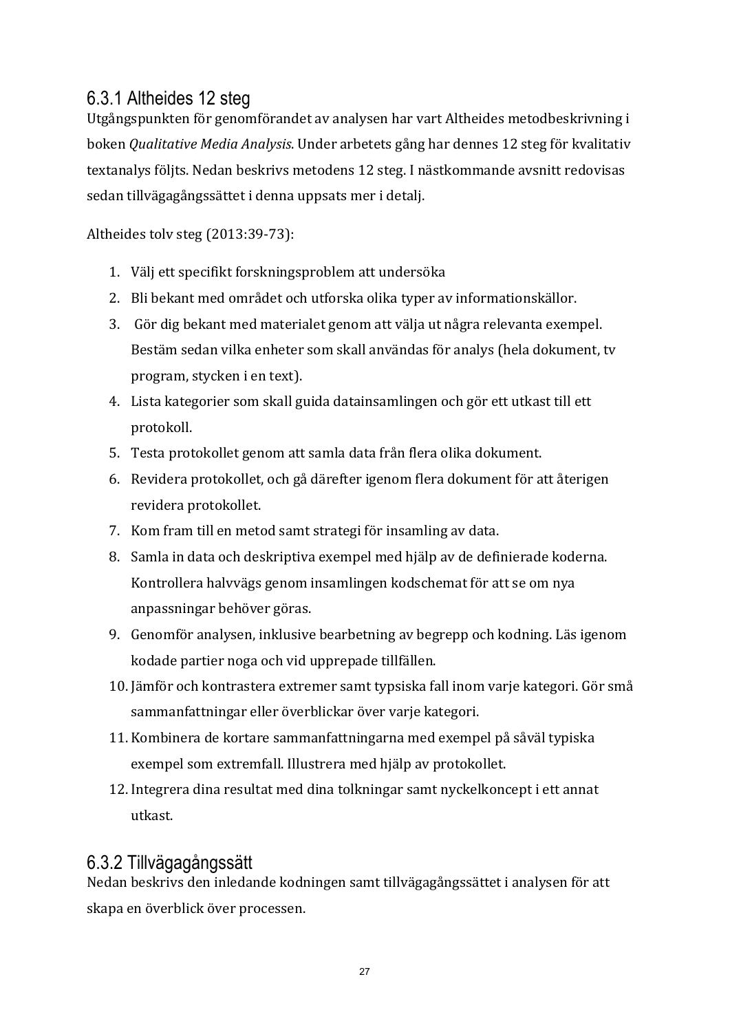### 6.3.1 Altheides 12 steg

Utgångspunkten för genomförandet av analysen har vart Altheides metodbeskrivning i boken *Qualitative Media Analysis*. Under arbetets gång har dennes 12 steg för kvalitativ textanalys följts. Nedan beskrivs metodens 12 steg. I nästkommande avsnitt redovisas sedan tillvägagångssättet i denna uppsats mer i detalj.

Altheides tolv steg (2013:39-73):

1. Välj ett specifikt forskningsproblem att undersöka
2. Bli bekant med området och utforska olika typer av informationskällor.
3. Gör dig bekant med materialet genom att välja ut några relevanta exempel. Bestäm sedan vilka enheter som skall användas för analys (hela dokument, tv program, stycken i en text).
4. Lista kategorier som skall guida datainsamlingen och gör ett utkast till ett protokoll.
5. Testa protokollet genom att samla data från flera olika dokument.
6. Revidera protokollet, och gå därefter igenom flera dokument för att återigen revidera protokollet.
7. Kom fram till en metod samt strategi för insamling av data.
8. Samla in data och deskriptiva exempel med hjälp av de definierade koderna. Kontrollera halvvägs genom insamlingen kodschemat för att se om nya anpassningar behöver göras.
9. Genomför analysen, inklusive bearbetning av begrepp och kodning. Läs igenom kodade partier noga och vid upprepade tillfällen.
10. Jämför och kontrastera extremer samt typsiska fall inom varje kategori. Gör små sammanfattningar eller överblickar över varje kategori.
11. Kombinera de kortare sammanfattningarna med exempel på såväl typiska exempel som extremfall. Illustrera med hjälp av protokollet.
12. Integrera dina resultat med dina tolkningar samt nyckelkoncept i ett annat utkast.

### 6.3.2 Tillvägagångssätt

Nedan beskrivs den inledande kodningen samt tillvägagångssättet i analysen för att skapa en överblick över processen.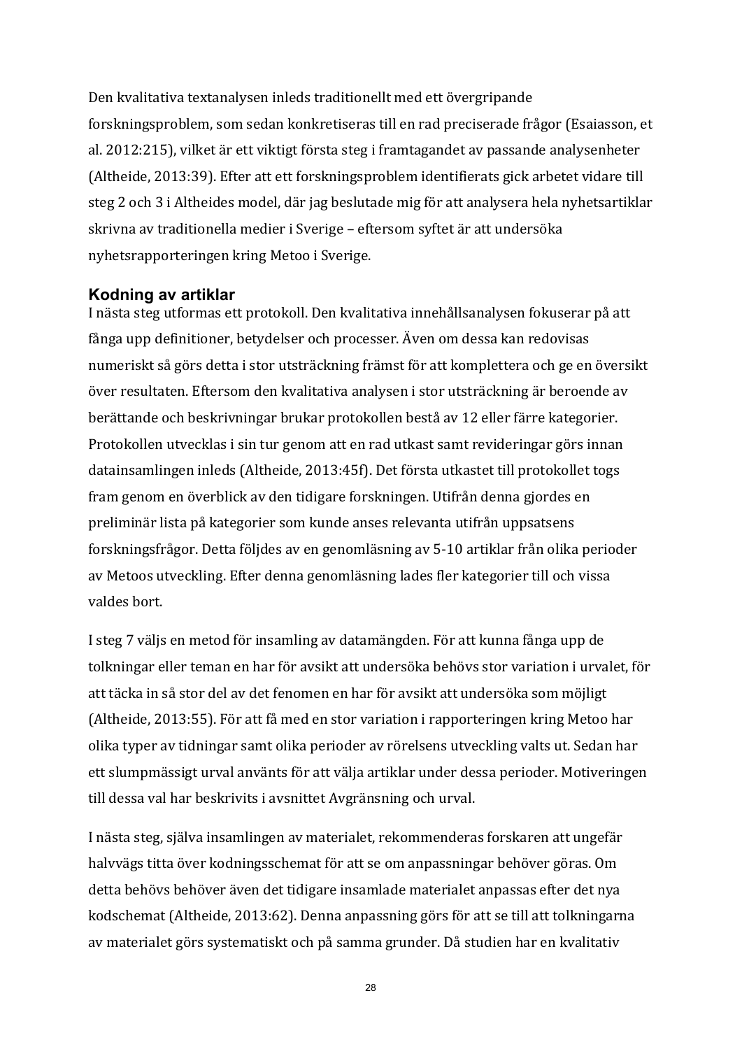Den kvalitativa textanalysen inleds traditionellt med ett övergripande forskningsproblem, som sedan konkretiseras till en rad preciserade frågor (Esaiasson, et al. 2012:215), vilket är ett viktigt första steg i framtagandet av passande analysenheter (Altheide, 2013:39). Efter att ett forskningsproblem identifierats gick arbetet vidare till steg 2 och 3 i Altheides model, där jag beslutade mig för att analysera hela nyhetsartiklar skrivna av traditionella medier i Sverige – eftersom syftet är att undersöka nyhetsrapporteringen kring Metoo i Sverige.

### Kodning av artiklar

I nästa steg utformas ett protokoll. Den kvalitativa innehållsanalysen fokuserar på att fånga upp definitioner, betydelser och processer. Även om dessa kan redovisas numeriskt så görs detta i stor utsträckning främst för att komplettera och ge en översikt över resultaten. Eftersom den kvalitativa analysen i stor utsträckning är beroende av berättande och beskrivningar brukar protokollen bestå av 12 eller färre kategorier. Protokollen utvecklas i sin tur genom att en rad utkast samt revideringar görs innan datainsamlingen inleds (Altheide, 2013:45f). Det första utkastet till protokollet togs fram genom en överblick av den tidigare forskningen. Utifrån denna gjordes en preliminär lista på kategorier som kunde anses relevanta utifrån uppsatsens forskningsfrågor. Detta följdes av en genomläsning av 5-10 artiklar från olika perioder av Metoos utveckling. Efter denna genomläsning lades fler kategorier till och vissa valdes bort.

I steg 7 väljs en metod för insamling av datamängden. För att kunna fånga upp de tolkningar eller teman en har för avsikt att undersöka behövs stor variation i urvalet, för att täcka in så stor del av det fenomen en har för avsikt att undersöka som möjligt (Altheide, 2013:55). För att få med en stor variation i rapporteringen kring Metoo har olika typer av tidningar samt olika perioder av rörelsens utveckling valts ut. Sedan har ett slumpmässigt urval använts för att välja artiklar under dessa perioder. Motiveringen till dessa val har beskrivits i avsnittet Avgränsning och urval.

I nästa steg, själva insamlingen av materialet, rekommenderas forskaren att ungefär halvvägs titta över kodningsschemat för att se om anpassningar behöver göras. Om detta behövs behöver även det tidigare insamlade materialet anpassas efter det nya kodschemat (Altheide, 2013:62). Denna anpassning görs för att se till att tolkningarna av materialet görs systematiskt och på samma grunder. Då studien har en kvalitativ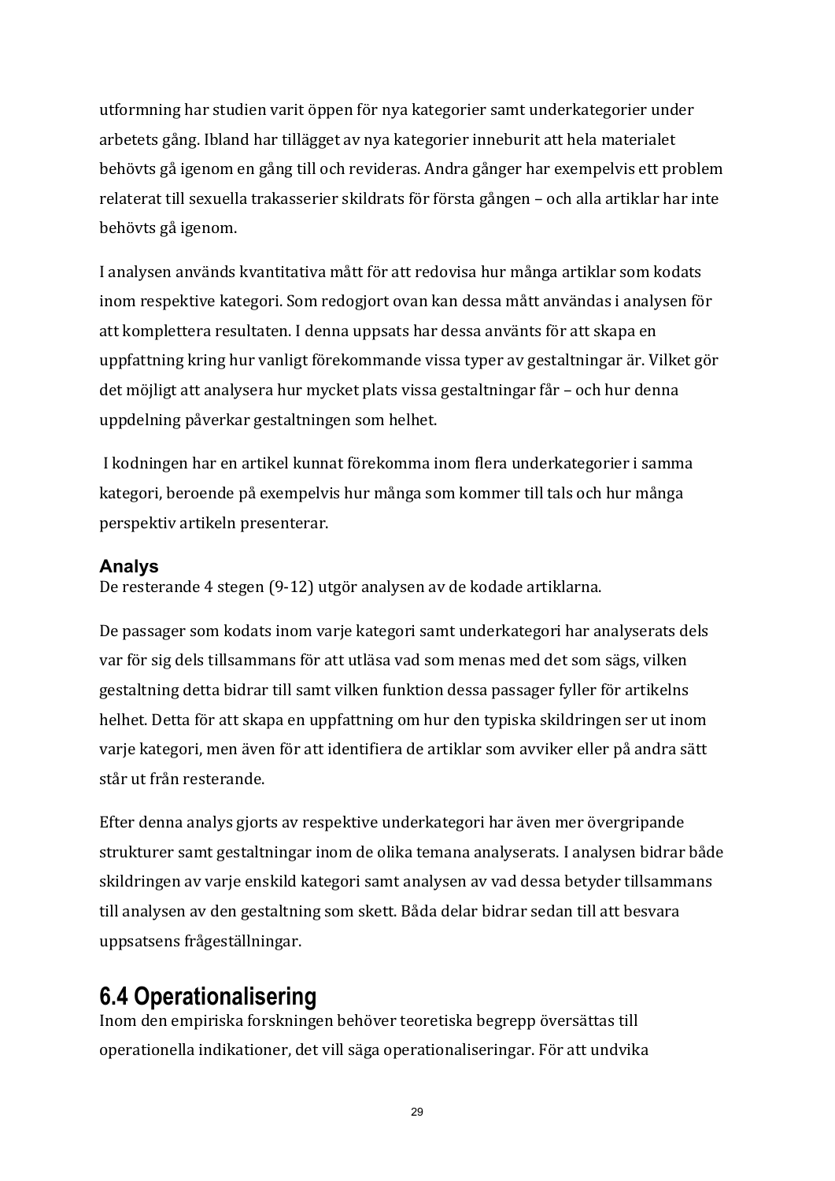utformning har studien varit öppen för nya kategorier samt underkategorier under arbetets gång. Ibland har tillägget av nya kategorier inneburit att hela materialet behövts gå igenom en gång till och revideras. Andra gånger har exempelvis ett problem relaterat till sexuella trakasserier skildrats för första gången – och alla artiklar har inte behövts gå igenom.

I analysen används kvantitativa mått för att redovisa hur många artiklar som kodats inom respektive kategori. Som redogjort ovan kan dessa mått användas i analysen för att komplettera resultaten. I denna uppsats har dessa använts för att skapa en uppfattning kring hur vanligt förekommande vissa typer av gestaltningar är. Vilket gör det möjligt att analysera hur mycket plats vissa gestaltningar får – och hur denna uppdelning påverkar gestaltningen som helhet.

I kodningen har en artikel kunnat förekomma inom flera underkategorier i samma kategori, beroende på exempelvis hur många som kommer till tals och hur många perspektiv artikeln presenterar.

### Analys

De resterande 4 stegen (9-12) utgör analysen av de kodade artiklarna.

De passager som kodats inom varje kategori samt underkategori har analyserats dels var för sig dels tillsammans för att utläsa vad som menas med det som sägs, vilken gestaltning detta bidrar till samt vilken funktion dessa passager fyller för artikelns helhet. Detta för att skapa en uppfattning om hur den typiska skildringen ser ut inom varje kategori, men även för att identifiera de artiklar som avviker eller på andra sätt står ut från resterande.

Efter denna analys gjorts av respektive underkategori har även mer övergripande strukturer samt gestaltningar inom de olika temana analyserats. I analysen bidrar både skildringen av varje enskild kategori samt analysen av vad dessa betyder tillsammans till analysen av den gestaltning som skett. Båda delar bidrar sedan till att besvara uppsatsens frågeställningar.

## 6.4 Operationalisering

Inom den empiriska forskningen behöver teoretiska begrepp översättas till operationella indikationer, det vill säga operationaliseringar. För att undvika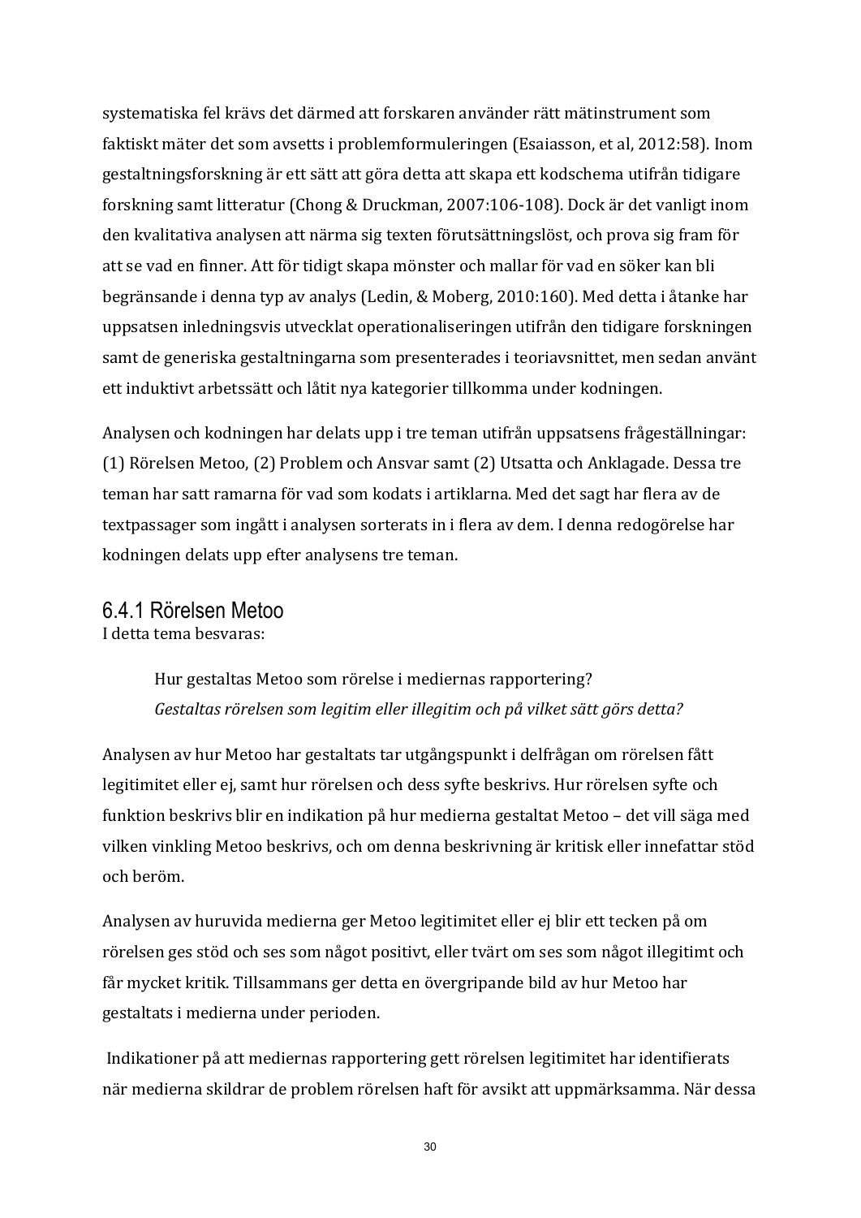systematiska fel krävs det därmed att forskaren använder rätt mätinstrument som faktiskt mäter det som avsetts i problemformuleringen (Esaiasson, et al, 2012:58). Inom gestaltningsforskning är ett sätt att göra detta att skapa ett kodschema utifrån tidigare forskning samt litteratur (Chong & Druckman, 2007:106-108). Dock är det vanligt inom den kvalitativa analysen att närma sig texten förutsättningslöst, och prova sig fram för att se vad en finner. Att för tidigt skapa mönster och mallar för vad en söker kan bli begränsande i denna typ av analys (Ledin, & Moberg, 2010:160). Med detta i åtanke har uppsatsen inledningsvis utvecklat operationaliseringen utifrån den tidigare forskningen samt de generiska gestaltningarna som presenterades i teoriavsnittet, men sedan använt ett induktivt arbetssätt och låtit nya kategorier tillkomma under kodningen.

Analysen och kodningen har delats upp i tre teman utifrån uppsatsens frågeställningar: (1) Rörelsen Metoo, (2) Problem och Ansvar samt (2) Utsatta och Anklagade. Dessa tre teman har satt ramarna för vad som kodats i artiklarna. Med det sagt har flera av de textpassager som ingått i analysen sorterats in i flera av dem. I denna redogörelse har kodningen delats upp efter analysens tre teman.

### 6.4.1 Rörelsen Metoo

I detta tema besvaras:

> Hur gestaltas Metoo som rörelse i mediernas rapportering?
> *Gestaltas rörelsen som legitim eller illegitim och på vilket sätt görs detta?*

Analysen av hur Metoo har gestaltats tar utgångspunkt i delfrågan om rörelsen fått legitimitet eller ej, samt hur rörelsen och dess syfte beskrivs. Hur rörelsen syfte och funktion beskrivs blir en indikation på hur medierna gestaltat Metoo – det vill säga med vilken vinkling Metoo beskrivs, och om denna beskrivning är kritisk eller innefattar stöd och beröm.

Analysen av huruvida medierna ger Metoo legitimitet eller ej blir ett tecken på om rörelsen ges stöd och ses som något positivt, eller tvärt om ses som något illegitimt och får mycket kritik. Tillsammans ger detta en övergripande bild av hur Metoo har gestaltats i medierna under perioden.

Indikationer på att mediernas rapportering gett rörelsen legitimitet har identifierats när medierna skildrar de problem rörelsen haft för avsikt att uppmärksamma. När dessa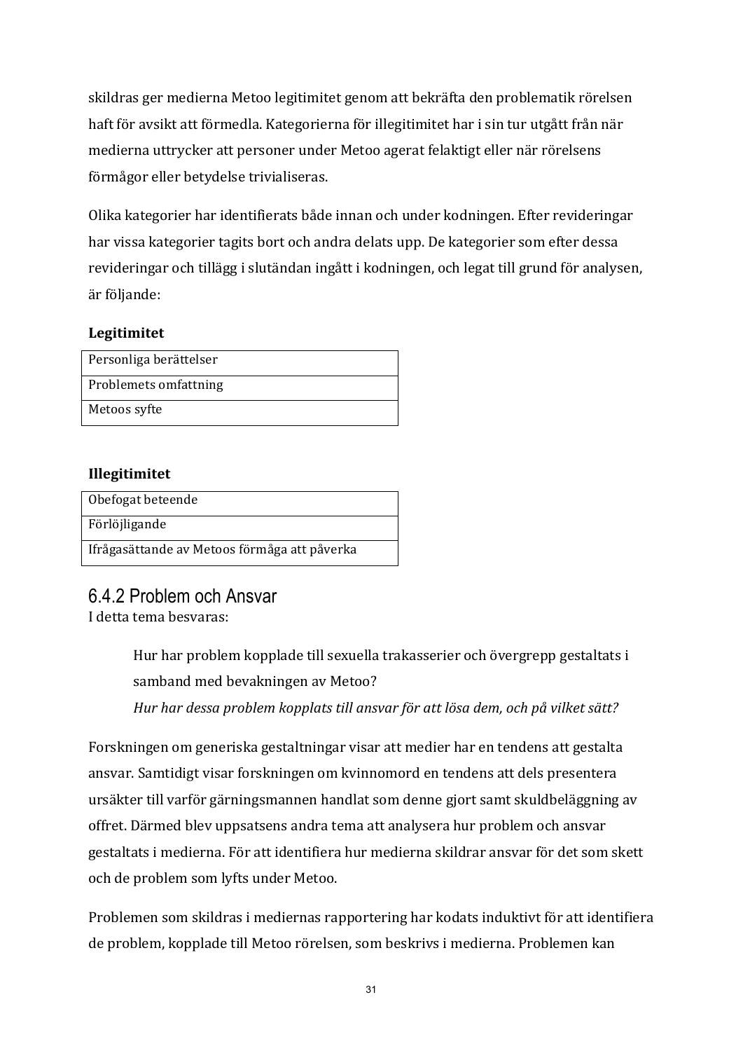skildras ger medierna Metoo legitimitet genom att bekräfta den problematik rörelsen haft för avsikt att förmedla. Kategorierna för illegitimitet har i sin tur utgått från när medierna uttrycker att personer under Metoo agerat felaktigt eller när rörelsens förmågor eller betydelse trivialiseras.

Olika kategorier har identifierats både innan och under kodningen. Efter revideringar har vissa kategorier tagits bort och andra delats upp. De kategorier som efter dessa revideringar och tillägg i slutändan ingått i kodningen, och legat till grund för analysen, är följande:

**Legitimitet**

| Personliga berättelser |
|---|
| Problemets omfattning |
| Metoos syfte |

**Illegitimitet**

| Obefogat beteende |
|---|
| Förlöjligande |
| Ifrågasättande av Metoos förmåga att påverka |

### 6.4.2 Problem och Ansvar

I detta tema besvaras:

> Hur har problem kopplade till sexuella trakasserier och övergrepp gestaltats i samband med bevakningen av Metoo?
> *Hur har dessa problem kopplats till ansvar för att lösa dem, och på vilket sätt?*

Forskningen om generiska gestaltningar visar att medier har en tendens att gestalta ansvar. Samtidigt visar forskningen om kvinnomord en tendens att dels presentera ursäkter till varför gärningsmannen handlat som denne gjort samt skuldbeläggning av offret. Därmed blev uppsatsens andra tema att analysera hur problem och ansvar gestaltats i medierna. För att identifiera hur medierna skildrar ansvar för det som skett och de problem som lyfts under Metoo.

Problemen som skildras i mediernas rapportering har kodats induktivt för att identifiera de problem, kopplade till Metoo rörelsen, som beskrivs i medierna. Problemen kan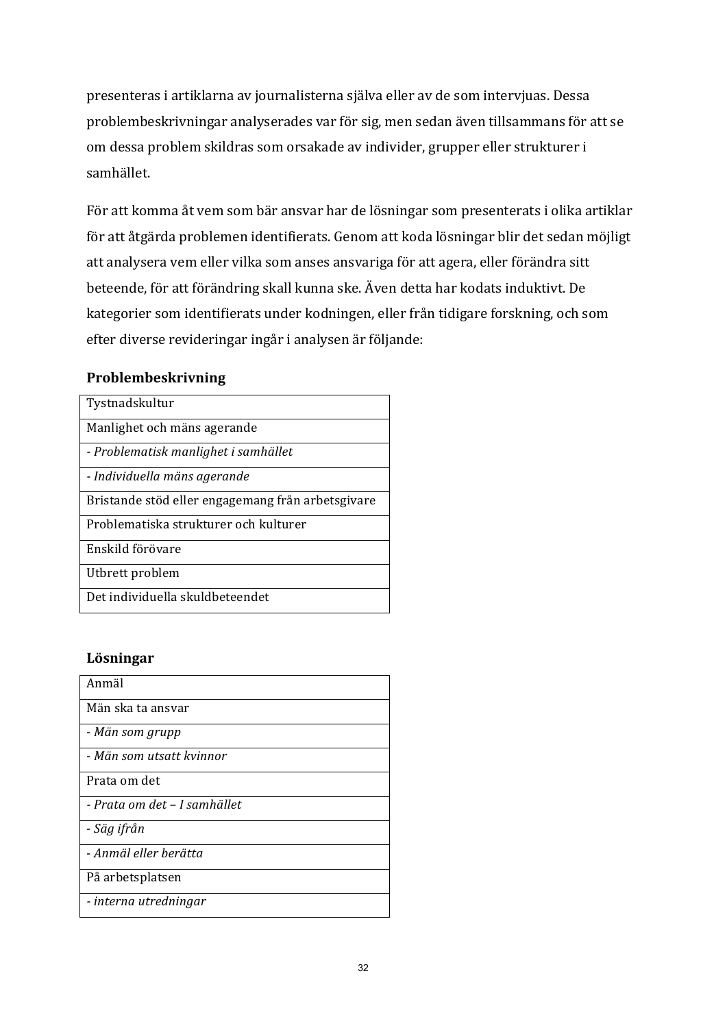presenteras i artiklarna av journalisterna själva eller av de som intervjuas. Dessa problembeskrivningar analyserades var för sig, men sedan även tillsammans för att se om dessa problem skildras som orsakade av individer, grupper eller strukturer i samhället.

För att komma åt vem som bär ansvar har de lösningar som presenterats i olika artiklar för att åtgärda problemen identifierats. Genom att koda lösningar blir det sedan möjligt att analysera vem eller vilka som anses ansvariga för att agera, eller förändra sitt beteende, för att förändring skall kunna ske. Även detta har kodats induktivt. De kategorier som identifierats under kodningen, eller från tidigare forskning, och som efter diverse revideringar ingår i analysen är följande:

**Problembeskrivning**

| Tystnadskultur |
|---|
| Manlighet och mäns agerande |
| *- Problematisk manlighet i samhället* |
| *- Individuella mäns agerande* |
| Bristande stöd eller engagemang från arbetsgivare |
| Problematiska strukturer och kulturer |
| Enskild förövare |
| Utbrett problem |
| Det individuella skuldbeteendet |

**Lösningar**

| Anmäl |
|---|
| Män ska ta ansvar |
| *- Män som grupp* |
| *- Män som utsatt kvinnor* |
| Prata om det |
| *- Prata om det – I samhället* |
| *- Säg ifrån* |
| *- Anmäl eller berätta* |
| På arbetsplatsen |
| *- interna utredningar* |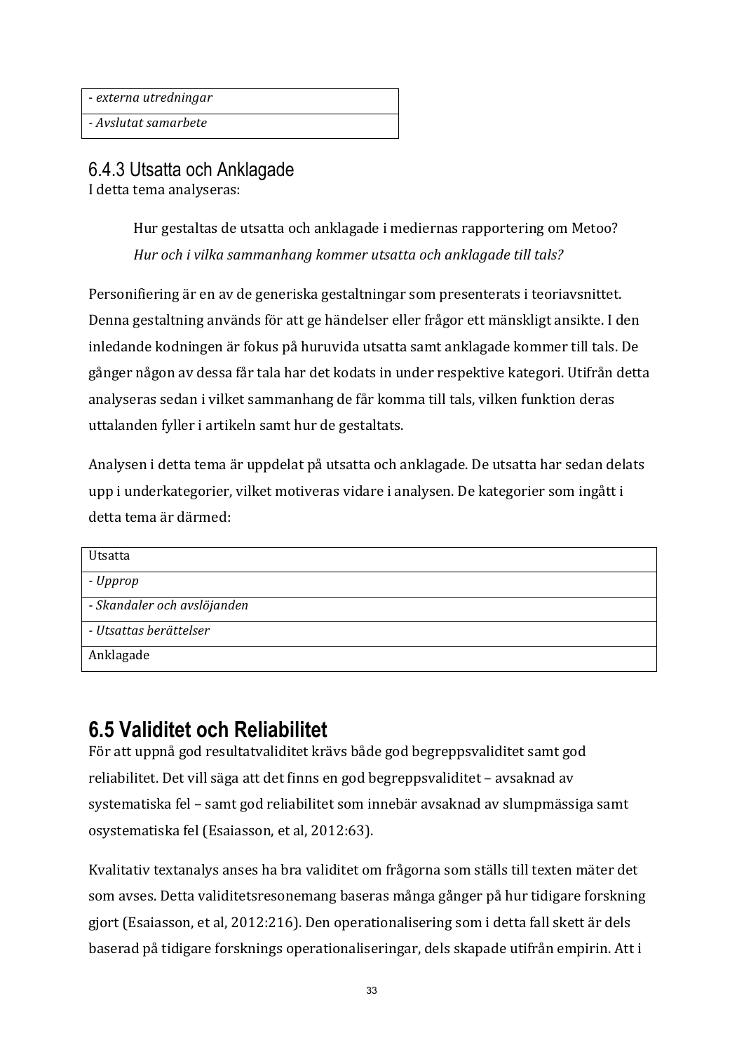| - *externa utredningar* |
|---|
| - *Avslutat samarbete* |

### 6.4.3 Utsatta och Anklagade

I detta tema analyseras:

> Hur gestaltas de utsatta och anklagade i mediernas rapportering om Metoo?
> *Hur och i vilka sammanhang kommer utsatta och anklagade till tals?*

Personifiering är en av de generiska gestaltningar som presenterats i teoriavsnittet. Denna gestaltning används för att ge händelser eller frågor ett mänskligt ansikte. I den inledande kodningen är fokus på huruvida utsatta samt anklagade kommer till tals. De gånger någon av dessa får tala har det kodats in under respektive kategori. Utifrån detta analyseras sedan i vilket sammanhang de får komma till tals, vilken funktion deras uttalanden fyller i artikeln samt hur de gestaltats.

Analysen i detta tema är uppdelat på utsatta och anklagade. De utsatta har sedan delats upp i underkategorier, vilket motiveras vidare i analysen. De kategorier som ingått i detta tema är därmed:

| Utsatta |
|---|
| - *Upprop* |
| - *Skandaler och avslöjanden* |
| - *Utsattas berättelser* |
| Anklagade |

## 6.5 Validitet och Reliabilitet

För att uppnå god resultatvaliditet krävs både god begreppsvaliditet samt god reliabilitet. Det vill säga att det finns en god begreppsvaliditet – avsaknad av systematiska fel – samt god reliabilitet som innebär avsaknad av slumpmässiga samt osystematiska fel (Esaiasson, et al, 2012:63).

Kvalitativ textanalys anses ha bra validitet om frågorna som ställs till texten mäter det som avses. Detta validitetsresonemang baseras många gånger på hur tidigare forskning gjort (Esaiasson, et al, 2012:216). Den operationalisering som i detta fall skett är dels baserad på tidigare forsknings operationaliseringar, dels skapade utifrån empirin. Att i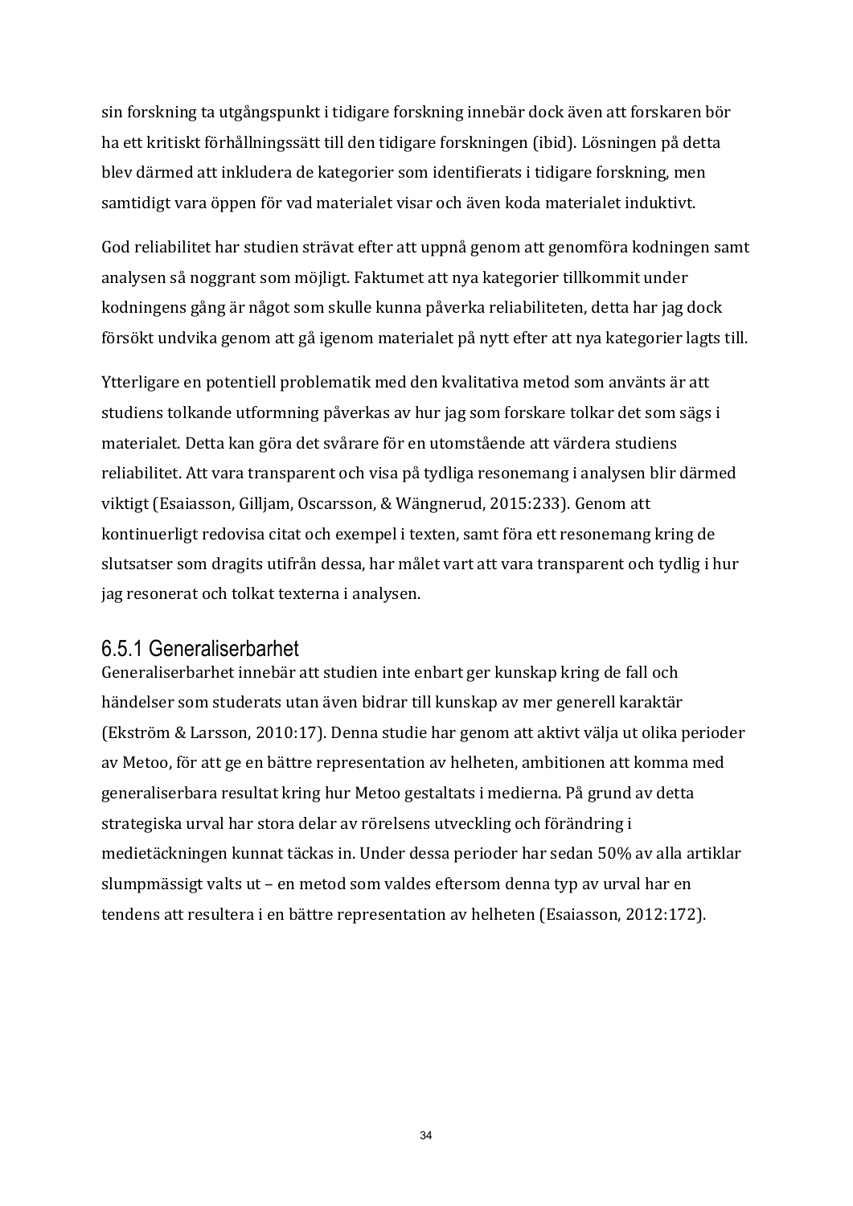sin forskning ta utgångspunkt i tidigare forskning innebär dock även att forskaren bör ha ett kritiskt förhållningssätt till den tidigare forskningen (ibid). Lösningen på detta blev därmed att inkludera de kategorier som identifierats i tidigare forskning, men samtidigt vara öppen för vad materialet visar och även koda materialet induktivt.

God reliabilitet har studien strävat efter att uppnå genom att genomföra kodningen samt analysen så noggrant som möjligt. Faktumet att nya kategorier tillkommit under kodningens gång är något som skulle kunna påverka reliabiliteten, detta har jag dock försökt undvika genom att gå igenom materialet på nytt efter att nya kategorier lagts till.

Ytterligare en potentiell problematik med den kvalitativa metod som använts är att studiens tolkande utformning påverkas av hur jag som forskare tolkar det som sägs i materialet. Detta kan göra det svårare för en utomstående att värdera studiens reliabilitet. Att vara transparent och visa på tydliga resonemang i analysen blir därmed viktigt (Esaiasson, Gilljam, Oscarsson, & Wängnerud, 2015:233). Genom att kontinuerligt redovisa citat och exempel i texten, samt föra ett resonemang kring de slutsatser som dragits utifrån dessa, har målet vart att vara transparent och tydlig i hur jag resonerat och tolkat texterna i analysen.

### 6.5.1 Generaliserbarhet

Generaliserbarhet innebär att studien inte enbart ger kunskap kring de fall och händelser som studerats utan även bidrar till kunskap av mer generell karaktär (Ekström & Larsson, 2010:17). Denna studie har genom att aktivt välja ut olika perioder av Metoo, för att ge en bättre representation av helheten, ambitionen att komma med generaliserbara resultat kring hur Metoo gestaltats i medierna. På grund av detta strategiska urval har stora delar av rörelsens utveckling och förändring i medietäckningen kunnat täckas in. Under dessa perioder har sedan 50% av alla artiklar slumpmässigt valts ut – en metod som valdes eftersom denna typ av urval har en tendens att resultera i en bättre representation av helheten (Esaiasson, 2012:172).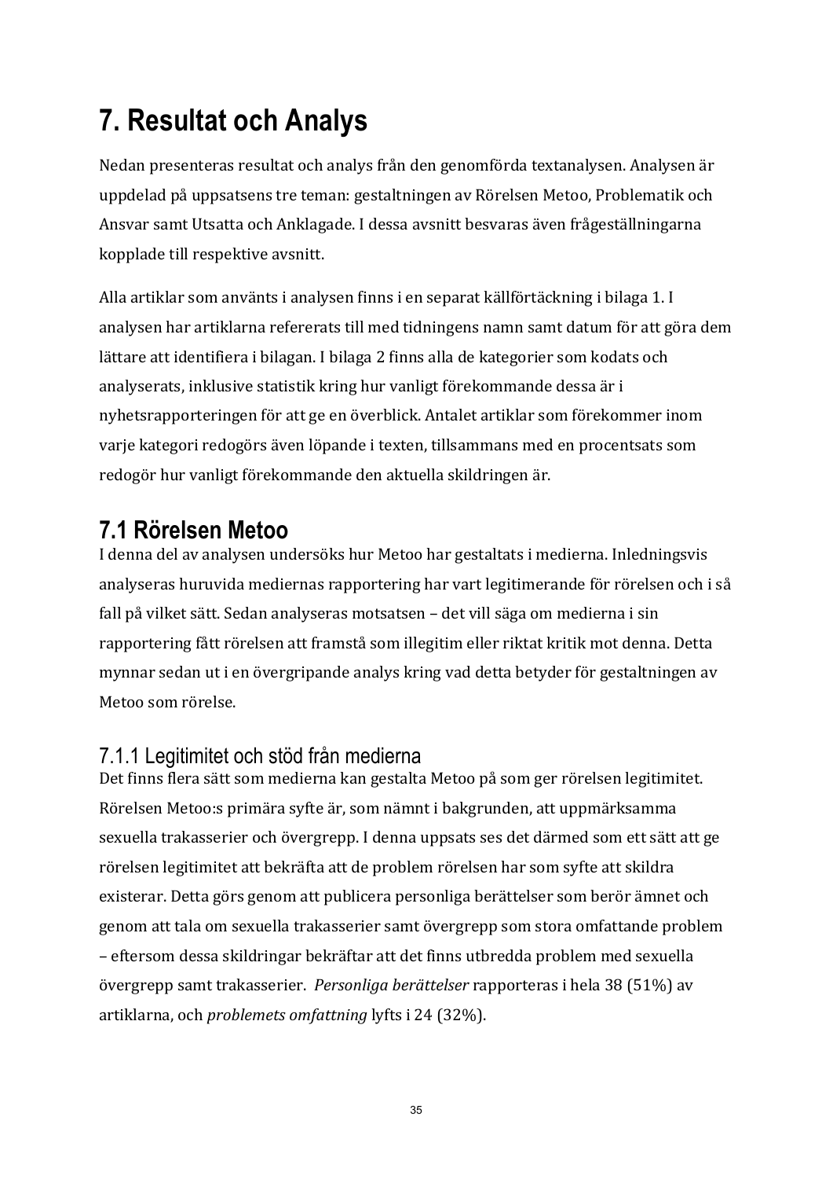# 7. Resultat och Analys

Nedan presenteras resultat och analys från den genomförda textanalysen. Analysen är uppdelad på uppsatsens tre teman: gestaltningen av Rörelsen Metoo, Problematik och Ansvar samt Utsatta och Anklagade. I dessa avsnitt besvaras även frågeställningarna kopplade till respektive avsnitt.

Alla artiklar som använts i analysen finns i en separat källförtäckning i bilaga 1. I analysen har artiklarna refererats till med tidningens namn samt datum för att göra dem lättare att identifiera i bilagan. I bilaga 2 finns alla de kategorier som kodats och analyserats, inklusive statistik kring hur vanligt förekommande dessa är i nyhetsrapporteringen för att ge en överblick. Antalet artiklar som förekommer inom varje kategori redogörs även löpande i texten, tillsammans med en procentsats som redogör hur vanligt förekommande den aktuella skildringen är.

## 7.1 Rörelsen Metoo

I denna del av analysen undersöks hur Metoo har gestaltats i medierna. Inledningsvis analyseras huruvida mediernas rapportering har vart legitimerande för rörelsen och i så fall på vilket sätt. Sedan analyseras motsatsen – det vill säga om medierna i sin rapportering fått rörelsen att framstå som illegitim eller riktat kritik mot denna. Detta mynnar sedan ut i en övergripande analys kring vad detta betyder för gestaltningen av Metoo som rörelse.

### 7.1.1 Legitimitet och stöd från medierna

Det finns flera sätt som medierna kan gestalta Metoo på som ger rörelsen legitimitet. Rörelsen Metoo:s primära syfte är, som nämnt i bakgrunden, att uppmärksamma sexuella trakasserier och övergrepp. I denna uppsats ses det därmed som ett sätt att ge rörelsen legitimitet att bekräfta att de problem rörelsen har som syfte att skildra existerar. Detta görs genom att publicera personliga berättelser som berör ämnet och genom att tala om sexuella trakasserier samt övergrepp som stora omfattande problem – eftersom dessa skildringar bekräftar att det finns utbredda problem med sexuella övergrepp samt trakasserier. *Personliga berättelser* rapporteras i hela 38 (51%) av artiklarna, och *problemets omfattning* lyfts i 24 (32%).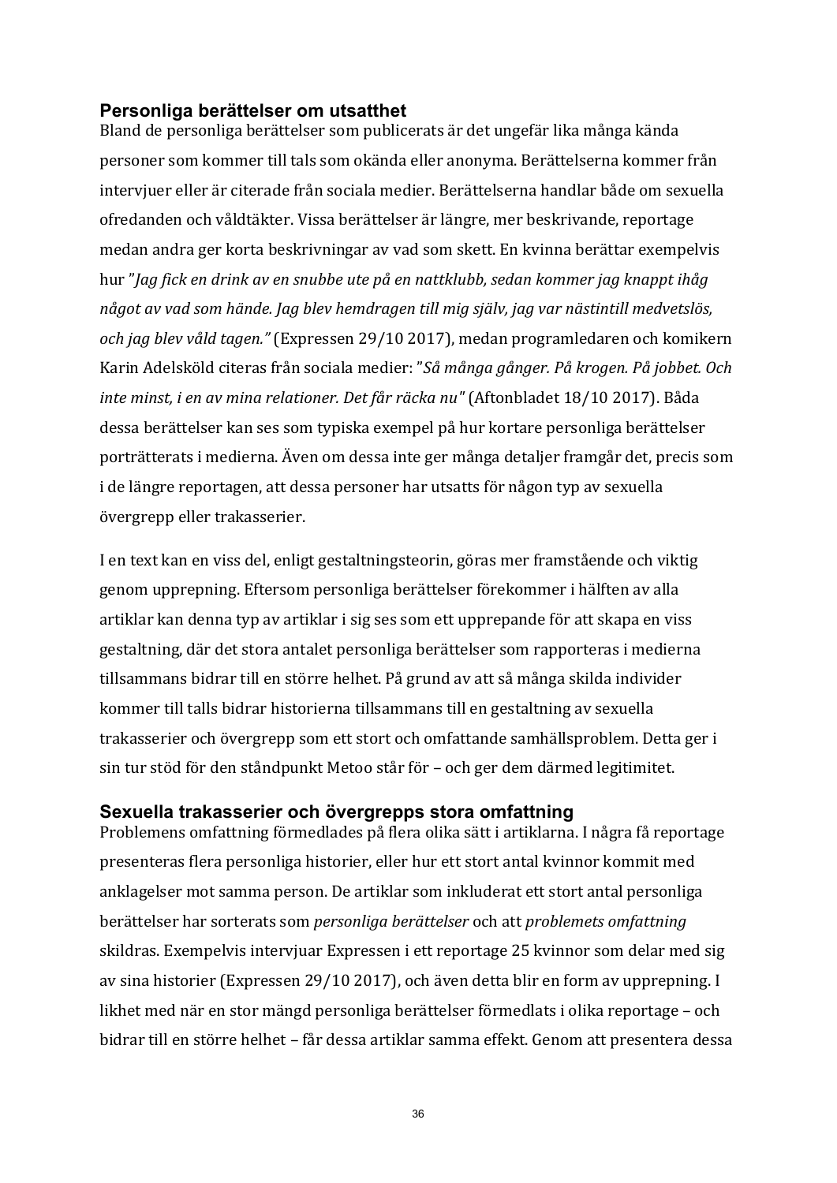### Personliga berättelser om utsatthet

Bland de personliga berättelser som publicerats är det ungefär lika många kända personer som kommer till tals som okända eller anonyma. Berättelserna kommer från intervjuer eller är citerade från sociala medier. Berättelserna handlar både om sexuella ofredanden och våldtäkter. Vissa berättelser är längre, mer beskrivande, reportage medan andra ger korta beskrivningar av vad som skett. En kvinna berättar exempelvis hur *"Jag fick en drink av en snubbe ute på en nattklubb, sedan kommer jag knappt ihåg något av vad som hände. Jag blev hemdragen till mig själv, jag var nästintill medvetslös, och jag blev våld tagen."* (Expressen 29/10 2017), medan programledaren och komikern Karin Adelsköld citeras från sociala medier: *"Så många gånger. På krogen. På jobbet. Och inte minst, i en av mina relationer. Det får räcka nu"* (Aftonbladet 18/10 2017). Båda dessa berättelser kan ses som typiska exempel på hur kortare personliga berättelser porträtterats i medierna. Även om dessa inte ger många detaljer framgår det, precis som i de längre reportagen, att dessa personer har utsatts för någon typ av sexuella övergrepp eller trakasserier.

I en text kan en viss del, enligt gestaltningsteorin, göras mer framstående och viktig genom upprepning. Eftersom personliga berättelser förekommer i hälften av alla artiklar kan denna typ av artiklar i sig ses som ett upprepande för att skapa en viss gestaltning, där det stora antalet personliga berättelser som rapporteras i medierna tillsammans bidrar till en större helhet. På grund av att så många skilda individer kommer till talls bidrar historierna tillsammans till en gestaltning av sexuella trakasserier och övergrepp som ett stort och omfattande samhällsproblem. Detta ger i sin tur stöd för den ståndpunkt Metoo står för – och ger dem därmed legitimitet.

### Sexuella trakasserier och övergrepps stora omfattning

Problemens omfattning förmedlades på flera olika sätt i artiklarna. I några få reportage presenteras flera personliga historier, eller hur ett stort antal kvinnor kommit med anklagelser mot samma person. De artiklar som inkluderat ett stort antal personliga berättelser har sorterats som *personliga berättelser* och att *problemets omfattning* skildras. Exempelvis intervjuar Expressen i ett reportage 25 kvinnor som delar med sig av sina historier (Expressen 29/10 2017), och även detta blir en form av upprepning. I likhet med när en stor mängd personliga berättelser förmedlats i olika reportage – och bidrar till en större helhet – får dessa artiklar samma effekt. Genom att presentera dessa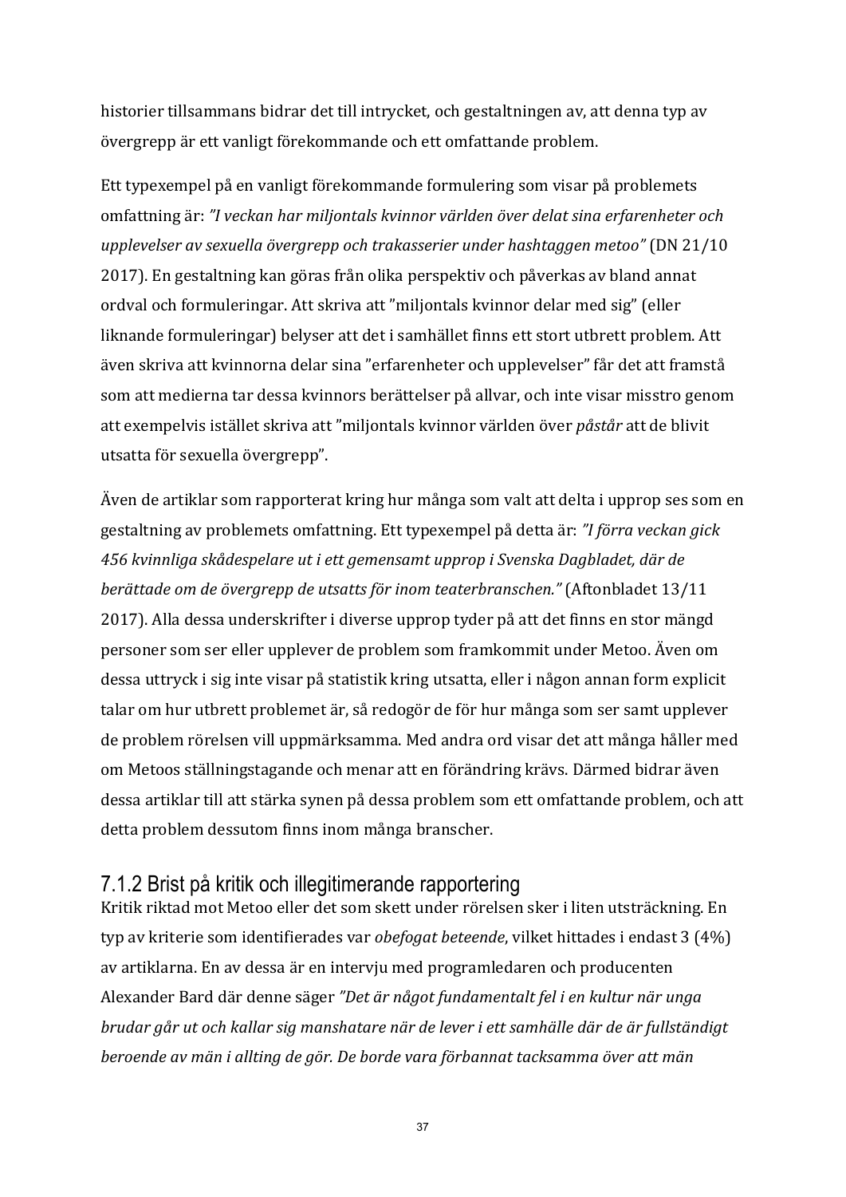historier tillsammans bidrar det till intrycket, och gestaltningen av, att denna typ av övergrepp är ett vanligt förekommande och ett omfattande problem.

Ett typexempel på en vanligt förekommande formulering som visar på problemets omfattning är: *"I veckan har miljontals kvinnor världen över delat sina erfarenheter och upplevelser av sexuella övergrepp och trakasserier under hashtaggen metoo"* (DN 21/10 2017). En gestaltning kan göras från olika perspektiv och påverkas av bland annat ordval och formuleringar. Att skriva att "miljontals kvinnor delar med sig" (eller liknande formuleringar) belyser att det i samhället finns ett stort utbrett problem. Att även skriva att kvinnorna delar sina "erfarenheter och upplevelser" får det att framstå som att medierna tar dessa kvinnors berättelser på allvar, och inte visar misstro genom att exempelvis istället skriva att "miljontals kvinnor världen över *påstår* att de blivit utsatta för sexuella övergrepp".

Även de artiklar som rapporterat kring hur många som valt att delta i upprop ses som en gestaltning av problemets omfattning. Ett typexempel på detta är: *"I förra veckan gick 456 kvinnliga skådespelare ut i ett gemensamt upprop i Svenska Dagbladet, där de berättade om de övergrepp de utsatts för inom teaterbranschen."* (Aftonbladet 13/11 2017). Alla dessa underskrifter i diverse upprop tyder på att det finns en stor mängd personer som ser eller upplever de problem som framkommit under Metoo. Även om dessa uttryck i sig inte visar på statistik kring utsatta, eller i någon annan form explicit talar om hur utbrett problemet är, så redogör de för hur många som ser samt upplever de problem rörelsen vill uppmärksamma. Med andra ord visar det att många håller med om Metoos ställningstagande och menar att en förändring krävs. Därmed bidrar även dessa artiklar till att stärka synen på dessa problem som ett omfattande problem, och att detta problem dessutom finns inom många branscher.

### 7.1.2 Brist på kritik och illegitimerande rapportering

Kritik riktad mot Metoo eller det som skett under rörelsen sker i liten utsträckning. En typ av kriterie som identifierades var *obefogat beteende*, vilket hittades i endast 3 (4%) av artiklarna. En av dessa är en intervju med programledaren och producenten Alexander Bard där denne säger *"Det är något fundamentalt fel i en kultur när unga brudar går ut och kallar sig manshatare när de lever i ett samhälle där de är fullständigt beroende av män i allting de gör. De borde vara förbannat tacksamma över att män*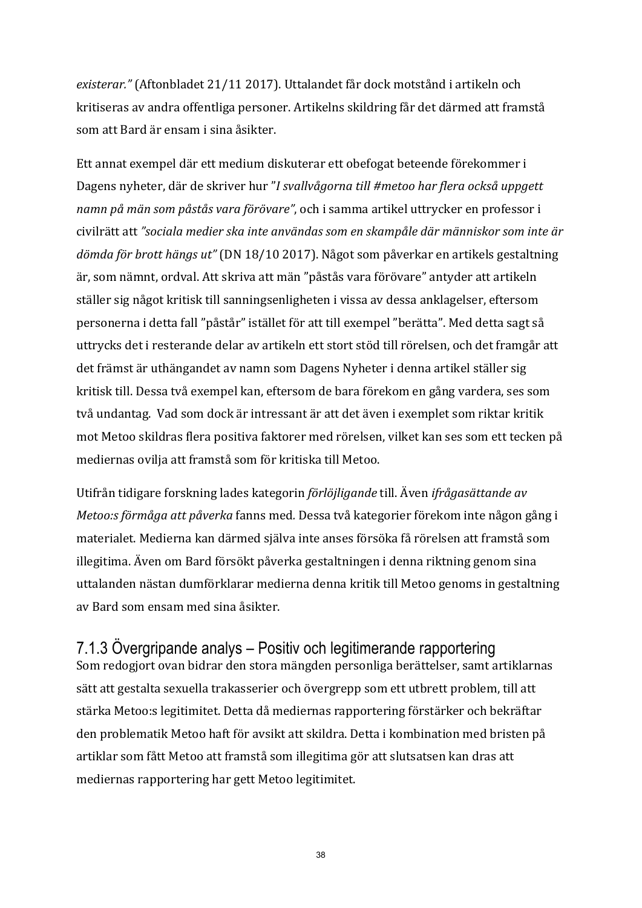*existerar."* (Aftonbladet 21/11 2017). Uttalandet får dock motstånd i artikeln och kritiseras av andra offentliga personer. Artikelns skildring får det därmed att framstå som att Bard är ensam i sina åsikter.

Ett annat exempel där ett medium diskuterar ett obefogat beteende förekommer i Dagens nyheter, där de skriver hur *"I svallvågorna till #metoo har flera också uppgett namn på män som påstås vara förövare"*, och i samma artikel uttrycker en professor i civilrätt att *"sociala medier ska inte användas som en skampåle där människor som inte är dömda för brott hängs ut"* (DN 18/10 2017). Något som påverkar en artikels gestaltning är, som nämnt, ordval. Att skriva att män "påstås vara förövare" antyder att artikeln ställer sig något kritisk till sanningsenligheten i vissa av dessa anklagelser, eftersom personerna i detta fall "påstår" istället för att till exempel "berätta". Med detta sagt så uttrycks det i resterande delar av artikeln ett stort stöd till rörelsen, och det framgår att det främst är uthängandet av namn som Dagens Nyheter i denna artikel ställer sig kritisk till. Dessa två exempel kan, eftersom de bara förekom en gång vardera, ses som två undantag. Vad som dock är intressant är att det även i exemplet som riktar kritik mot Metoo skildras flera positiva faktorer med rörelsen, vilket kan ses som ett tecken på mediernas ovilja att framstå som för kritiska till Metoo.

Utifrån tidigare forskning lades kategorin *förlöjligande* till. Även *ifrågasättande av Metoo:s förmåga att påverka* fanns med. Dessa två kategorier förekom inte någon gång i materialet. Medierna kan därmed själva inte anses försöka få rörelsen att framstå som illegitima. Även om Bard försökt påverka gestaltningen i denna riktning genom sina uttalanden nästan dumförklarar medierna denna kritik till Metoo genoms in gestaltning av Bard som ensam med sina åsikter.

### 7.1.3 Övergripande analys – Positiv och legitimerande rapportering

Som redogjort ovan bidrar den stora mängden personliga berättelser, samt artiklarnas sätt att gestalta sexuella trakasserier och övergrepp som ett utbrett problem, till att stärka Metoo:s legitimitet. Detta då mediernas rapportering förstärker och bekräftar den problematik Metoo haft för avsikt att skildra. Detta i kombination med bristen på artiklar som fått Metoo att framstå som illegitima gör att slutsatsen kan dras att mediernas rapportering har gett Metoo legitimitet.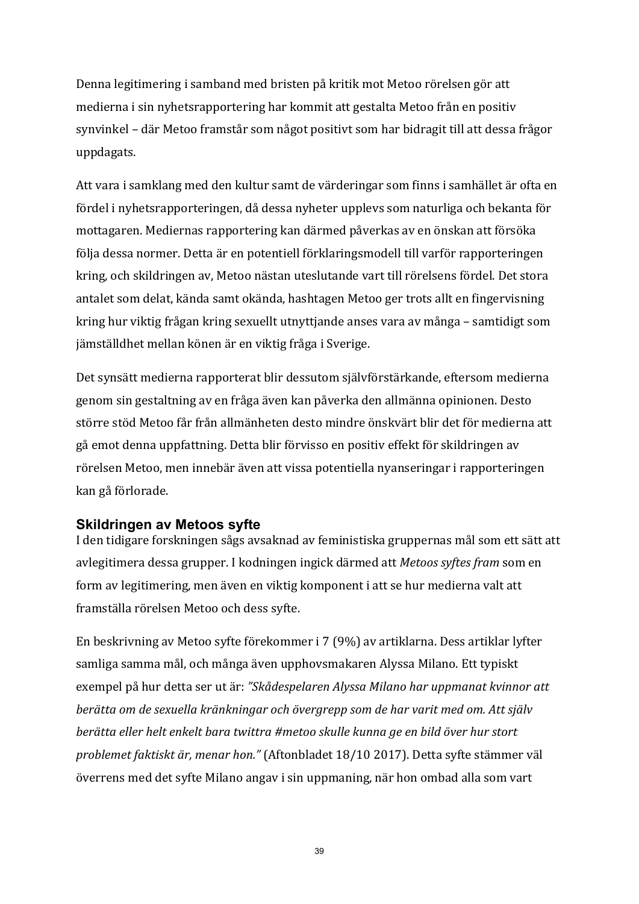Denna legitimering i samband med bristen på kritik mot Metoo rörelsen gör att medierna i sin nyhetsrapportering har kommit att gestalta Metoo från en positiv synvinkel – där Metoo framstår som något positivt som har bidragit till att dessa frågor uppdagats.

Att vara i samklang med den kultur samt de värderingar som finns i samhället är ofta en fördel i nyhetsrapporteringen, då dessa nyheter upplevs som naturliga och bekanta för mottagaren. Mediernas rapportering kan därmed påverkas av en önskan att försöka följa dessa normer. Detta är en potentiell förklaringsmodell till varför rapporteringen kring, och skildringen av, Metoo nästan uteslutande vart till rörelsens fördel. Det stora antalet som delat, kända samt okända, hashtagen Metoo ger trots allt en fingervisning kring hur viktig frågan kring sexuellt utnyttjande anses vara av många – samtidigt som jämställdhet mellan könen är en viktig fråga i Sverige.

Det synsätt medierna rapporterat blir dessutom självförstärkande, eftersom medierna genom sin gestaltning av en fråga även kan påverka den allmänna opinionen. Desto större stöd Metoo får från allmänheten desto mindre önskvärt blir det för medierna att gå emot denna uppfattning. Detta blir förvisso en positiv effekt för skildringen av rörelsen Metoo, men innebär även att vissa potentiella nyanseringar i rapporteringen kan gå förlorade.

## Skildringen av Metoos syfte

I den tidigare forskningen sågs avsaknad av feministiska gruppernas mål som ett sätt att avlegitimera dessa grupper. I kodningen ingick därmed att *Metoos syftes fram* som en form av legitimering, men även en viktig komponent i att se hur medierna valt att framställa rörelsen Metoo och dess syfte.

En beskrivning av Metoo syfte förekommer i 7 (9%) av artiklarna. Dess artiklar lyfter samliga samma mål, och många även upphovsmakaren Alyssa Milano. Ett typiskt exempel på hur detta ser ut är: *"Skådespelaren Alyssa Milano har uppmanat kvinnor att berätta om de sexuella kränkningar och övergrepp som de har varit med om. Att själv berätta eller helt enkelt bara twittra #metoo skulle kunna ge en bild över hur stort problemet faktiskt är, menar hon."* (Aftonbladet 18/10 2017). Detta syfte stämmer väl överrens med det syfte Milano angav i sin uppmaning, när hon ombad alla som vart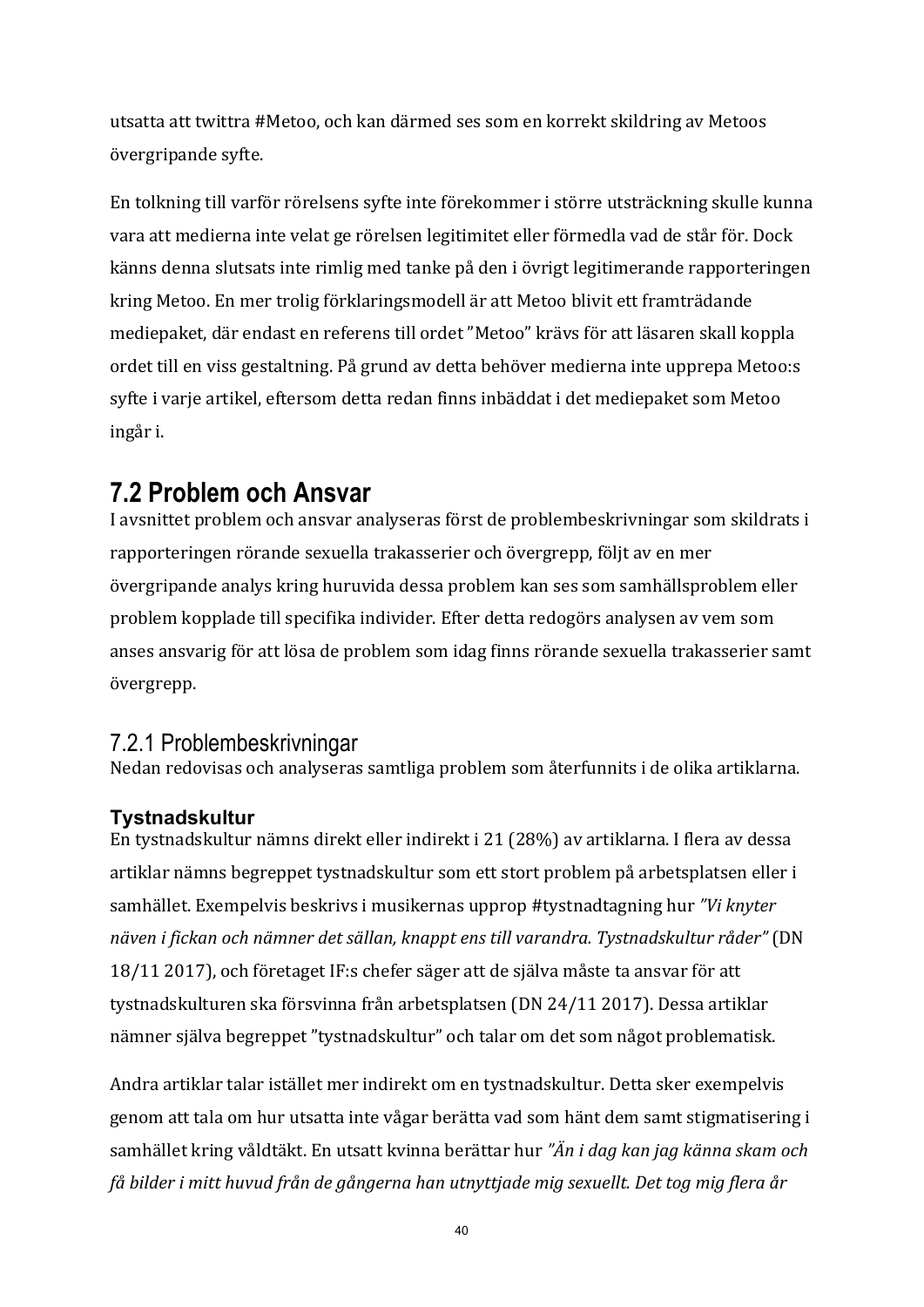utsatta att twittra #Metoo, och kan därmed ses som en korrekt skildring av Metoos övergripande syfte.

En tolkning till varför rörelsens syfte inte förekommer i större utsträckning skulle kunna vara att medierna inte velat ge rörelsen legitimitet eller förmedla vad de står för. Dock känns denna slutsats inte rimlig med tanke på den i övrigt legitimerande rapporteringen kring Metoo. En mer trolig förklaringsmodell är att Metoo blivit ett framträdande mediepaket, där endast en referens till ordet ”Metoo” krävs för att läsaren skall koppla ordet till en viss gestaltning. På grund av detta behöver medierna inte upprepa Metoo:s syfte i varje artikel, eftersom detta redan finns inbäddat i det mediepaket som Metoo ingår i.

## 7.2 Problem och Ansvar

I avsnittet problem och ansvar analyseras först de problembeskrivningar som skildrats i rapporteringen rörande sexuella trakasserier och övergrepp, följt av en mer övergripande analys kring huruvida dessa problem kan ses som samhällsproblem eller problem kopplade till specifika individer. Efter detta redogörs analysen av vem som anses ansvarig för att lösa de problem som idag finns rörande sexuella trakasserier samt övergrepp.

### 7.2.1 Problembeskrivningar

Nedan redovisas och analyseras samtliga problem som återfunnits i de olika artiklarna.

#### Tystnadskultur

En tystnadskultur nämns direkt eller indirekt i 21 (28%) av artiklarna. I flera av dessa artiklar nämns begreppet tystnadskultur som ett stort problem på arbetsplatsen eller i samhället. Exempelvis beskrivs i musikernas upprop #tystnadtagning hur *”Vi knyter näven i fickan och nämner det sällan, knappt ens till varandra. Tystnadskultur råder”* (DN 18/11 2017), och företaget IF:s chefer säger att de själva måste ta ansvar för att tystnadskulturen ska försvinna från arbetsplatsen (DN 24/11 2017). Dessa artiklar nämner själva begreppet ”tystnadskultur” och talar om det som något problematiskt.

Andra artiklar talar istället mer indirekt om en tystnadskultur. Detta sker exempelvis genom att tala om hur utsatta inte vågar berätta vad som hänt dem samt stigmatisering i samhället kring våldtäkt. En utsatt kvinna berättar hur *”Än i dag kan jag känna skam och få bilder i mitt huvud från de gångerna han utnyttjade mig sexuellt. Det tog mig flera år*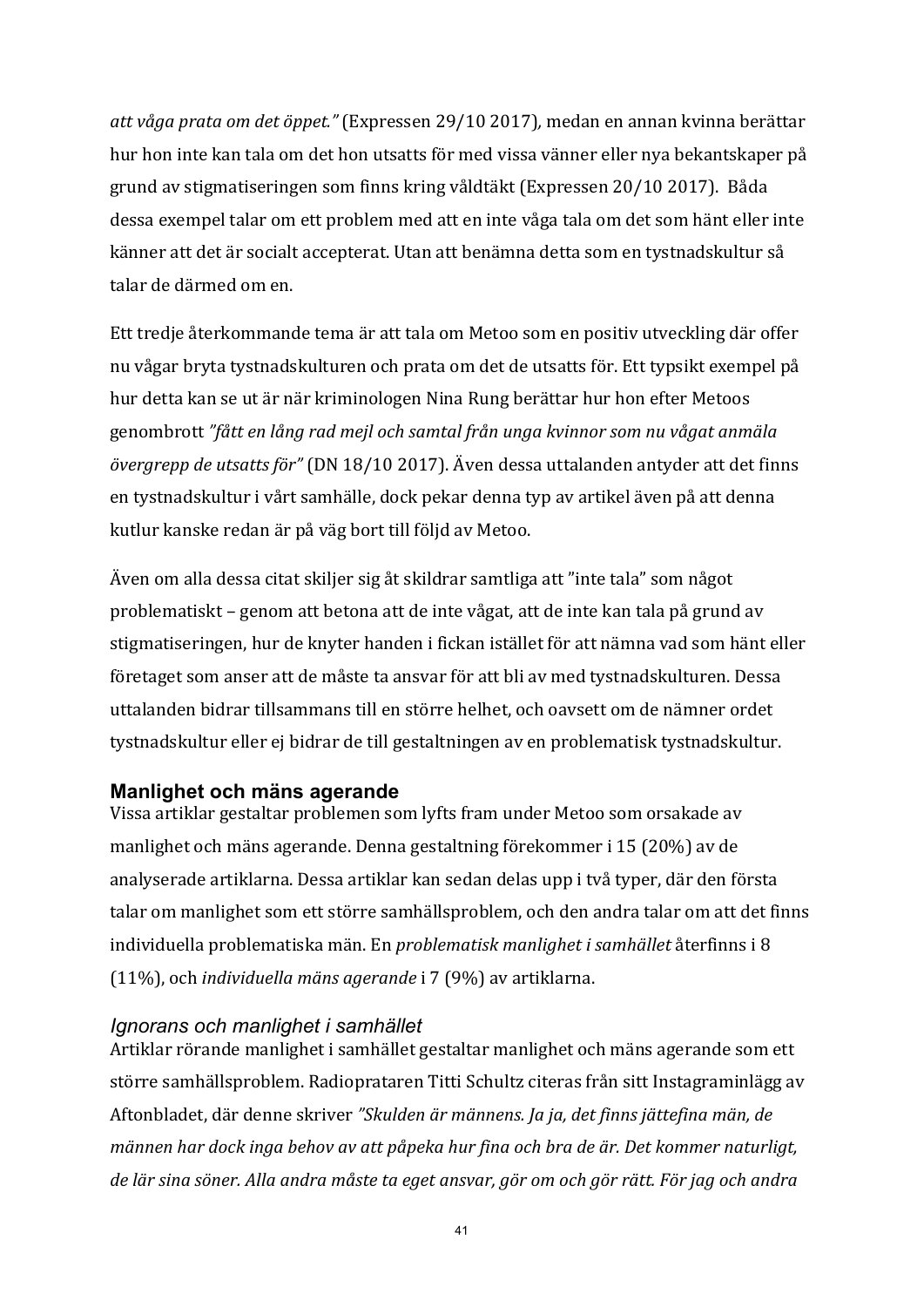*att våga prata om det öppet."* (Expressen 29/10 2017), medan en annan kvinna berättar hur hon inte kan tala om det hon utsatts för med vissa vänner eller nya bekantskaper på grund av stigmatiseringen som finns kring våldtäkt (Expressen 20/10 2017). Båda dessa exempel talar om ett problem med att en inte våga tala om det som hänt eller inte känner att det är socialt accepterat. Utan att benämna detta som en tystnadskultur så talar de därmed om en.

Ett tredje återkommande tema är att tala om Metoo som en positiv utveckling där offer nu vågar bryta tystnadskulturen och prata om det de utsatts för. Ett typsikt exempel på hur detta kan se ut är när kriminologen Nina Rung berättar hur hon efter Metoos genombrott *"fått en lång rad mejl och samtal från unga kvinnor som nu vågat anmäla övergrepp de utsatts för"* (DN 18/10 2017). Även dessa uttalanden antyder att det finns en tystnadskultur i vårt samhälle, dock pekar denna typ av artikel även på att denna kutlur kanske redan är på väg bort till följd av Metoo.

Även om alla dessa citat skiljer sig åt skildrar samtliga att "inte tala" som något problematiskt – genom att betona att de inte vågat, att de inte kan tala på grund av stigmatiseringen, hur de knyter handen i fickan istället för att nämna vad som hänt eller företaget som anser att de måste ta ansvar för att bli av med tystnadskulturen. Dessa uttalanden bidrar tillsammans till en större helhet, och oavsett om de nämner ordet tystnadskultur eller ej bidrar de till gestaltningen av en problematisk tystnadskultur.

### Manlighet och mäns agerande

Vissa artiklar gestaltar problemen som lyfts fram under Metoo som orsakade av manlighet och mäns agerande. Denna gestaltning förekommer i 15 (20%) av de analyserade artiklarna. Dessa artiklar kan sedan delas upp i två typer, där den första talar om manlighet som ett större samhällsproblem, och den andra talar om att det finns individuella problematiska män. En *problematisk manlighet i samhället* återfinns i 8 (11%), och *individuella mäns agerande* i 7 (9%) av artiklarna.

#### *Ignorans och manlighet i samhället*

Artiklar rörande manlighet i samhället gestaltar manlighet och mäns agerande som ett större samhällsproblem. Radioprataren Titti Schultz citeras från sitt Instagraminlägg av Aftonbladet, där denne skriver *"Skulden är männens. Ja ja, det finns jättefina män, de männen har dock inga behov av att påpeka hur fina och bra de är. Det kommer naturligt, de lär sina söner. Alla andra måste ta eget ansvar, gör om och gör rätt. För jag och andra*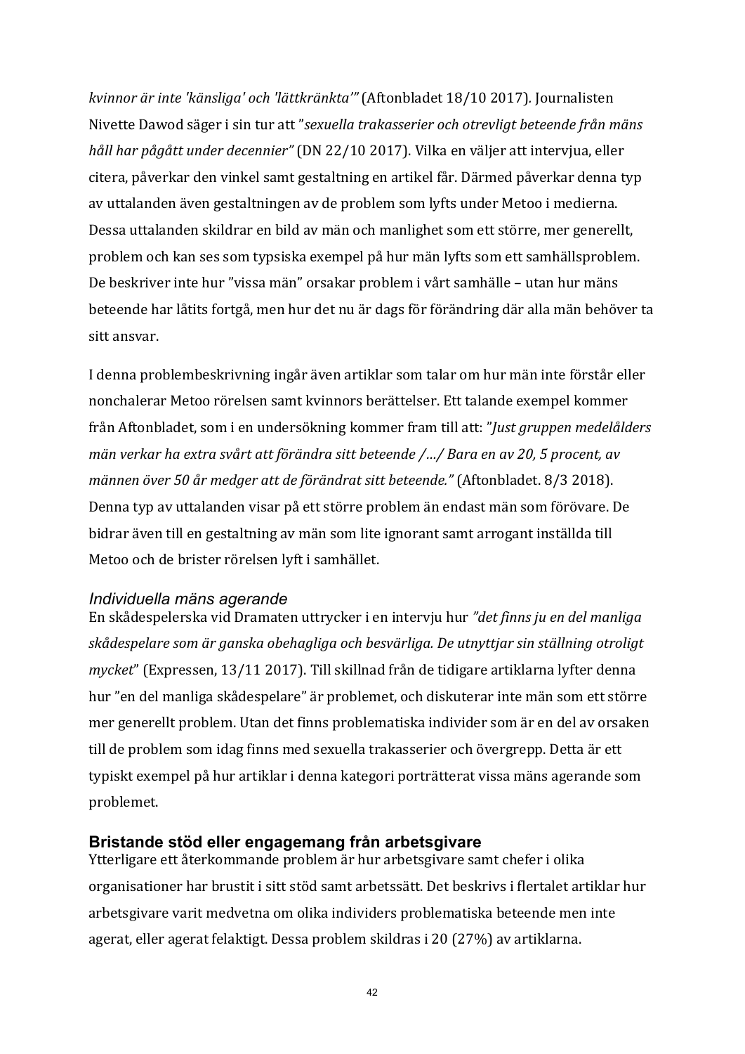*kvinnor är inte 'känsliga' och 'lättkränkta'"* (Aftonbladet 18/10 2017). Journalisten Nivette Dawod säger i sin tur att *"sexuella trakasserier och otrevligt beteende från mäns håll har pågått under decennier"* (DN 22/10 2017). Vilka en väljer att intervjua, eller citera, påverkar den vinkel samt gestaltning en artikel får. Därmed påverkar denna typ av uttalanden även gestaltningen av de problem som lyfts under Metoo i medierna. Dessa uttalanden skildrar en bild av män och manlighet som ett större, mer generellt, problem och kan ses som typsiska exempel på hur män lyfts som ett samhällsproblem. De beskriver inte hur "vissa män" orsakar problem i vårt samhälle – utan hur mäns beteende har låtits fortgå, men hur det nu är dags för förändring där alla män behöver ta sitt ansvar.

I denna problembeskrivning ingår även artiklar som talar om hur män inte förstår eller nonchalerar Metoo rörelsen samt kvinnors berättelser. Ett talande exempel kommer från Aftonbladet, som i en undersökning kommer fram till att: *"Just gruppen medelålders män verkar ha extra svårt att förändra sitt beteende /…/ Bara en av 20, 5 procent, av männen över 50 år medger att de förändrat sitt beteende."* (Aftonbladet. 8/3 2018). Denna typ av uttalanden visar på ett större problem än endast män som förövare. De bidrar även till en gestaltning av män som lite ignorant samt arrogant inställda till Metoo och de brister rörelsen lyft i samhället.

### *Individuella mäns agerande*

En skådespelerska vid Dramaten uttrycker i en intervju hur *"det finns ju en del manliga skådespelare som är ganska obehagliga och besvärliga. De utnyttjar sin ställning otroligt mycket*" (Expressen, 13/11 2017). Till skillnad från de tidigare artiklarna lyfter denna hur "en del manliga skådespelare" är problemet, och diskuterar inte män som ett större mer generellt problem. Utan det finns problematiska individer som är en del av orsaken till de problem som idag finns med sexuella trakasserier och övergrepp. Detta är ett typiskt exempel på hur artiklar i denna kategori porträtterat vissa mäns agerande som problemet.

### **Bristande stöd eller engagemang från arbetsgivare**

Ytterligare ett återkommande problem är hur arbetsgivare samt chefer i olika organisationer har brustit i sitt stöd samt arbetssätt. Det beskrivs i flertalet artiklar hur arbetsgivare varit medvetna om olika individers problematiska beteende men inte agerat, eller agerat felaktigt. Dessa problem skildras i 20 (27%) av artiklarna.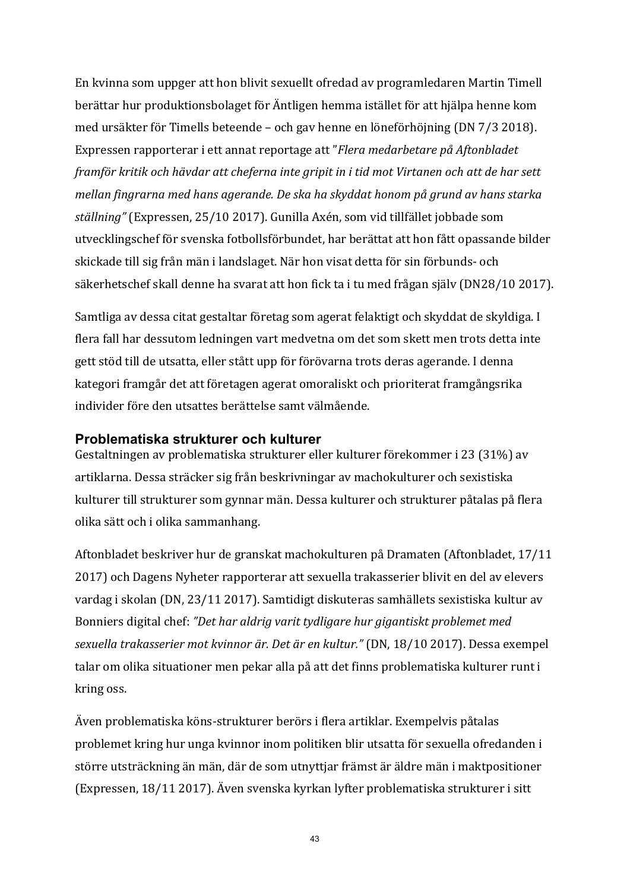En kvinna som uppger att hon blivit sexuellt ofredad av programledaren Martin Timell berättar hur produktionsbolaget för Äntligen hemma istället för att hjälpa henne kom med ursäkter för Timells beteende – och gav henne en löneförhöjning (DN 7/3 2018). Expressen rapporterar i ett annat reportage att *"Flera medarbetare på Aftonbladet framför kritik och hävdar att cheferna inte gripit in i tid mot Virtanen och att de har sett mellan fingrarna med hans agerande. De ska ha skyddat honom på grund av hans starka ställning"* (Expressen, 25/10 2017). Gunilla Axén, som vid tillfället jobbade som utvecklingschef för svenska fotbollsförbundet, har berättat att hon fått opassande bilder skickade till sig från män i landslaget. När hon visat detta för sin förbunds- och säkerhetschef skall denne ha svarat att hon fick ta i tu med frågan själv (DN28/10 2017).

Samtliga av dessa citat gestaltar företag som agerat felaktigt och skyddat de skyldiga. I flera fall har dessutom ledningen vart medvetna om det som skett men trots detta inte gett stöd till de utsatta, eller stått upp för förövarna trots deras agerande. I denna kategori framgår det att företagen agerat omoraliskt och prioriterat framgångsrika individer före den utsattes berättelse samt välmående.

### Problematiska strukturer och kulturer

Gestaltningen av problematiska strukturer eller kulturer förekommer i 23 (31%) av artiklarna. Dessa sträcker sig från beskrivningar av machokulturer och sexistiska kulturer till strukturer som gynnar män. Dessa kulturer och strukturer påtalas på flera olika sätt och i olika sammanhang.

Aftonbladet beskriver hur de granskat machokulturen på Dramaten (Aftonbladet, 17/11 2017) och Dagens Nyheter rapporterar att sexuella trakasserier blivit en del av elevers vardag i skolan (DN, 23/11 2017). Samtidigt diskuteras samhällets sexistiska kultur av Bonniers digital chef: *"Det har aldrig varit tydligare hur gigantiskt problemet med sexuella trakasserier mot kvinnor är. Det är en kultur."* (DN, 18/10 2017). Dessa exempel talar om olika situationer men pekar alla på att det finns problematiska kulturer runt i kring oss.

Även problematiska köns-strukturer berörs i flera artiklar. Exempelvis påtalas problemet kring hur unga kvinnor inom politiken blir utsatta för sexuella ofredanden i större utsträckning än män, där de som utnyttjar främst är äldre män i maktpositioner (Expressen, 18/11 2017). Även svenska kyrkan lyfter problematiska strukturer i sitt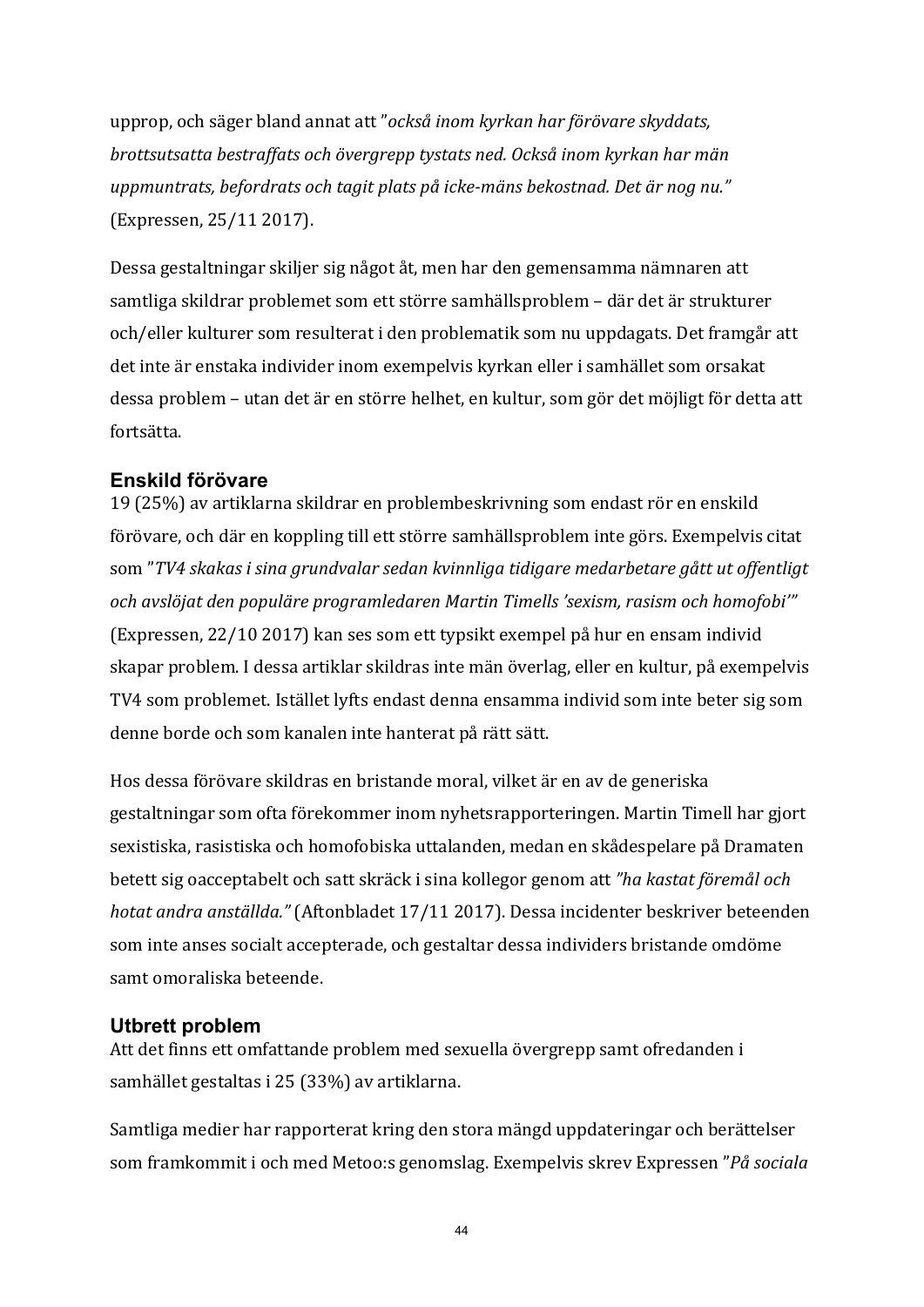upprop, och säger bland annat att ”*också inom kyrkan har förövare skyddats, brottsutsatta bestraffats och övergrepp tystats ned. Också inom kyrkan har män uppmuntrats, befordrats och tagit plats på icke-mäns bekostnad. Det är nog nu.”* (Expressen, 25/11 2017).

Dessa gestaltningar skiljer sig något åt, men har den gemensamma nämnaren att samtliga skildrar problemet som ett större samhällsproblem – där det är strukturer och/eller kulturer som resulterat i den problematik som nu uppdagats. Det framgår att det inte är enstaka individer inom exempelvis kyrkan eller i samhället som orsakat dessa problem – utan det är en större helhet, en kultur, som gör det möjligt för detta att fortsätta.

### Enskild förövare

19 (25%) av artiklarna skildrar en problembeskrivning som endast rör en enskild förövare, och där en koppling till ett större samhällsproblem inte görs. Exempelvis citat som ”*TV4 skakas i sina grundvalar sedan kvinnliga tidigare medarbetare gått ut offentligt och avslöjat den populäre programledaren Martin Timells ’sexism, rasism och homofobi’*” (Expressen, 22/10 2017) kan ses som ett typsikt exempel på hur en ensam individ skapar problem. I dessa artiklar skildras inte män överlag, eller en kultur, på exempelvis TV4 som problemet. Istället lyfts endast denna ensamma individ som inte beter sig som denne borde och som kanalen inte hanterat på rätt sätt.

Hos dessa förövare skildras en bristande moral, vilket är en av de generiska gestaltningar som ofta förekommer inom nyhetsrapporteringen. Martin Timell har gjort sexistiska, rasistiska och homofobiska uttalanden, medan en skådespelare på Dramaten betett sig oacceptabelt och satt skräck i sina kollegor genom att *”ha kastat föremål och hotat andra anställda.”* (Aftonbladet 17/11 2017). Dessa incidenter beskriver beteenden som inte anses socialt accepterade, och gestaltar dessa individers bristande omdöme samt omoraliska beteende.

### Utbrett problem

Att det finns ett omfattande problem med sexuella övergrepp samt ofredanden i samhället gestaltas i 25 (33%) av artiklarna.

Samtliga medier har rapporterat kring den stora mängd uppdateringar och berättelser som framkommit i och med Metoo:s genomslag. Exempelvis skrev Expressen ”*På sociala*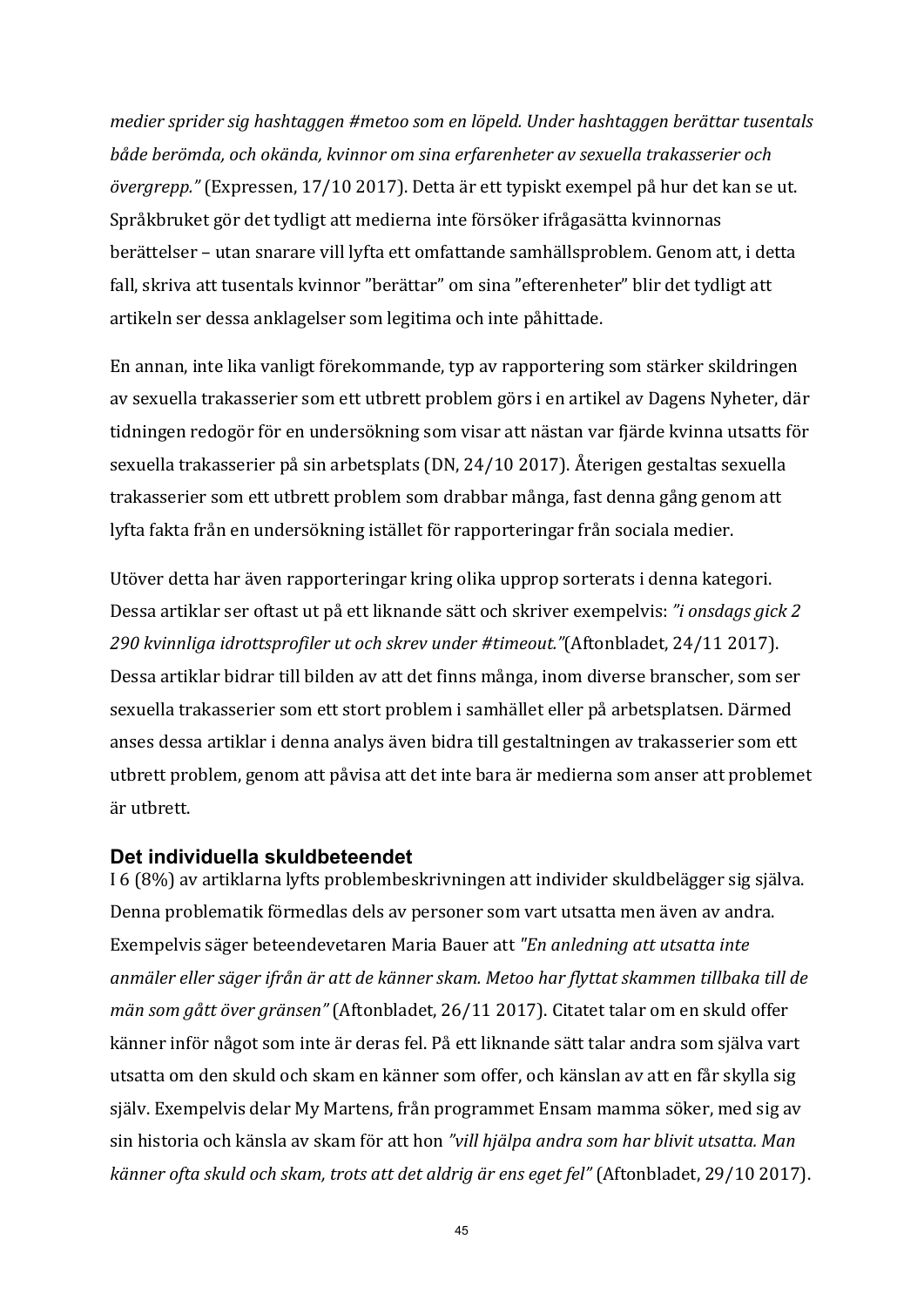*medier sprider sig hashtaggen #metoo som en löpeld. Under hashtaggen berättar tusentals både berömda, och okända, kvinnor om sina erfarenheter av sexuella trakasserier och övergrepp."* (Expressen, 17/10 2017). Detta är ett typiskt exempel på hur det kan se ut. Språkbruket gör det tydligt att medierna inte försöker ifrågasätta kvinnornas berättelser – utan snarare vill lyfta ett omfattande samhällsproblem. Genom att, i detta fall, skriva att tusentals kvinnor "berättar" om sina "efterenheter" blir det tydligt att artikeln ser dessa anklagelser som legitima och inte påhittade.

En annan, inte lika vanligt förekommande, typ av rapportering som stärker skildringen av sexuella trakasserier som ett utbrett problem görs i en artikel av Dagens Nyheter, där tidningen redogör för en undersökning som visar att nästan var fjärde kvinna utsatts för sexuella trakasserier på sin arbetsplats (DN, 24/10 2017). Återigen gestaltas sexuella trakasserier som ett utbrett problem som drabbar många, fast denna gång genom att lyfta fakta från en undersökning istället för rapporteringar från sociala medier.

Utöver detta har även rapporteringar kring olika upprop sorterats i denna kategori. Dessa artiklar ser oftast ut på ett liknande sätt och skriver exempelvis: *"i onsdags gick 2 290 kvinnliga idrottsprofiler ut och skrev under #timeout."*(Aftonbladet, 24/11 2017). Dessa artiklar bidrar till bilden av att det finns många, inom diverse branscher, som ser sexuella trakasserier som ett stort problem i samhället eller på arbetsplatsen. Därmed anses dessa artiklar i denna analys även bidra till gestaltningen av trakasserier som ett utbrett problem, genom att påvisa att det inte bara är medierna som anser att problemet är utbrett.

### Det individuella skuldbeteendet

I 6 (8%) av artiklarna lyfts problembeskrivningen att individer skuldbelägger sig själva. Denna problematik förmedlas dels av personer som vart utsatta men även av andra. Exempelvis säger beteendevetaren Maria Bauer att *"En anledning att utsatta inte anmäler eller säger ifrån är att de känner skam. Metoo har flyttat skammen tillbaka till de män som gått över gränsen"* (Aftonbladet, 26/11 2017). Citatet talar om en skuld offer känner inför något som inte är deras fel. På ett liknande sätt talar andra som själva vart utsatta om den skuld och skam en känner som offer, och känslan av att en får skylla sig själv. Exempelvis delar My Martens, från programmet Ensam mamma söker, med sig av sin historia och känsla av skam för att hon *"vill hjälpa andra som har blivit utsatta. Man känner ofta skuld och skam, trots att det aldrig är ens eget fel"* (Aftonbladet, 29/10 2017).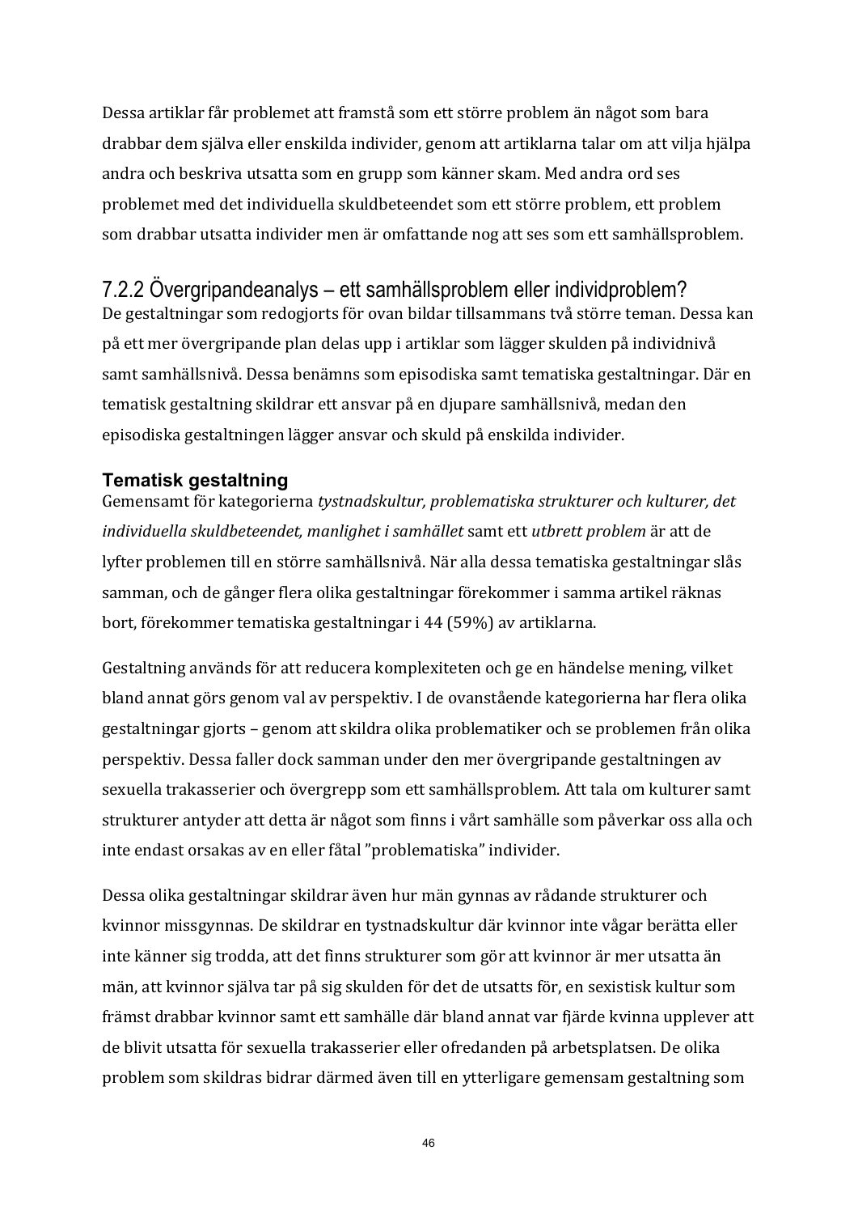Dessa artiklar får problemet att framstå som ett större problem än något som bara drabbar dem själva eller enskilda individer, genom att artiklarna talar om att vilja hjälpa andra och beskriva utsatta som en grupp som känner skam. Med andra ord ses problemet med det individuella skuldbeteendet som ett större problem, ett problem som drabbar utsatta individer men är omfattande nog att ses som ett samhällsproblem.

### 7.2.2 Övergripandeanalys – ett samhällsproblem eller individproblem?

De gestaltningar som redogjorts för ovan bildar tillsammans två större teman. Dessa kan på ett mer övergripande plan delas upp i artiklar som lägger skulden på individnivå samt samhällsnivå. Dessa benämns som episodiska samt tematiska gestaltningar. Där en tematisk gestaltning skildrar ett ansvar på en djupare samhällsnivå, medan den episodiska gestaltningen lägger ansvar och skuld på enskilda individer.

#### Tematisk gestaltning

Gemensamt för kategorierna *tystnadskultur, problematiska strukturer och kulturer, det individuella skuldbeteendet, manlighet i samhället* samt ett *utbrett problem* är att de lyfter problemen till en större samhällsnivå. När alla dessa tematiska gestaltningar slås samman, och de gånger flera olika gestaltningar förekommer i samma artikel räknas bort, förekommer tematiska gestaltningar i 44 (59%) av artiklarna.

Gestaltning används för att reducera komplexiteten och ge en händelse mening, vilket bland annat görs genom val av perspektiv. I de ovanstående kategorierna har flera olika gestaltningar gjorts – genom att skildra olika problematiker och se problemen från olika perspektiv. Dessa faller dock samman under den mer övergripande gestaltningen av sexuella trakasserier och övergrepp som ett samhällsproblem. Att tala om kulturer samt strukturer antyder att detta är något som finns i vårt samhälle som påverkar oss alla och inte endast orsakas av en eller fåtal ”problematiska” individer.

Dessa olika gestaltningar skildrar även hur män gynnas av rådande strukturer och kvinnor missgynnas. De skildrar en tystnadskultur där kvinnor inte vågar berätta eller inte känner sig trodda, att det finns strukturer som gör att kvinnor är mer utsatta än män, att kvinnor själva tar på sig skulden för det de utsatts för, en sexistisk kultur som främst drabbar kvinnor samt ett samhälle där bland annat var fjärde kvinna upplever att de blivit utsatta för sexuella trakasserier eller ofredanden på arbetsplatsen. De olika problem som skildras bidrar därmed även till en ytterligare gemensam gestaltning som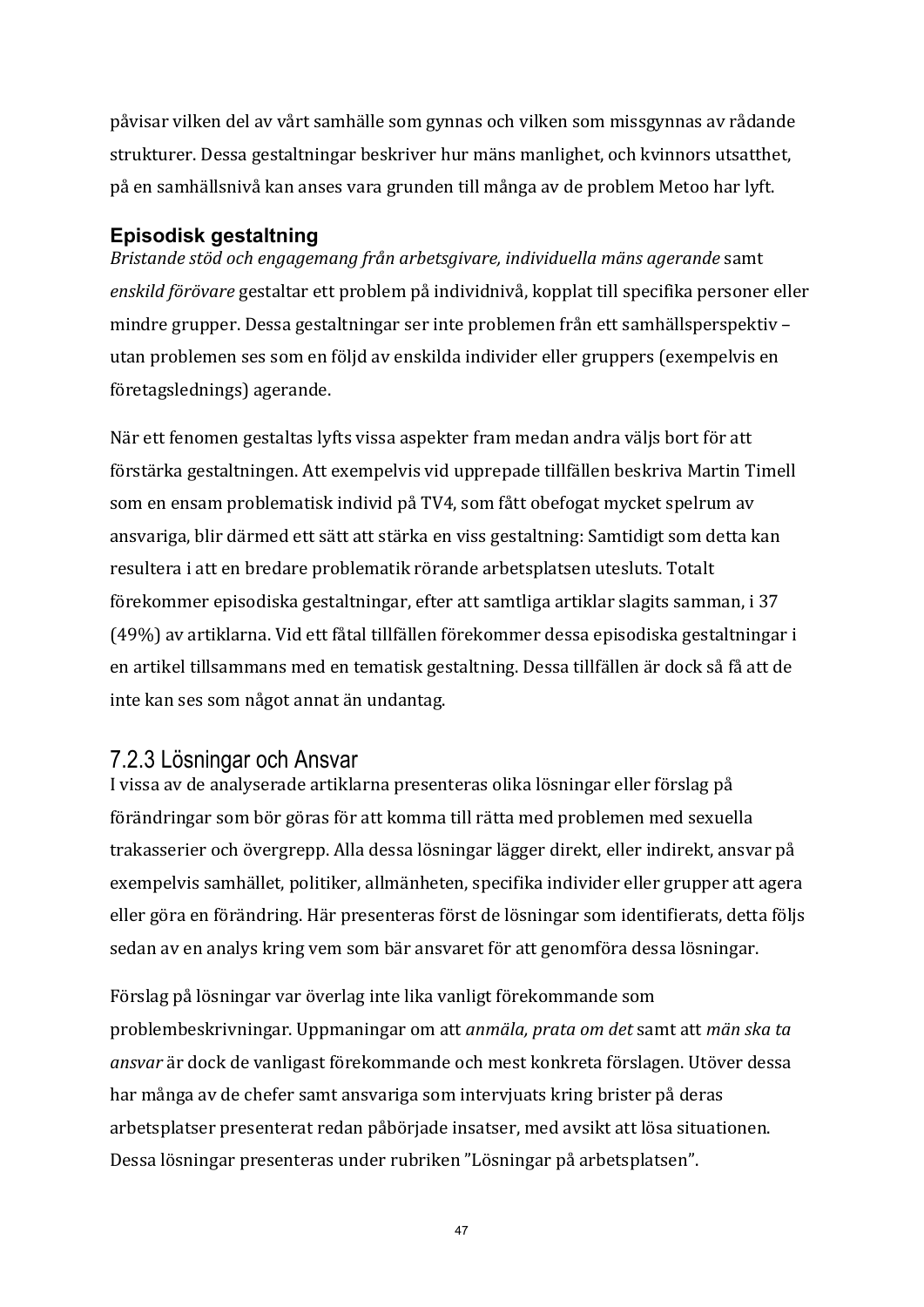påvisar vilken del av vårt samhälle som gynnas och vilken som missgynnas av rådande strukturer. Dessa gestaltningar beskriver hur mäns manlighet, och kvinnors utsatthet, på en samhällsnivå kan anses vara grunden till många av de problem Metoo har lyft.

#### Episodisk gestaltning

*Bristande stöd och engagemang från arbetsgivare, individuella mäns agerande* samt *enskild förövare* gestaltar ett problem på individnivå, kopplat till specifika personer eller mindre grupper. Dessa gestaltningar ser inte problemen från ett samhällsperspektiv – utan problemen ses som en följd av enskilda individer eller gruppers (exempelvis en företagslednings) agerande.

När ett fenomen gestaltas lyfts vissa aspekter fram medan andra väljs bort för att förstärka gestaltningen. Att exempelvis vid upprepade tillfällen beskriva Martin Timell som en ensam problematisk individ på TV4, som fått obefogat mycket spelrum av ansvariga, blir därmed ett sätt att stärka en viss gestaltning: Samtidigt som detta kan resultera i att en bredare problematik rörande arbetsplatsen utesluts. Totalt förekommer episodiska gestaltningar, efter att samtliga artiklar slagits samman, i 37 (49%) av artiklarna. Vid ett fåtal tillfällen förekommer dessa episodiska gestaltningar i en artikel tillsammans med en tematisk gestaltning. Dessa tillfällen är dock så få att de inte kan ses som något annat än undantag.

### 7.2.3 Lösningar och Ansvar

I vissa av de analyserade artiklarna presenteras olika lösningar eller förslag på förändringar som bör göras för att komma till rätta med problemen med sexuella trakasserier och övergrepp. Alla dessa lösningar lägger direkt, eller indirekt, ansvar på exempelvis samhället, politiker, allmänheten, specifika individer eller grupper att agera eller göra en förändring. Här presenteras först de lösningar som identifierats, detta följs sedan av en analys kring vem som bär ansvaret för att genomföra dessa lösningar.

Förslag på lösningar var överlag inte lika vanligt förekommande som problembeskrivningar. Uppmaningar om att *anmäla, prata om det* samt att *män ska ta ansvar* är dock de vanligast förekommande och mest konkreta förslagen. Utöver dessa har många av de chefer samt ansvariga som intervjuats kring brister på deras arbetsplatser presenterat redan påbörjade insatser, med avsikt att lösa situationen. Dessa lösningar presenteras under rubriken ”Lösningar på arbetsplatsen”.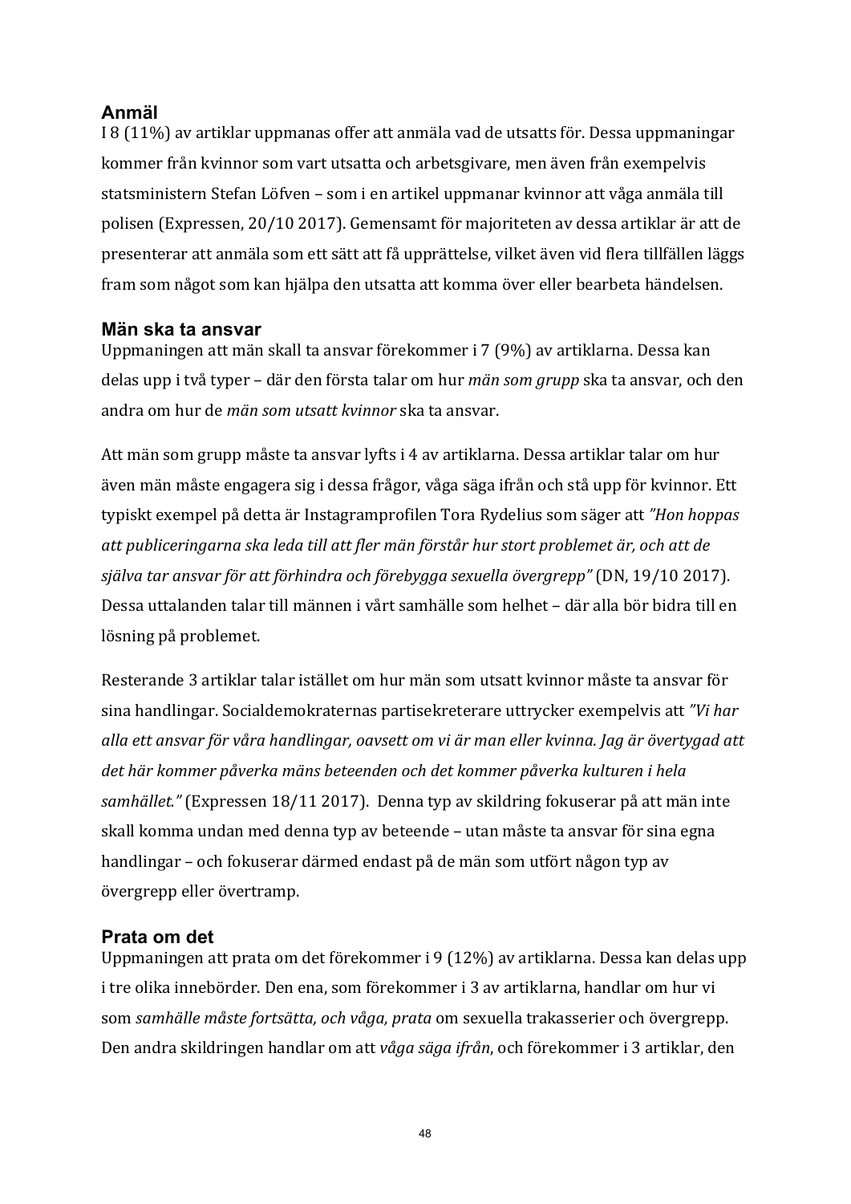### Anmäl

I 8 (11%) av artiklar uppmanas offer att anmäla vad de utsatts för. Dessa uppmaningar kommer från kvinnor som vart utsatta och arbetsgivare, men även från exempelvis statsministern Stefan Löfven – som i en artikel uppmanar kvinnor att våga anmäla till polisen (Expressen, 20/10 2017). Gemensamt för majoriteten av dessa artiklar är att de presenterar att anmäla som ett sätt att få upprättelse, vilket även vid flera tillfällen läggs fram som något som kan hjälpa den utsatta att komma över eller bearbeta händelsen.

### Män ska ta ansvar

Uppmaningen att män skall ta ansvar förekommer i 7 (9%) av artiklarna. Dessa kan delas upp i två typer – där den första talar om hur *män som grupp* ska ta ansvar, och den andra om hur de *män som utsatt kvinnor* ska ta ansvar.

Att män som grupp måste ta ansvar lyfts i 4 av artiklarna. Dessa artiklar talar om hur även män måste engagera sig i dessa frågor, våga säga ifrån och stå upp för kvinnor. Ett typiskt exempel på detta är Instagramprofilen Tora Rydelius som säger att *"Hon hoppas att publiceringarna ska leda till att fler män förstår hur stort problemet är, och att de själva tar ansvar för att förhindra och förebygga sexuella övergrepp"* (DN, 19/10 2017). Dessa uttalanden talar till männen i vårt samhälle som helhet – där alla bör bidra till en lösning på problemet.

Resterande 3 artiklar talar istället om hur män som utsatt kvinnor måste ta ansvar för sina handlingar. Socialdemokraternas partisekreterare uttrycker exempelvis att *"Vi har alla ett ansvar för våra handlingar, oavsett om vi är man eller kvinna. Jag är övertygad att det här kommer påverka mäns beteenden och det kommer påverka kulturen i hela samhället."* (Expressen 18/11 2017). Denna typ av skildring fokuserar på att män inte skall komma undan med denna typ av beteende – utan måste ta ansvar för sina egna handlingar – och fokuserar därmed endast på de män som utfört någon typ av övergrepp eller övertramp.

### Prata om det

Uppmaningen att prata om det förekommer i 9 (12%) av artiklarna. Dessa kan delas upp i tre olika innebörder. Den ena, som förekommer i 3 av artiklarna, handlar om hur vi som *samhälle måste fortsätta, och våga, prata* om sexuella trakasserier och övergrepp. Den andra skildringen handlar om att *våga säga ifrån*, och förekommer i 3 artiklar, den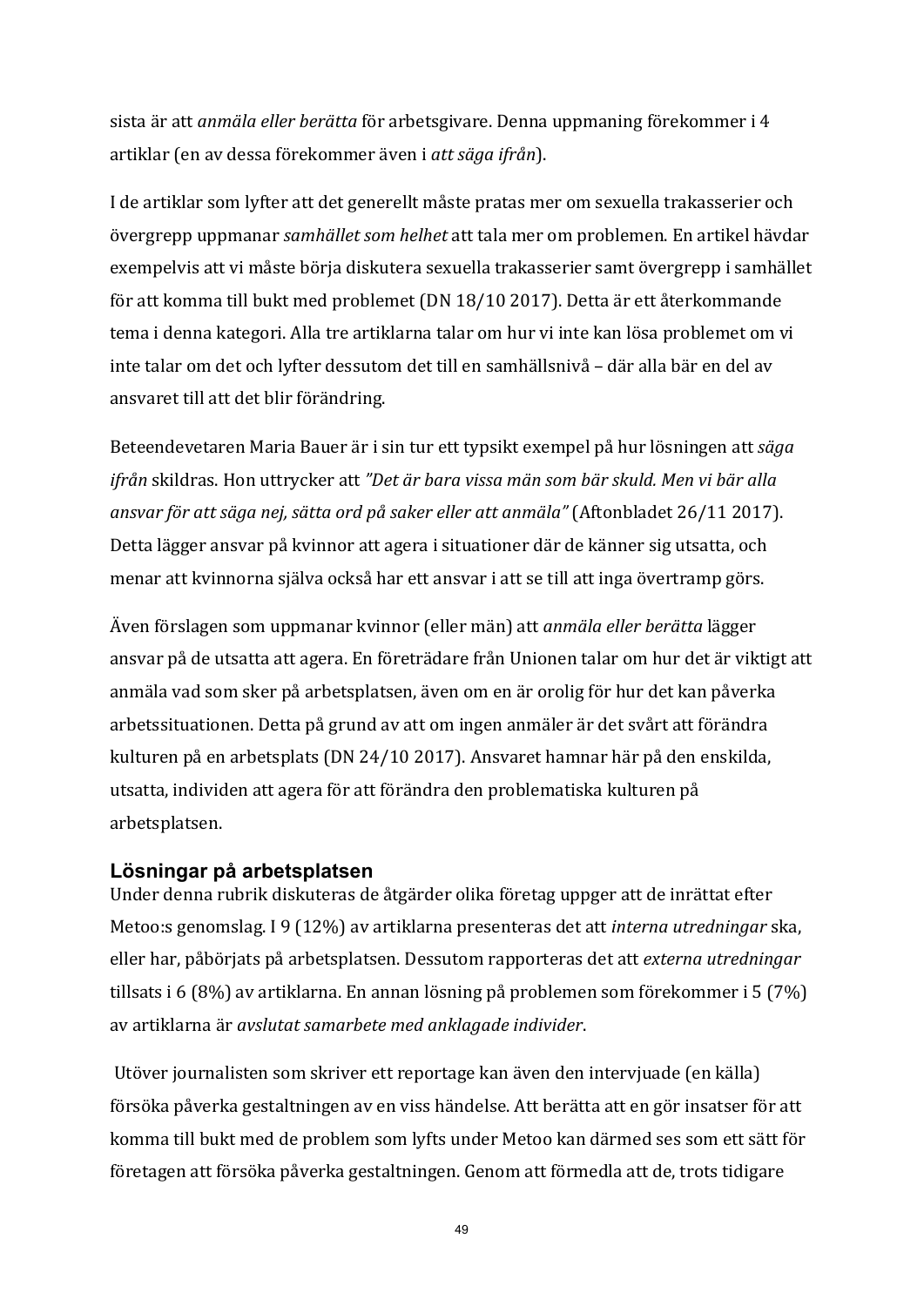sista är att *anmäla eller berätta* för arbetsgivare. Denna uppmaning förekommer i 4 artiklar (en av dessa förekommer även i *att säga ifrån*).

I de artiklar som lyfter att det generellt måste pratas mer om sexuella trakasserier och övergrepp uppmanar *samhället som helhet* att tala mer om problemen. En artikel hävdar exempelvis att vi måste börja diskutera sexuella trakasserier samt övergrepp i samhället för att komma till bukt med problemet (DN 18/10 2017). Detta är ett återkommande tema i denna kategori. Alla tre artiklarna talar om hur vi inte kan lösa problemet om vi inte talar om det och lyfter dessutom det till en samhällsnivå – där alla bär en del av ansvaret till att det blir förändring.

Beteendevetaren Maria Bauer är i sin tur ett typsikt exempel på hur lösningen att *säga ifrån* skildras. Hon uttrycker att *"Det är bara vissa män som bär skuld. Men vi bär alla ansvar för att säga nej, sätta ord på saker eller att anmäla"* (Aftonbladet 26/11 2017). Detta lägger ansvar på kvinnor att agera i situationer där de känner sig utsatta, och menar att kvinnorna själva också har ett ansvar i att se till att inga övertramp görs.

Även förslagen som uppmanar kvinnor (eller män) att *anmäla eller berätta* lägger ansvar på de utsatta att agera. En företrädare från Unionen talar om hur det är viktigt att anmäla vad som sker på arbetsplatsen, även om en är orolig för hur det kan påverka arbetssituationen. Detta på grund av att om ingen anmäler är det svårt att förändra kulturen på en arbetsplats (DN 24/10 2017). Ansvaret hamnar här på den enskilda, utsatta, individen att agera för att förändra den problematiska kulturen på arbetsplatsen.

## Lösningar på arbetsplatsen

Under denna rubrik diskuteras de åtgärder olika företag uppger att de inrättat efter Metoo:s genomslag. I 9 (12%) av artiklarna presenteras det att *interna utredningar* ska, eller har, påbörjats på arbetsplatsen. Dessutom rapporteras det att *externa utredningar* tillsats i 6 (8%) av artiklarna. En annan lösning på problemen som förekommer i 5 (7%) av artiklarna är *avslutat samarbete med anklagade individer*.

Utöver journalisten som skriver ett reportage kan även den intervjuade (en källa) försöka påverka gestaltningen av en viss händelse. Att berätta att en gör insatser för att komma till bukt med de problem som lyfts under Metoo kan därmed ses som ett sätt för företagen att försöka påverka gestaltningen. Genom att förmedla att de, trots tidigare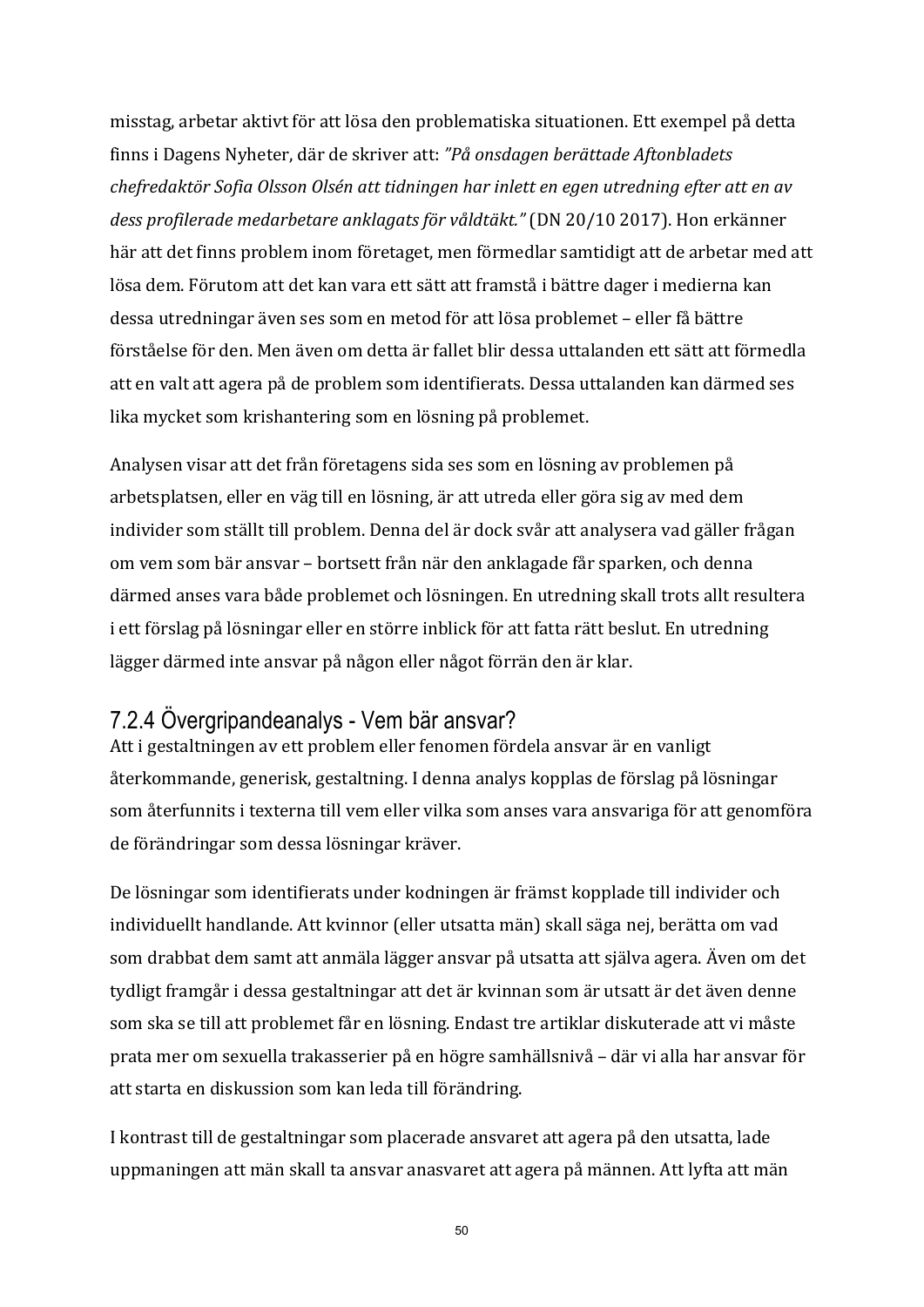misstag, arbetar aktivt för att lösa den problematiska situationen. Ett exempel på detta finns i Dagens Nyheter, där de skriver att: *"På onsdagen berättade Aftonbladets chefredaktör Sofia Olsson Olsén att tidningen har inlett en egen utredning efter att en av dess profilerade medarbetare anklagats för våldtäkt."* (DN 20/10 2017). Hon erkänner här att det finns problem inom företaget, men förmedlar samtidigt att de arbetar med att lösa dem. Förutom att det kan vara ett sätt att framstå i bättre dager i medierna kan dessa utredningar även ses som en metod för att lösa problemet – eller få bättre förståelse för den. Men även om detta är fallet blir dessa uttalanden ett sätt att förmedla att en valt att agera på de problem som identifierats. Dessa uttalanden kan därmed ses lika mycket som krishantering som en lösning på problemet.

Analysen visar att det från företagens sida ses som en lösning av problemen på arbetsplatsen, eller en väg till en lösning, är att utreda eller göra sig av med dem individer som ställt till problem. Denna del är dock svår att analysera vad gäller frågan om vem som bär ansvar – bortsett från när den anklagade får sparken, och denna därmed anses vara både problemet och lösningen. En utredning skall trots allt resultera i ett förslag på lösningar eller en större inblick för att fatta rätt beslut. En utredning lägger därmed inte ansvar på någon eller något förrän den är klar.

### 7.2.4 Övergripandeanalys - Vem bär ansvar?

Att i gestaltningen av ett problem eller fenomen fördela ansvar är en vanligt återkommande, generisk, gestaltning. I denna analys kopplas de förslag på lösningar som återfunnits i texterna till vem eller vilka som anses vara ansvariga för att genomföra de förändringar som dessa lösningar kräver.

De lösningar som identifierats under kodningen är främst kopplade till individer och individuellt handlande. Att kvinnor (eller utsatta män) skall säga nej, berätta om vad som drabbat dem samt att anmäla lägger ansvar på utsatta att själva agera. Även om det tydligt framgår i dessa gestaltningar att det är kvinnan som är utsatt är det även denne som ska se till att problemet får en lösning. Endast tre artiklar diskuterade att vi måste prata mer om sexuella trakasserier på en högre samhällsnivå – där vi alla har ansvar för att starta en diskussion som kan leda till förändring.

I kontrast till de gestaltningar som placerade ansvaret att agera på den utsatta, lade uppmaningen att män skall ta ansvar anasvaret att agera på männen. Att lyfta att män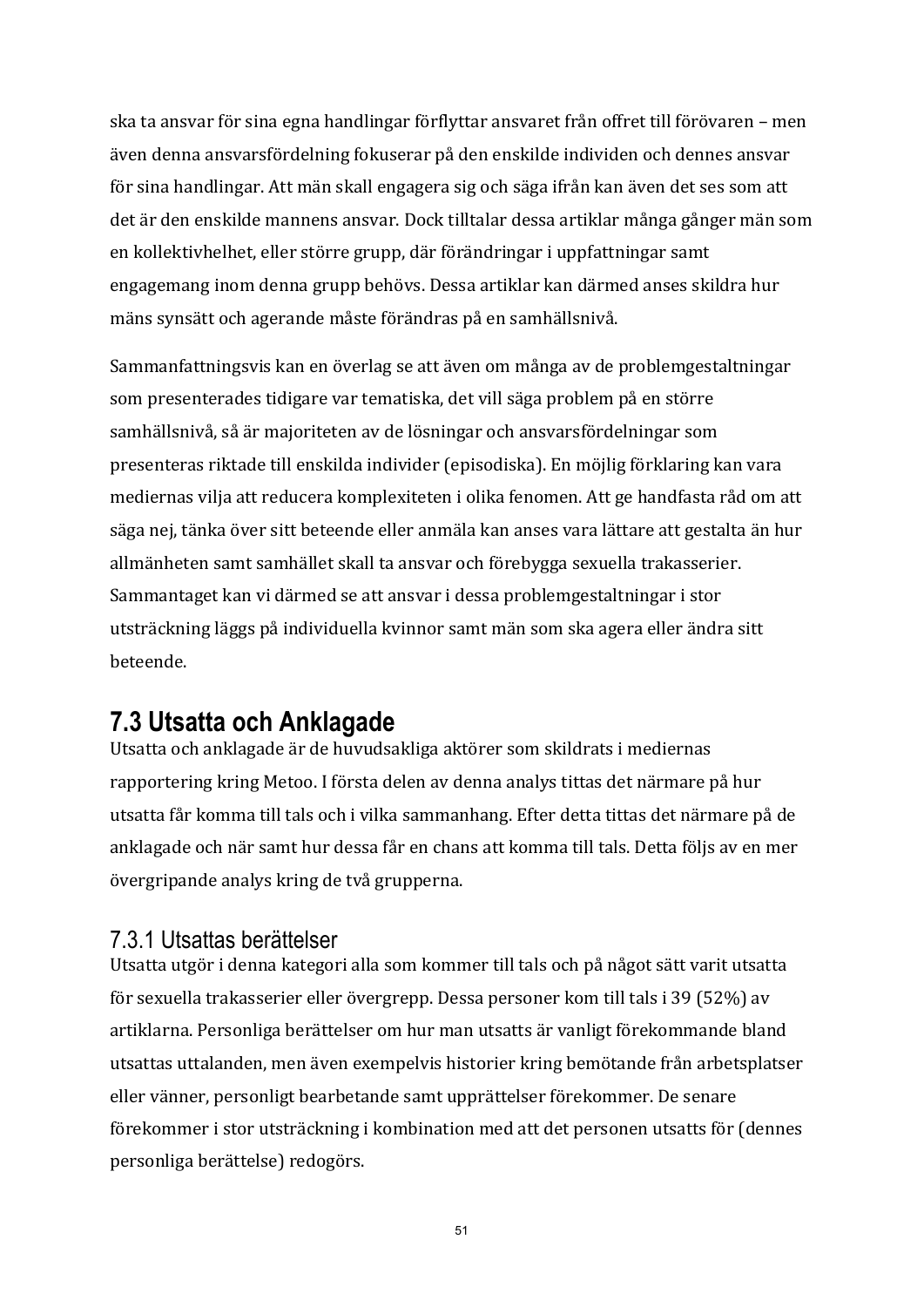ska ta ansvar för sina egna handlingar förflyttar ansvaret från offret till förövaren – men även denna ansvarsfördelning fokuserar på den enskilde individen och dennes ansvar för sina handlingar. Att män skall engagera sig och säga ifrån kan även det ses som att det är den enskilde mannens ansvar. Dock tilltalar dessa artiklar många gånger män som en kollektivhelhet, eller större grupp, där förändringar i uppfattningar samt engagemang inom denna grupp behövs. Dessa artiklar kan därmed anses skildra hur mäns synsätt och agerande måste förändras på en samhällsnivå.

Sammanfattningsvis kan en överlag se att även om många av de problemgestaltningar som presenterades tidigare var tematiska, det vill säga problem på en större samhällsnivå, så är majoriteten av de lösningar och ansvarsfördelningar som presenteras riktade till enskilda individer (episodiska). En möjlig förklaring kan vara mediernas vilja att reducera komplexiteten i olika fenomen. Att ge handfasta råd om att säga nej, tänka över sitt beteende eller anmäla kan anses vara lättare att gestalta än hur allmänheten samt samhället skall ta ansvar och förebygga sexuella trakasserier. Sammantaget kan vi därmed se att ansvar i dessa problemgestaltningar i stor utsträckning läggs på individuella kvinnor samt män som ska agera eller ändra sitt beteende.

## 7.3 Utsatta och Anklagade

Utsatta och anklagade är de huvudsakliga aktörer som skildrats i mediernas rapportering kring Metoo. I första delen av denna analys tittas det närmare på hur utsatta får komma till tals och i vilka sammanhang. Efter detta tittas det närmare på de anklagade och när samt hur dessa får en chans att komma till tals. Detta följs av en mer övergripande analys kring de två grupperna.

### 7.3.1 Utsattas berättelser

Utsatta utgör i denna kategori alla som kommer till tals och på något sätt varit utsatta för sexuella trakasserier eller övergrepp. Dessa personer kom till tals i 39 (52%) av artiklarna. Personliga berättelser om hur man utsatts är vanligt förekommande bland utsattas uttalanden, men även exempelvis historier kring bemötande från arbetsplatser eller vänner, personligt bearbetande samt upprättelser förekommer. De senare förekommer i stor utsträckning i kombination med att det personen utsatts för (dennes personliga berättelse) redogörs.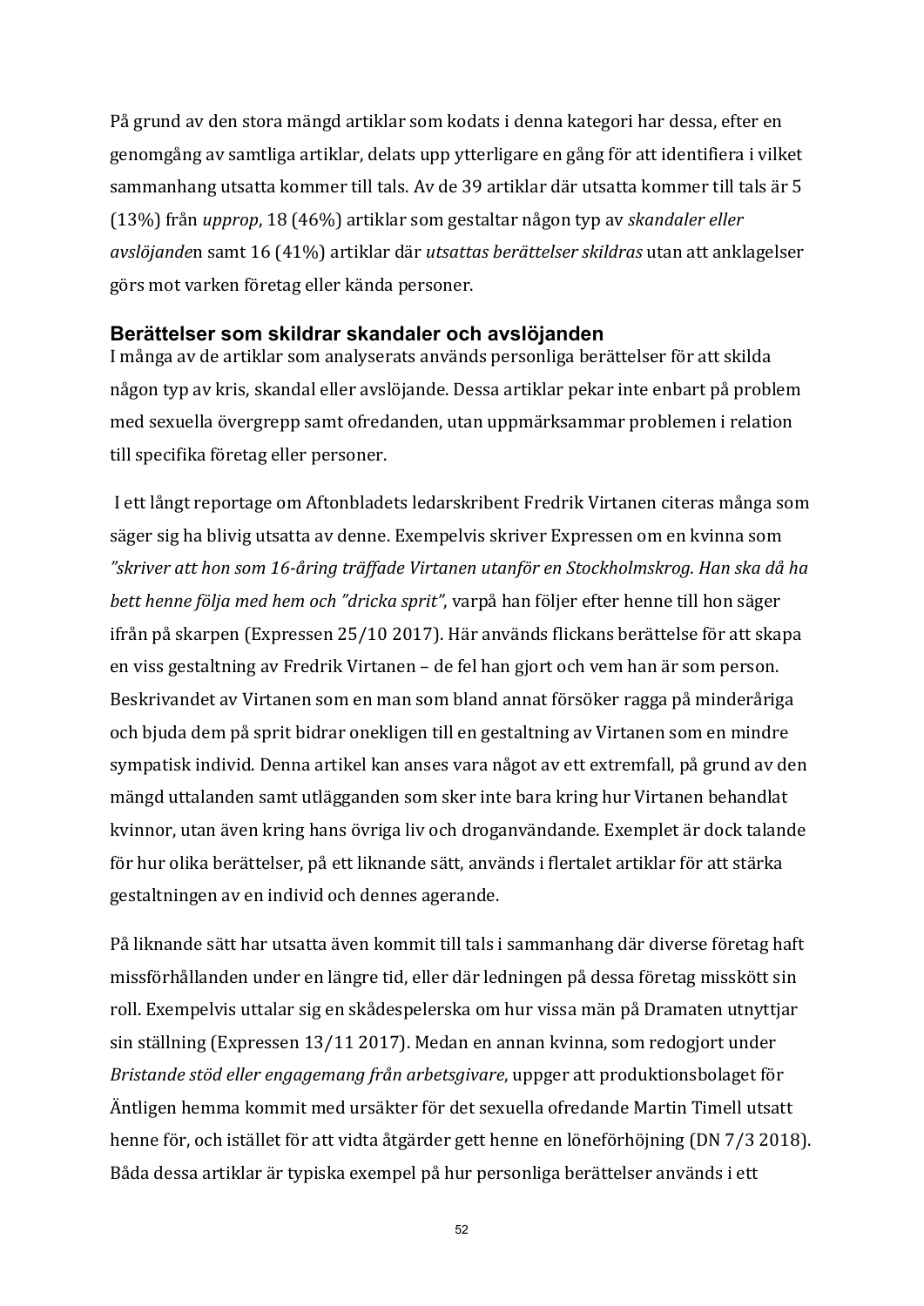På grund av den stora mängd artiklar som kodats i denna kategori har dessa, efter en genomgång av samtliga artiklar, delats upp ytterligare en gång för att identifiera i vilket sammanhang utsatta kommer till tals. Av de 39 artiklar där utsatta kommer till tals är 5 (13%) från *upprop*, 18 (46%) artiklar som gestaltar någon typ av *skandaler eller avslöjande*n samt 16 (41%) artiklar där *utsattas berättelser skildras* utan att anklagelser görs mot varken företag eller kända personer.

### Berättelser som skildrar skandaler och avslöjanden

I många av de artiklar som analyserats används personliga berättelser för att skilda någon typ av kris, skandal eller avslöjande. Dessa artiklar pekar inte enbart på problem med sexuella övergrepp samt ofredanden, utan uppmärksammar problemen i relation till specifika företag eller personer.

I ett långt reportage om Aftonbladets ledarskribent Fredrik Virtanen citeras många som säger sig ha blivig utsatta av denne. Exempelvis skriver Expressen om en kvinna som *"skriver att hon som 16-åring träffade Virtanen utanför en Stockholmskrog. Han ska då ha bett henne följa med hem och "dricka sprit"*, varpå han följer efter henne till hon säger ifrån på skarpen (Expressen 25/10 2017). Här används flickans berättelse för att skapa en viss gestaltning av Fredrik Virtanen – de fel han gjort och vem han är som person. Beskrivandet av Virtanen som en man som bland annat försöker ragga på minderåriga och bjuda dem på sprit bidrar onekligen till en gestaltning av Virtanen som en mindre sympatisk individ. Denna artikel kan anses vara något av ett extremfall, på grund av den mängd uttalanden samt utlägganden som sker inte bara kring hur Virtanen behandlat kvinnor, utan även kring hans övriga liv och droganvändande. Exemplet är dock talande för hur olika berättelser, på ett liknande sätt, används i flertalet artiklar för att stärka gestaltningen av en individ och dennes agerande.

På liknande sätt har utsatta även kommit till tals i sammanhang där diverse företag haft missförhållanden under en längre tid, eller där ledningen på dessa företag misskött sin roll. Exempelvis uttalar sig en skådespelerska om hur vissa män på Dramaten utnyttjar sin ställning (Expressen 13/11 2017). Medan en annan kvinna, som redogjort under *Bristande stöd eller engagemang från arbetsgivare*, uppger att produktionsbolaget för Äntligen hemma kommit med ursäkter för det sexuella ofredande Martin Timell utsatt henne för, och istället för att vidta åtgärder gett henne en löneförhöjning (DN 7/3 2018). Båda dessa artiklar är typiska exempel på hur personliga berättelser används i ett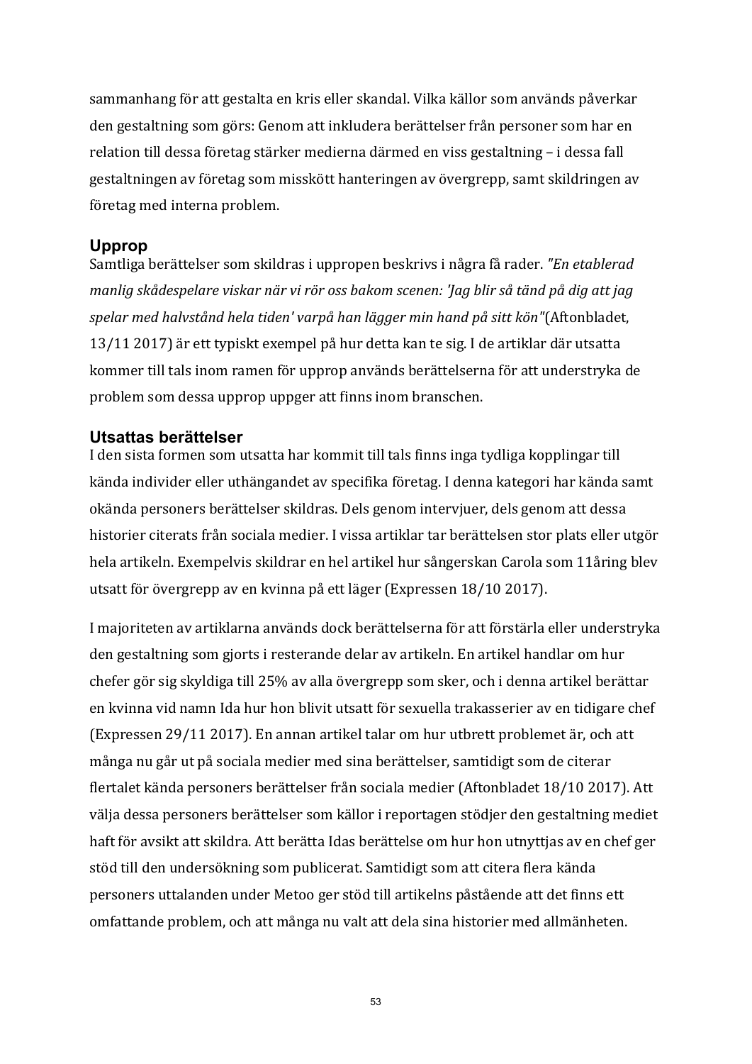sammanhang för att gestalta en kris eller skandal. Vilka källor som används påverkar den gestaltning som görs: Genom att inkludera berättelser från personer som har en relation till dessa företag stärker medierna därmed en viss gestaltning – i dessa fall gestaltningen av företag som misskött hanteringen av övergrepp, samt skildringen av företag med interna problem.

### Upprop

Samtliga berättelser som skildras i uppropen beskrivs i några få rader. *"En etablerad manlig skådespelare viskar när vi rör oss bakom scenen: 'Jag blir så tänd på dig att jag spelar med halvstånd hela tiden' varpå han lägger min hand på sitt kön"*(Aftonbladet, 13/11 2017) är ett typiskt exempel på hur detta kan te sig. I de artiklar där utsatta kommer till tals inom ramen för upprop används berättelserna för att understryka de problem som dessa upprop uppger att finns inom branschen.

### Utsattas berättelser

I den sista formen som utsatta har kommit till tals finns inga tydliga kopplingar till kända individer eller uthängandet av specifika företag. I denna kategori har kända samt okända personers berättelser skildras. Dels genom intervjuer, dels genom att dessa historier citerats från sociala medier. I vissa artiklar tar berättelsen stor plats eller utgör hela artikeln. Exempelvis skildrar en hel artikel hur sångerskan Carola som 11åring blev utsatt för övergrepp av en kvinna på ett läger (Expressen 18/10 2017).

I majoriteten av artiklarna används dock berättelserna för att förstärla eller understryka den gestaltning som gjorts i resterande delar av artikeln. En artikel handlar om hur chefer gör sig skyldiga till 25% av alla övergrepp som sker, och i denna artikel berättar en kvinna vid namn Ida hur hon blivit utsatt för sexuella trakasserier av en tidigare chef (Expressen 29/11 2017). En annan artikel talar om hur utbrett problemet är, och att många nu går ut på sociala medier med sina berättelser, samtidigt som de citerar flertalet kända personers berättelser från sociala medier (Aftonbladet 18/10 2017). Att välja dessa personers berättelser som källor i reportagen stödjer den gestaltning mediet haft för avsikt att skildra. Att berätta Idas berättelse om hur hon utnyttjas av en chef ger stöd till den undersökning som publicerat. Samtidigt som att citera flera kända personers uttalanden under Metoo ger stöd till artikelns påstående att det finns ett omfattande problem, och att många nu valt att dela sina historier med allmänheten.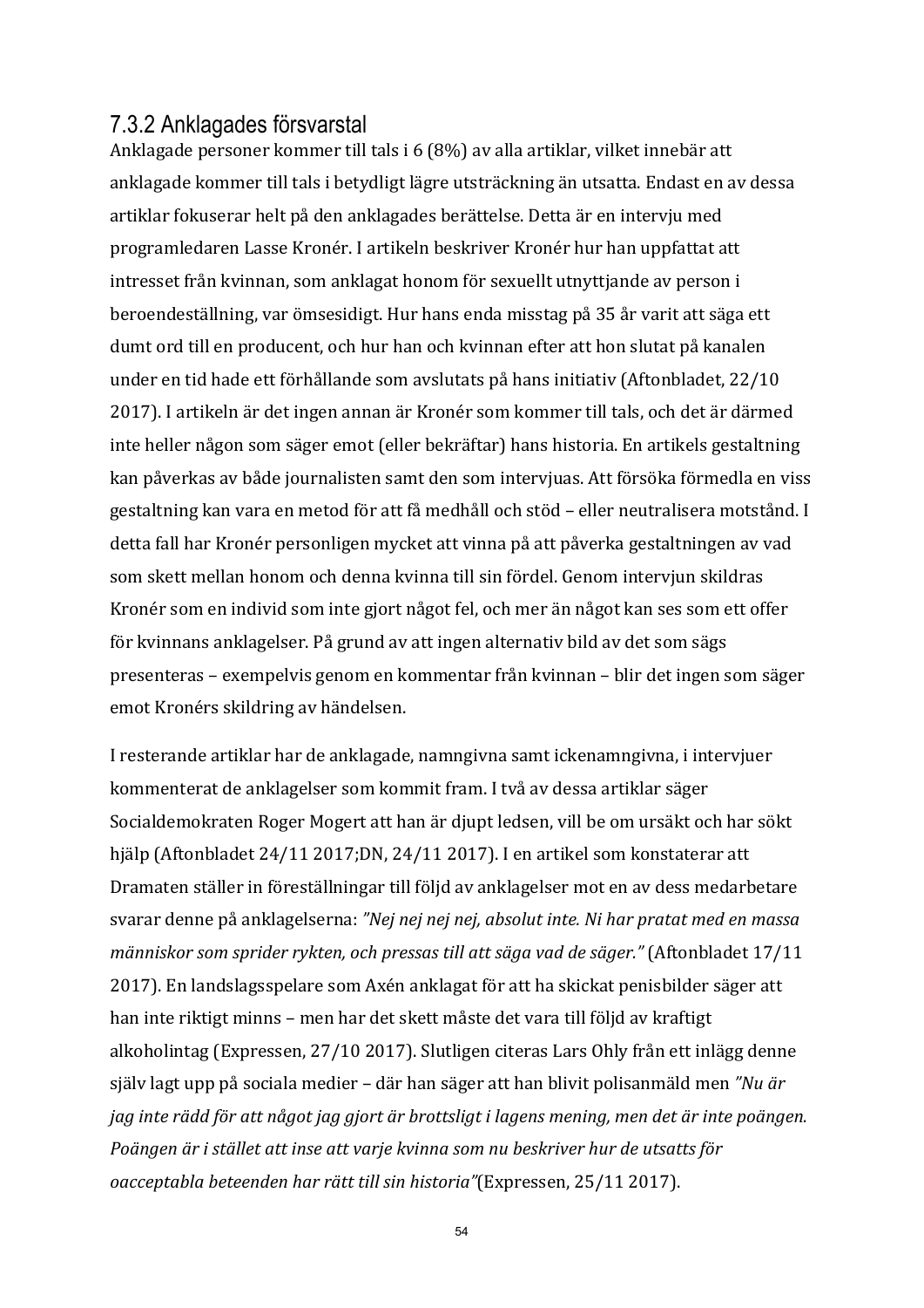### 7.3.2 Anklagades försvarstal

Anklagade personer kommer till tals i 6 (8%) av alla artiklar, vilket innebär att anklagade kommer till tals i betydligt lägre utsträckning än utsatta. Endast en av dessa artiklar fokuserar helt på den anklagades berättelse. Detta är en intervju med programledaren Lasse Kronér. I artikeln beskriver Kronér hur han uppfattat att intresset från kvinnan, som anklagat honom för sexuellt utnyttjande av person i beroendeställning, var ömsesidigt. Hur hans enda misstag på 35 år varit att säga ett dumt ord till en producent, och hur han och kvinnan efter att hon slutat på kanalen under en tid hade ett förhållande som avslutats på hans initiativ (Aftonbladet, 22/10 2017). I artikeln är det ingen annan är Kronér som kommer till tals, och det är därmed inte heller någon som säger emot (eller bekräftar) hans historia. En artikels gestaltning kan påverkas av både journalisten samt den som intervjuas. Att försöka förmedla en viss gestaltning kan vara en metod för att få medhåll och stöd – eller neutralisera motstånd. I detta fall har Kronér personligen mycket att vinna på att påverka gestaltningen av vad som skett mellan honom och denna kvinna till sin fördel. Genom intervjun skildras Kronér som en individ som inte gjort något fel, och mer än något kan ses som ett offer för kvinnans anklagelser. På grund av att ingen alternativ bild av det som sägs presenteras – exempelvis genom en kommentar från kvinnan – blir det ingen som säger emot Kronérs skildring av händelsen.

I resterande artiklar har de anklagade, namngivna samt ickenamngivna, i intervjuer kommenterat de anklagelser som kommit fram. I två av dessa artiklar säger Socialdemokraten Roger Mogert att han är djupt ledsen, vill be om ursäkt och har sökt hjälp (Aftonbladet 24/11 2017;DN, 24/11 2017). I en artikel som konstaterar att Dramaten ställer in föreställningar till följd av anklagelser mot en av dess medarbetare svarar denne på anklagelserna: *"Nej nej nej nej, absolut inte. Ni har pratat med en massa människor som sprider rykten, och pressas till att säga vad de säger."* (Aftonbladet 17/11 2017). En landslagsspelare som Axén anklagat för att ha skickat penisbilder säger att han inte riktigt minns – men har det skett måste det vara till följd av kraftigt alkoholintag (Expressen, 27/10 2017). Slutligen citeras Lars Ohly från ett inlägg denne själv lagt upp på sociala medier – där han säger att han blivit polisanmäld men *"Nu är jag inte rädd för att något jag gjort är brottsligt i lagens mening, men det är inte poängen. Poängen är i stället att inse att varje kvinna som nu beskriver hur de utsatts för oacceptabla beteenden har rätt till sin historia"*(Expressen, 25/11 2017).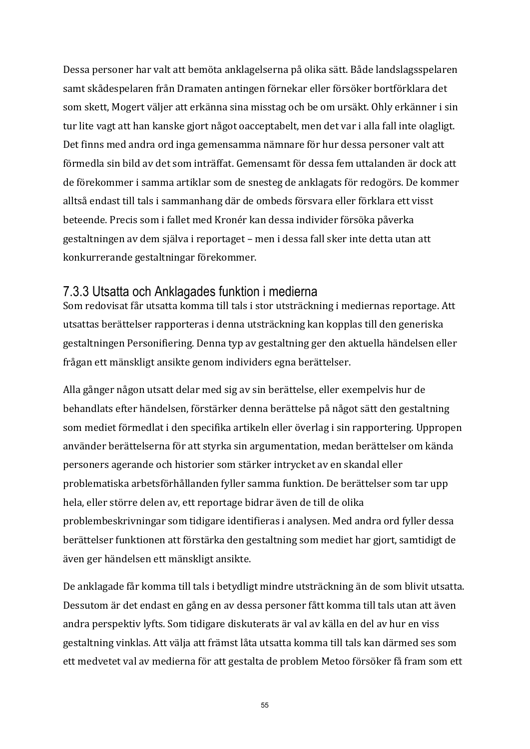Dessa personer har valt att bemöta anklagelserna på olika sätt. Både landslagsspelaren samt skådespelaren från Dramaten antingen förnekar eller försöker bortförklara det som skett, Mogert väljer att erkänna sina misstag och be om ursäkt. Ohly erkänner i sin tur lite vagt att han kanske gjort något oacceptabelt, men det var i alla fall inte olagligt. Det finns med andra ord inga gemensamma nämnare för hur dessa personer valt att förmedla sin bild av det som inträffat. Gemensamt för dessa fem uttalanden är dock att de förekommer i samma artiklar som de snesteg de anklagats för redogörs. De kommer alltså endast till tals i sammanhang där de ombeds försvara eller förklara ett visst beteende. Precis som i fallet med Kronér kan dessa individer försöka påverka gestaltningen av dem själva i reportaget – men i dessa fall sker inte detta utan att konkurrerande gestaltningar förekommer.

### 7.3.3 Utsatta och Anklagades funktion i medierna

Som redovisat får utsatta komma till tals i stor utsträckning i mediernas reportage. Att utsattas berättelser rapporteras i denna utsträckning kan kopplas till den generiska gestaltningen Personifiering. Denna typ av gestaltning ger den aktuella händelsen eller frågan ett mänskligt ansikte genom individers egna berättelser.

Alla gånger någon utsatt delar med sig av sin berättelse, eller exempelvis hur de behandlats efter händelsen, förstärker denna berättelse på något sätt den gestaltning som mediet förmedlat i den specifika artikeln eller överlag i sin rapportering. Uppropen använder berättelserna för att styrka sin argumentation, medan berättelser om kända personers agerande och historier som stärker intrycket av en skandal eller problematiska arbetsförhållanden fyller samma funktion. De berättelser som tar upp hela, eller större delen av, ett reportage bidrar även de till de olika problembeskrivningar som tidigare identifieras i analysen. Med andra ord fyller dessa berättelser funktionen att förstärka den gestaltning som mediet har gjort, samtidigt de även ger händelsen ett mänskligt ansikte.

De anklagade får komma till tals i betydligt mindre utsträckning än de som blivit utsatta. Dessutom är det endast en gång en av dessa personer fått komma till tals utan att även andra perspektiv lyfts. Som tidigare diskuterats är val av källa en del av hur en viss gestaltning vinklas. Att välja att främst låta utsatta komma till tals kan därmed ses som ett medvetet val av medierna för att gestalta de problem Metoo försöker få fram som ett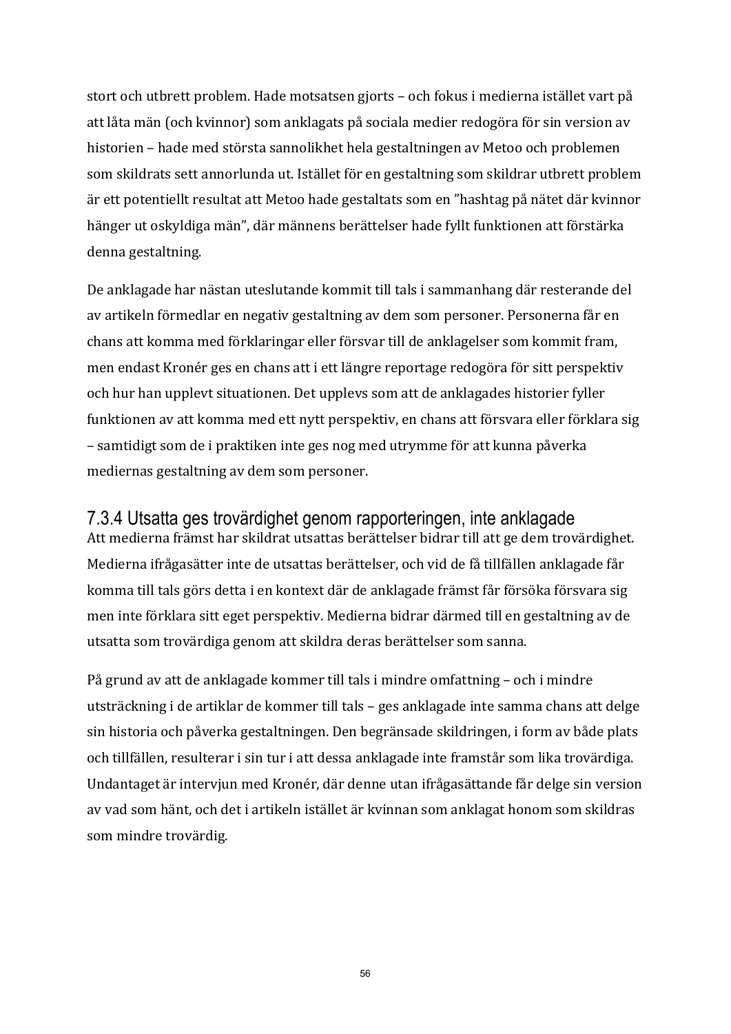stort och utbrett problem. Hade motsatsen gjorts – och fokus i medierna istället vart på att låta män (och kvinnor) som anklagats på sociala medier redogöra för sin version av historien – hade med största sannolikhet hela gestaltningen av Metoo och problemen som skildrats sett annorlunda ut. Istället för en gestaltning som skildrar utbrett problem är ett potentiellt resultat att Metoo hade gestaltats som en ”hashtag på nätet där kvinnor hänger ut oskyldiga män”, där männens berättelser hade fyllt funktionen att förstärka denna gestaltning.

De anklagade har nästan uteslutande kommit till tals i sammanhang där resterande del av artikeln förmedlar en negativ gestaltning av dem som personer. Personerna får en chans att komma med förklaringar eller försvar till de anklagelser som kommit fram, men endast Kronér ges en chans att i ett längre reportage redogöra för sitt perspektiv och hur han upplevt situationen. Det upplevs som att de anklagades historier fyller funktionen av att komma med ett nytt perspektiv, en chans att försvara eller förklara sig – samtidigt som de i praktiken inte ges nog med utrymme för att kunna påverka mediernas gestaltning av dem som personer.

### 7.3.4 Utsatta ges trovärdighet genom rapporteringen, inte anklagade

Att medierna främst har skildrat utsattas berättelser bidrar till att ge dem trovärdighet. Medierna ifrågasätter inte de utsattas berättelser, och vid de få tillfällen anklagade får komma till tals görs detta i en kontext där de anklagade främst får försöka försvara sig men inte förklara sitt eget perspektiv. Medierna bidrar därmed till en gestaltning av de utsatta som trovärdiga genom att skildra deras berättelser som sanna.

På grund av att de anklagade kommer till tals i mindre omfattning – och i mindre utsträckning i de artiklar de kommer till tals – ges anklagade inte samma chans att delge sin historia och påverka gestaltningen. Den begränsade skildringen, i form av både plats och tillfällen, resulterar i sin tur i att dessa anklagade inte framstår som lika trovärdiga. Undantaget är intervjun med Kronér, där denne utan ifrågasättande får delge sin version av vad som hänt, och det i artikeln istället är kvinnan som anklagat honom som skildras som mindre trovärdig.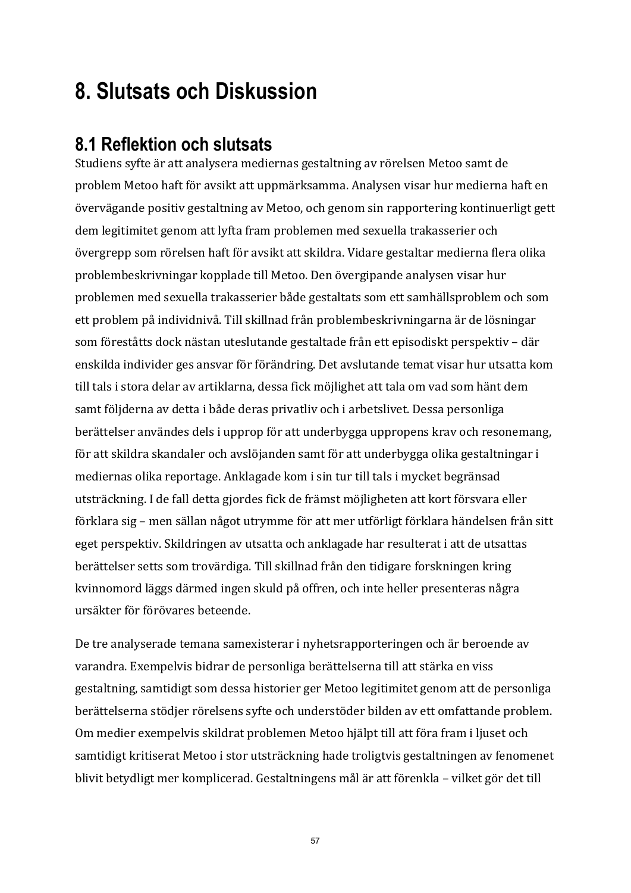# 8. Slutsats och Diskussion

## 8.1 Reflektion och slutsats

Studiens syfte är att analysera mediernas gestaltning av rörelsen Metoo samt de problem Metoo haft för avsikt att uppmärksamma. Analysen visar hur medierna haft en övervägande positiv gestaltning av Metoo, och genom sin rapportering kontinuerligt gett dem legitimitet genom att lyfta fram problemen med sexuella trakasserier och övergrepp som rörelsen haft för avsikt att skildra. Vidare gestaltar medierna flera olika problembeskrivningar kopplade till Metoo. Den övergipande analysen visar hur problemen med sexuella trakasserier både gestaltats som ett samhällsproblem och som ett problem på individnivå. Till skillnad från problembeskrivningarna är de lösningar som förestätts dock nästan uteslutande gestaltade från ett episodiskt perspektiv – där enskilda individer ges ansvar för förändring. Det avslutande temat visar hur utsatta kom till tals i stora delar av artiklarna, dessa fick möjlighet att tala om vad som hänt dem samt följderna av detta i både deras privatliv och i arbetslivet. Dessa personliga berättelser användes dels i upprop för att underbygga uppropens krav och resonemang, för att skildra skandaler och avslöjanden samt för att underbygga olika gestaltningar i mediernas olika reportage. Anklagade kom i sin tur till tals i mycket begränsad utsträckning. I de fall detta gjordes fick de främst möjligheten att kort försvara eller förklara sig – men sällan något utrymme för att mer utförligt förklara händelsen från sitt eget perspektiv. Skildringen av utsatta och anklagade har resulterat i att de utsattas berättelser setts som trovärdiga. Till skillnad från den tidigare forskningen kring kvinnomord läggs därmed ingen skuld på offren, och inte heller presenteras några ursäkter för förövares beteende.

De tre analyserade temana samexisterar i nyhetsrapporteringen och är beroende av varandra. Exempelvis bidrar de personliga berättelserna till att stärka en viss gestaltning, samtidigt som dessa historier ger Metoo legitimitet genom att de personliga berättelserna stödjer rörelsens syfte och understöder bilden av ett omfattande problem. Om medier exempelvis skildrat problemen Metoo hjälpt till att föra fram i ljuset och samtidigt kritiserat Metoo i stor utsträckning hade troligtvis gestaltningen av fenomenet blivit betydligt mer komplicerad. Gestaltningens mål är att förenkla – vilket gör det till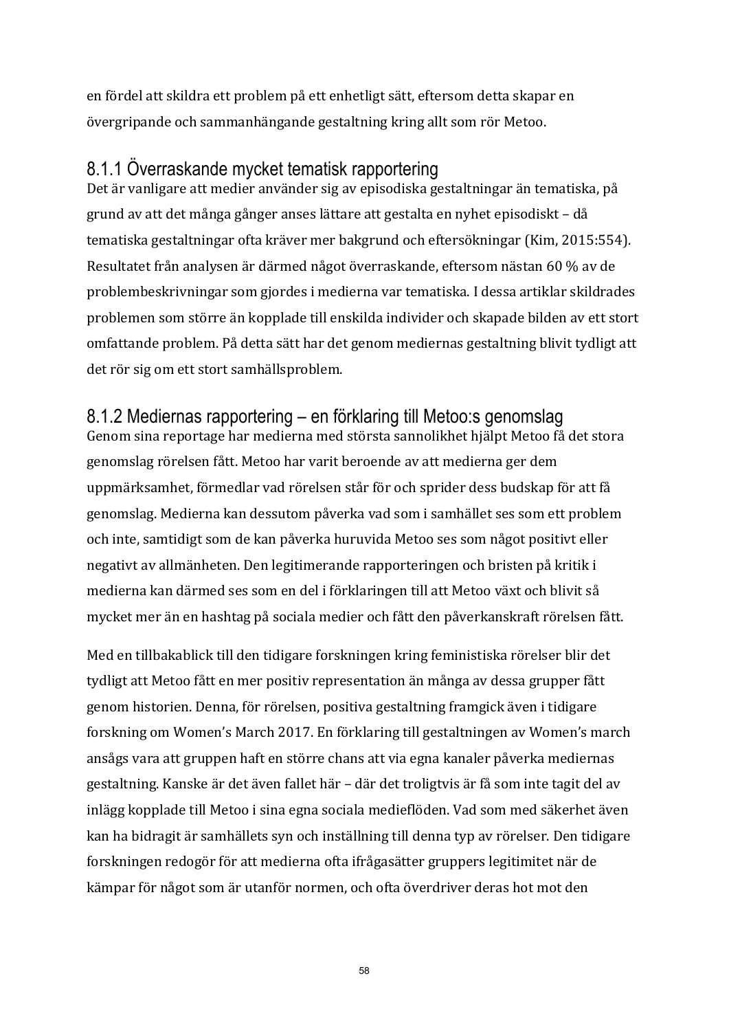en fördel att skildra ett problem på ett enhetligt sätt, eftersom detta skapar en övergripande och sammanhängande gestaltning kring allt som rör Metoo.

### 8.1.1 Överraskande mycket tematisk rapportering

Det är vanligare att medier använder sig av episodiska gestaltningar än tematiska, på grund av att det många gånger anses lättare att gestalta en nyhet episodiskt – då tematiska gestaltningar ofta kräver mer bakgrund och eftersökningar (Kim, 2015:554). Resultatet från analysen är därmed något överraskande, eftersom nästan 60 % av de problembeskrivningar som gjordes i medierna var tematiska. I dessa artiklar skildrades problemen som större än kopplade till enskilda individer och skapade bilden av ett stort omfattande problem. På detta sätt har det genom mediernas gestaltning blivit tydligt att det rör sig om ett stort samhällsproblem.

### 8.1.2 Mediernas rapportering – en förklaring till Metoo:s genomslag

Genom sina reportage har medierna med största sannolikhet hjälpt Metoo få det stora genomslag rörelsen fått. Metoo har varit beroende av att medierna ger dem uppmärksamhet, förmedlar vad rörelsen står för och sprider dess budskap för att få genomslag. Medierna kan dessutom påverka vad som i samhället ses som ett problem och inte, samtidigt som de kan påverka huruvida Metoo ses som något positivt eller negativt av allmänheten. Den legitimerande rapporteringen och bristen på kritik i medierna kan därmed ses som en del i förklaringen till att Metoo växt och blivit så mycket mer än en hashtag på sociala medier och fått den påverkanskraft rörelsen fått.

Med en tillbakablick till den tidigare forskningen kring feministiska rörelser blir det tydligt att Metoo fått en mer positiv representation än många av dessa grupper fått genom historien. Denna, för rörelsen, positiva gestaltning framgick även i tidigare forskning om Women's March 2017. En förklaring till gestaltningen av Women's march ansågs vara att gruppen haft en större chans att via egna kanaler påverka mediernas gestaltning. Kanske är det även fallet här – där det troligtvis är få som inte tagit del av inlägg kopplade till Metoo i sina egna sociala medieflöden. Vad som med säkerhet även kan ha bidragit är samhällets syn och inställning till denna typ av rörelser. Den tidigare forskningen redogör för att medierna ofta ifrågasätter gruppers legitimitet när de kämpar för något som är utanför normen, och ofta överdriver deras hot mot den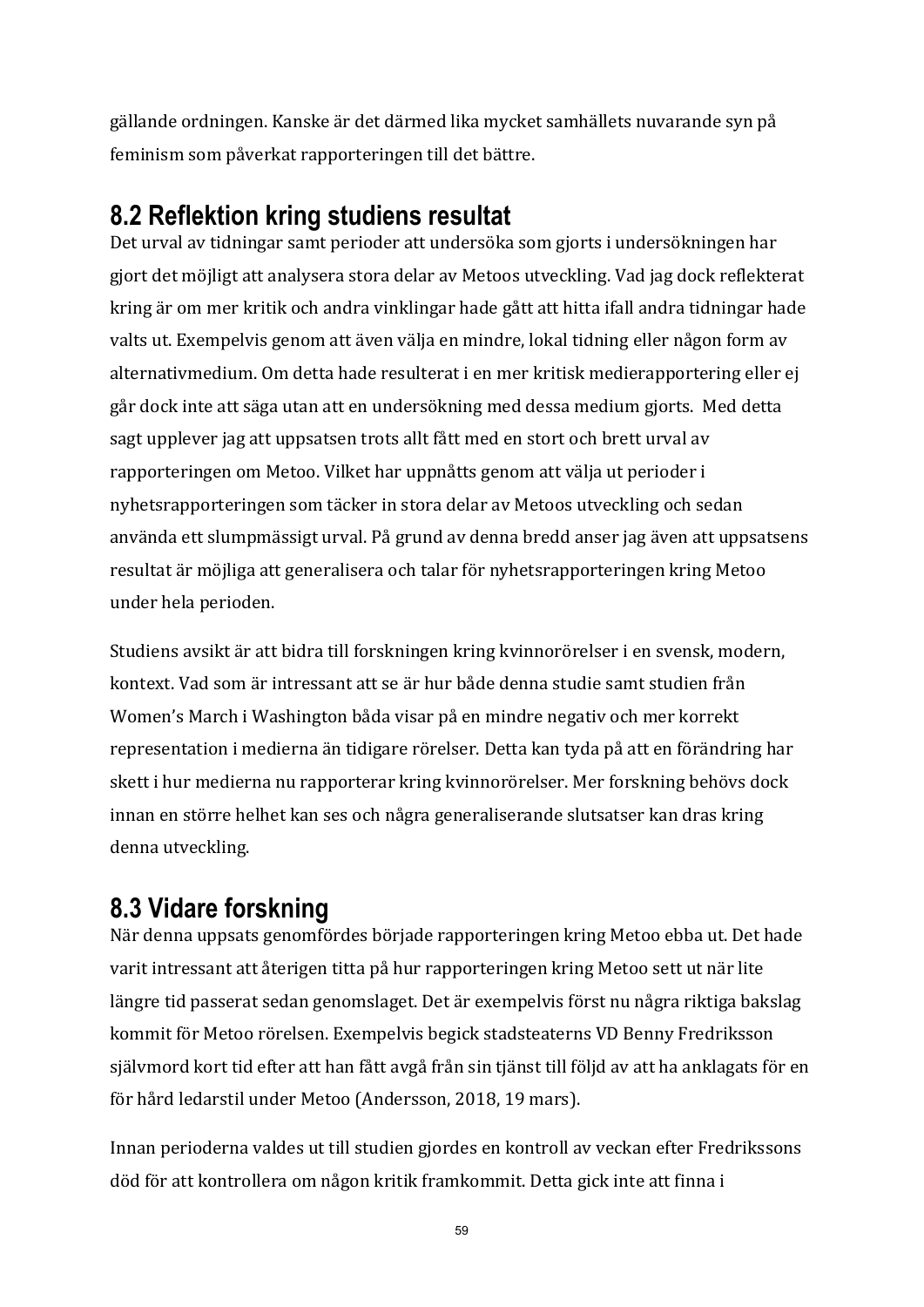gällande ordningen. Kanske är det därmed lika mycket samhällets nuvarande syn på feminism som påverkat rapporteringen till det bättre.

## 8.2 Reflektion kring studiens resultat

Det urval av tidningar samt perioder att undersöka som gjorts i undersökningen har gjort det möjligt att analysera stora delar av Metoos utveckling. Vad jag dock reflekterat kring är om mer kritik och andra vinklingar hade gått att hitta ifall andra tidningar hade valts ut. Exempelvis genom att även välja en mindre, lokal tidning eller någon form av alternativmedium. Om detta hade resulterat i en mer kritisk medierapportering eller ej går dock inte att säga utan att en undersökning med dessa medium gjorts. Med detta sagt upplever jag att uppsatsen trots allt fått med en stort och brett urval av rapporteringen om Metoo. Vilket har uppnåtts genom att välja ut perioder i nyhetsrapporteringen som täcker in stora delar av Metoos utveckling och sedan använda ett slumpmässigt urval. På grund av denna bredd anser jag även att uppsatsens resultat är möjliga att generalisera och talar för nyhetsrapporteringen kring Metoo under hela perioden.

Studiens avsikt är att bidra till forskningen kring kvinnorörelser i en svensk, modern, kontext. Vad som är intressant att se är hur både denna studie samt studien från Women's March i Washington båda visar på en mindre negativ och mer korrekt representation i medierna än tidigare rörelser. Detta kan tyda på att en förändring har skett i hur medierna nu rapporterar kring kvinnorörelser. Mer forskning behövs dock innan en större helhet kan ses och några generaliserande slutsatser kan dras kring denna utveckling.

## 8.3 Vidare forskning

När denna uppsats genomfördes började rapporteringen kring Metoo ebba ut. Det hade varit intressant att återigen titta på hur rapporteringen kring Metoo sett ut när lite längre tid passerat sedan genomslaget. Det är exempelvis först nu några riktiga bakslag kommit för Metoo rörelsen. Exempelvis begick stadsteaterns VD Benny Fredriksson självmord kort tid efter att han fått avgå från sin tjänst till följd av att ha anklagats för en för hård ledarstil under Metoo (Andersson, 2018, 19 mars).

Innan perioderna valdes ut till studien gjordes en kontroll av veckan efter Fredrikssons död för att kontrollera om någon kritik framkommit. Detta gick inte att finna i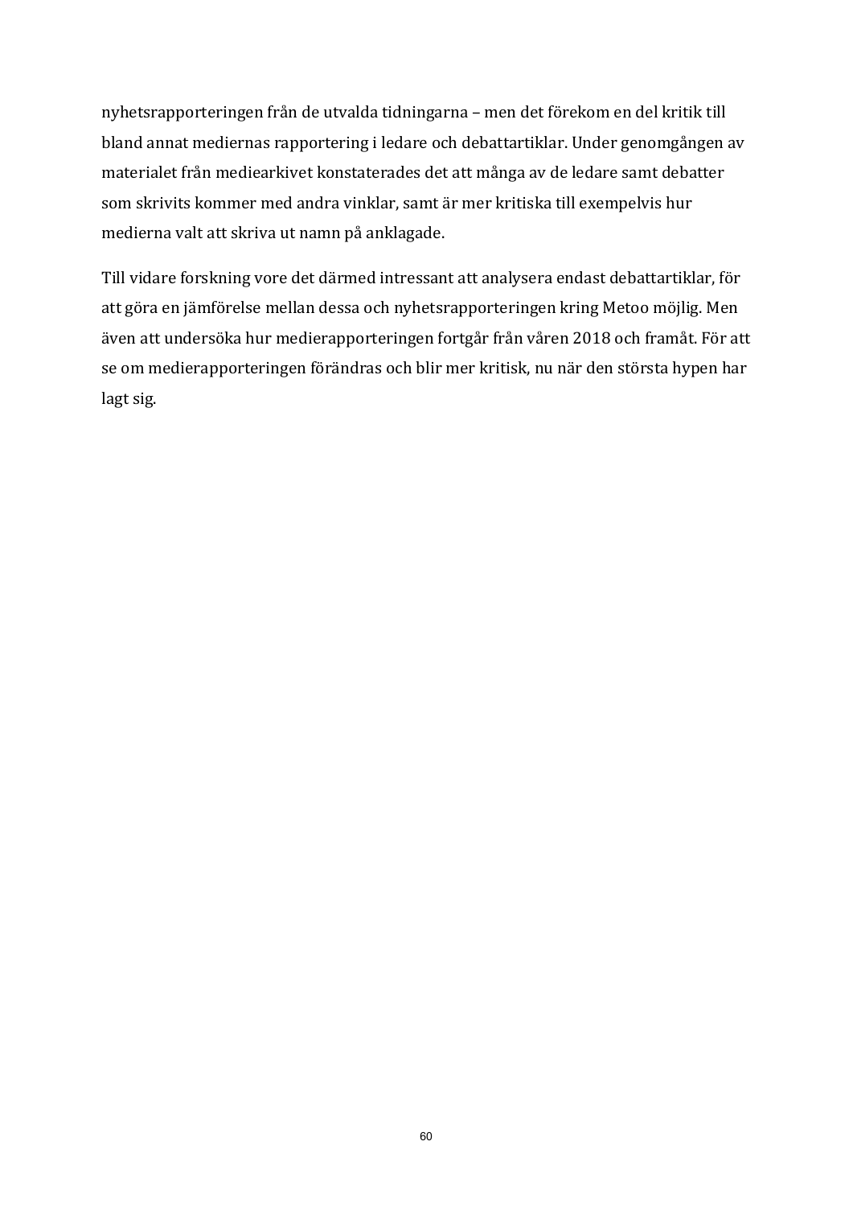nyhetsrapporteringen från de utvalda tidningarna – men det förekom en del kritik till bland annat mediernas rapportering i ledare och debattartiklar. Under genomgången av materialet från mediearkivet konstaterades det att många av de ledare samt debatter som skrivits kommer med andra vinklar, samt är mer kritiska till exempelvis hur medierna valt att skriva ut namn på anklagade.

Till vidare forskning vore det därmed intressant att analysera endast debattartiklar, för att göra en jämförelse mellan dessa och nyhetsrapporteringen kring Metoo möjlig. Men även att undersöka hur medierapporteringen fortgår från våren 2018 och framåt. För att se om medierapporteringen förändras och blir mer kritisk, nu när den största hypen har lagt sig.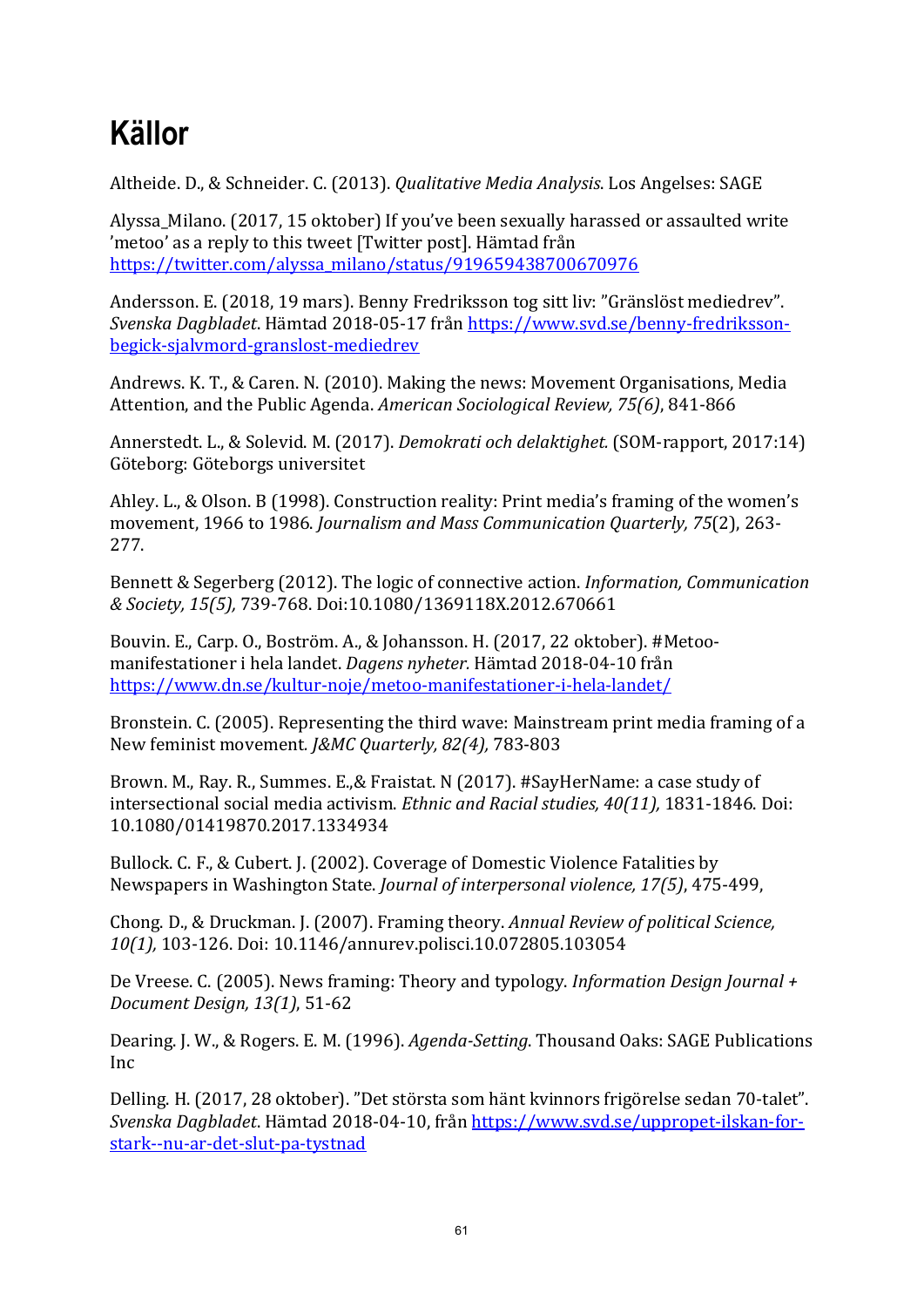# Källor

Altheide. D., & Schneider. C. (2013). *Qualitative Media Analysis*. Los Angelses: SAGE

Alyssa_Milano. (2017, 15 oktober) If you've been sexually harassed or assaulted write 'metoo' as a reply to this tweet [Twitter post]. Hämtad från https://twitter.com/alyssa_milano/status/919659438700670976

Andersson. E. (2018, 19 mars). Benny Fredriksson tog sitt liv: "Gränslöst mediedrev". *Svenska Dagbladet*. Hämtad 2018-05-17 från https://www.svd.se/benny-fredriksson-begick-sjalvmord-granslost-mediedrev

Andrews. K. T., & Caren. N. (2010). Making the news: Movement Organisations, Media Attention, and the Public Agenda. *American Sociological Review, 75(6)*, 841-866

Annerstedt. L., & Solevid. M. (2017). *Demokrati och delaktighet.* (SOM-rapport, 2017:14) Göteborg: Göteborgs universitet

Ahley. L., & Olson. B (1998). Construction reality: Print media's framing of the women's movement, 1966 to 1986. *Journalism and Mass Communication Quarterly, 75*(2), 263-277.

Bennett & Segerberg (2012). The logic of connective action. *Information, Communication & Society, 15(5),* 739-768. Doi:10.1080/1369118X.2012.670661

Bouvin. E., Carp. O., Boström. A., & Johansson. H. (2017, 22 oktober). #Metoo-manifestationer i hela landet. *Dagens nyheter.* Hämtad 2018-04-10 från https://www.dn.se/kultur-noje/metoo-manifestationer-i-hela-landet/

Bronstein. C. (2005). Representing the third wave: Mainstream print media framing of a New feminist movement. *J&MC Quarterly, 82(4),* 783-803

Brown. M., Ray. R., Summes. E.,& Fraistat. N (2017). #SayHerName: a case study of intersectional social media activism. *Ethnic and Racial studies, 40(11),* 1831-1846. Doi: 10.1080/01419870.2017.1334934

Bullock. C. F., & Cubert. J. (2002). Coverage of Domestic Violence Fatalities by Newspapers in Washington State. *Journal of interpersonal violence, 17(5)*, 475-499,

Chong. D., & Druckman. J. (2007). Framing theory. *Annual Review of political Science, 10(1),* 103-126. Doi: 10.1146/annurev.polisci.10.072805.103054

De Vreese. C. (2005). News framing: Theory and typology. *Information Design Journal + Document Design, 13(1)*, 51-62

Dearing. J. W., & Rogers. E. M. (1996). *Agenda-Setting*. Thousand Oaks: SAGE Publications Inc

Delling. H. (2017, 28 oktober). "Det största som hänt kvinnors frigörelse sedan 70-talet". *Svenska Dagbladet*. Hämtad 2018-04-10, från https://www.svd.se/uppropet-ilskan-for-stark--nu-ar-det-slut-pa-tystnad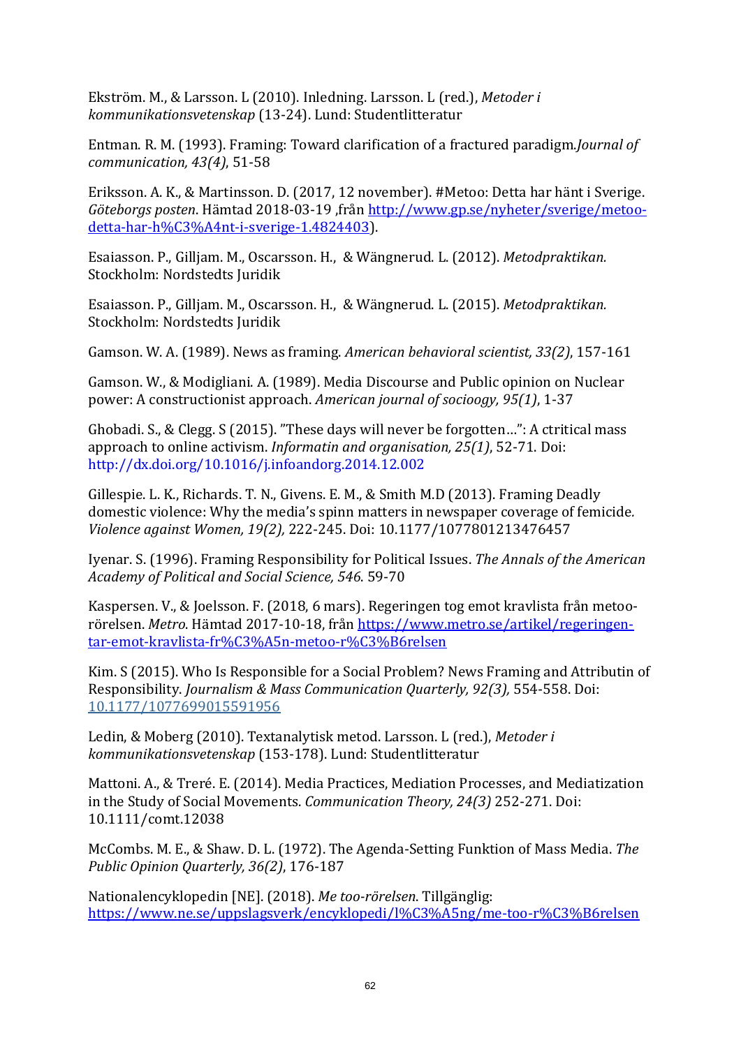Ekström. M., & Larsson. L (2010). Inledning. Larsson. L (red.), *Metoder i kommunikationsvetenskap* (13-24). Lund: Studentlitteratur

Entman. R. M. (1993). Framing: Toward clarification of a fractured paradigm.*Journal of communication, 43(4)*, 51-58

Eriksson. A. K., & Martinsson. D. (2017, 12 november). #Metoo: Detta har hänt i Sverige. *Göteborgs posten*. Hämtad 2018-03-19 ,från http://www.gp.se/nyheter/sverige/metoo-detta-har-h%C3%A4nt-i-sverige-1.4824403).

Esaiasson. P., Gilljam. M., Oscarsson. H., & Wängnerud. L. (2012). *Metodpraktikan.* Stockholm: Nordstedts Juridik

Esaiasson. P., Gilljam. M., Oscarsson. H., & Wängnerud. L. (2015). *Metodpraktikan.* Stockholm: Nordstedts Juridik

Gamson. W. A. (1989). News as framing. *American behavioral scientist, 33(2)*, 157-161

Gamson. W., & Modigliani. A. (1989). Media Discourse and Public opinion on Nuclear power: A constructionist approach. *American journal of socioogy, 95(1)*, 1-37

Ghobadi. S., & Clegg. S (2015). "These days will never be forgotten…": A ctritical mass approach to online activism. *Informatin and organisation, 25(1)*, 52-71. Doi: http://dx.doi.org/10.1016/j.infoandorg.2014.12.002

Gillespie. L. K., Richards. T. N., Givens. E. M., & Smith M.D (2013). Framing Deadly domestic violence: Why the media's spinn matters in newspaper coverage of femicide. *Violence against Women, 19(2),* 222-245. Doi: 10.1177/1077801213476457

Iyenar. S. (1996). Framing Responsibility for Political Issues. *The Annals of the American Academy of Political and Social Science, 546*. 59-70

Kaspersen. V., & Joelsson. F. (2018, 6 mars). Regeringen tog emot kravlista från metoo-rörelsen. *Metro*. Hämtad 2017-10-18, från https://www.metro.se/artikel/regeringen-tar-emot-kravlista-fr%C3%A5n-metoo-r%C3%B6relsen

Kim. S (2015). Who Is Responsible for a Social Problem? News Framing and Attributin of Responsibility. *Journalism & Mass Communication Quarterly, 92(3),* 554-558. Doi: 10.1177/1077699015591956

Ledin, & Moberg (2010). Textanalytisk metod. Larsson. L (red.), *Metoder i kommunikationsvetenskap* (153-178). Lund: Studentlitteratur

Mattoni. A., & Treré. E. (2014). Media Practices, Mediation Processes, and Mediatization in the Study of Social Movements. *Communication Theory, 24(3)* 252-271. Doi: 10.1111/comt.12038

McCombs. M. E., & Shaw. D. L. (1972). The Agenda-Setting Funktion of Mass Media. *The Public Opinion Quarterly, 36(2)*, 176-187

Nationalencyklopedin [NE]. (2018). *Me too-rörelsen*. Tillgänglig: https://www.ne.se/uppslagsverk/encyklopedi/l%C3%A5ng/me-too-r%C3%B6relsen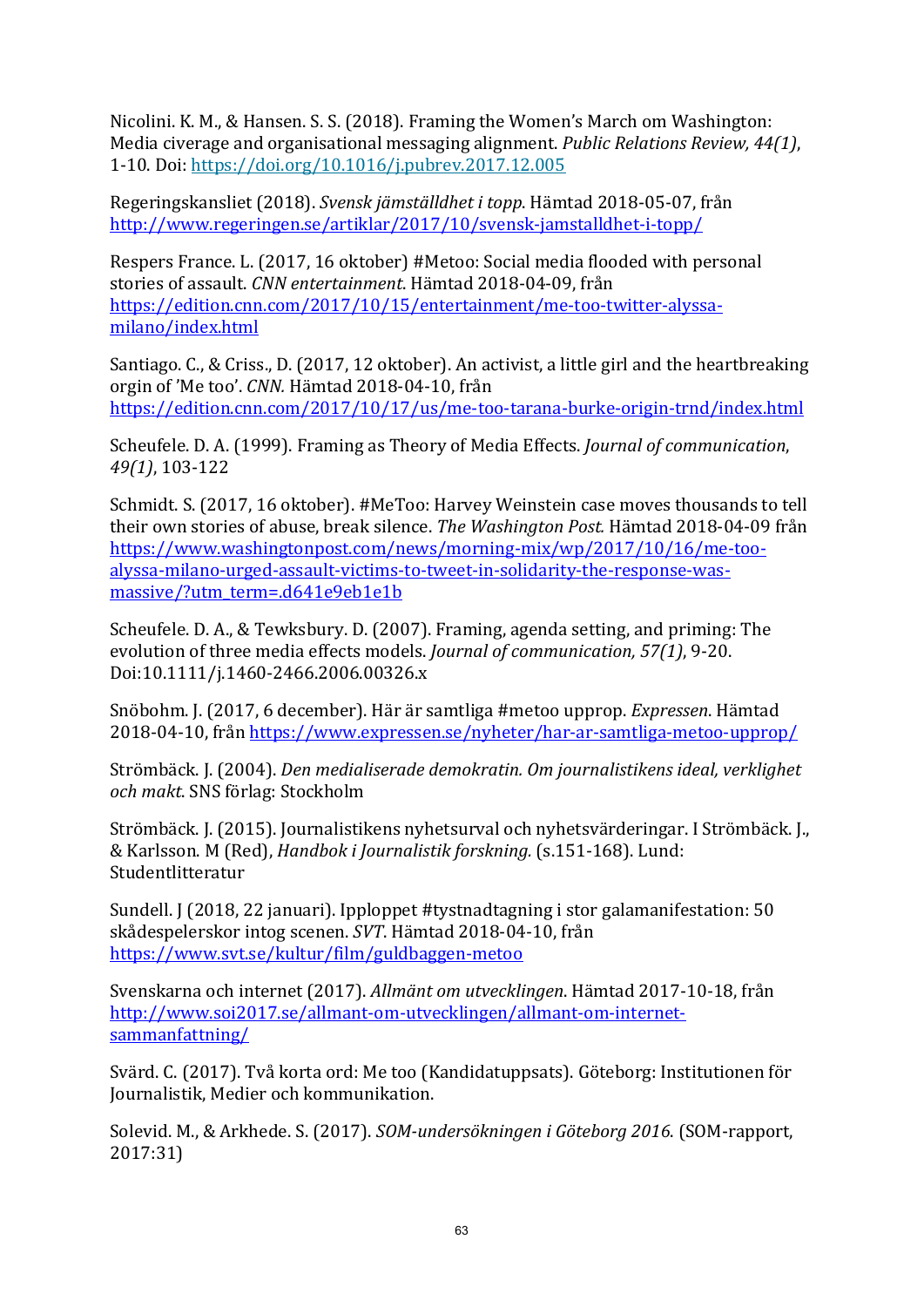Nicolini. K. M., & Hansen. S. S. (2018). Framing the Women's March om Washington: Media civerage and organisational messaging alignment. *Public Relations Review, 44(1)*, 1-10. Doi: https://doi.org/10.1016/j.pubrev.2017.12.005

Regeringskansliet (2018). *Svensk jämställdhet i topp*. Hämtad 2018-05-07, från http://www.regeringen.se/artiklar/2017/10/svensk-jamstalldhet-i-topp/

Respers France. L. (2017, 16 oktober) #Metoo: Social media flooded with personal stories of assault. *CNN entertainment*. Hämtad 2018-04-09, från https://edition.cnn.com/2017/10/15/entertainment/me-too-twitter-alyssa-milano/index.html

Santiago. C., & Criss., D. (2017, 12 oktober). An activist, a little girl and the heartbreaking orgin of 'Me too'. *CNN.* Hämtad 2018-04-10, från https://edition.cnn.com/2017/10/17/us/me-too-tarana-burke-origin-trnd/index.html

Scheufele. D. A. (1999). Framing as Theory of Media Effects. *Journal of communication*, *49(1)*, 103-122

Schmidt. S. (2017, 16 oktober). #MeToo: Harvey Weinstein case moves thousands to tell their own stories of abuse, break silence. *The Washington Post.* Hämtad 2018-04-09 från https://www.washingtonpost.com/news/morning-mix/wp/2017/10/16/me-too-alyssa-milano-urged-assault-victims-to-tweet-in-solidarity-the-response-was-massive/?utm_term=.d641e9eb1e1b

Scheufele. D. A., & Tewksbury. D. (2007). Framing, agenda setting, and priming: The evolution of three media effects models. *Journal of communication, 57(1)*, 9-20. Doi:10.1111/j.1460-2466.2006.00326.x

Snöbohm. J. (2017, 6 december). Här är samtliga #metoo upprop. *Expressen*. Hämtad 2018-04-10, från https://www.expressen.se/nyheter/har-ar-samtliga-metoo-upprop/

Strömbäck. J. (2004). *Den medialiserade demokratin. Om journalistikens ideal, verklighet och makt.* SNS förlag: Stockholm

Strömbäck. J. (2015). Journalistikens nyhetsurval och nyhetsvärderingar. I Strömbäck. J., & Karlsson. M (Red), *Handbok i Journalistik forskning.* (s.151-168). Lund: Studentlitteratur

Sundell. J (2018, 22 januari). Ipploppet #tystnadtagning i stor galamanifestation: 50 skådespelerskor intog scenen. *SVT*. Hämtad 2018-04-10, från https://www.svt.se/kultur/film/guldbaggen-metoo

Svenskarna och internet (2017). *Allmänt om utvecklingen*. Hämtad 2017-10-18, från http://www.soi2017.se/allmant-om-utvecklingen/allmant-om-internet-sammanfattning/

Svärd. C. (2017). Två korta ord: Me too (Kandidatuppsats). Göteborg: Institutionen för Journalistik, Medier och kommunikation.

Solevid. M., & Arkhede. S. (2017). *SOM-undersökningen i Göteborg 2016.* (SOM-rapport, 2017:31)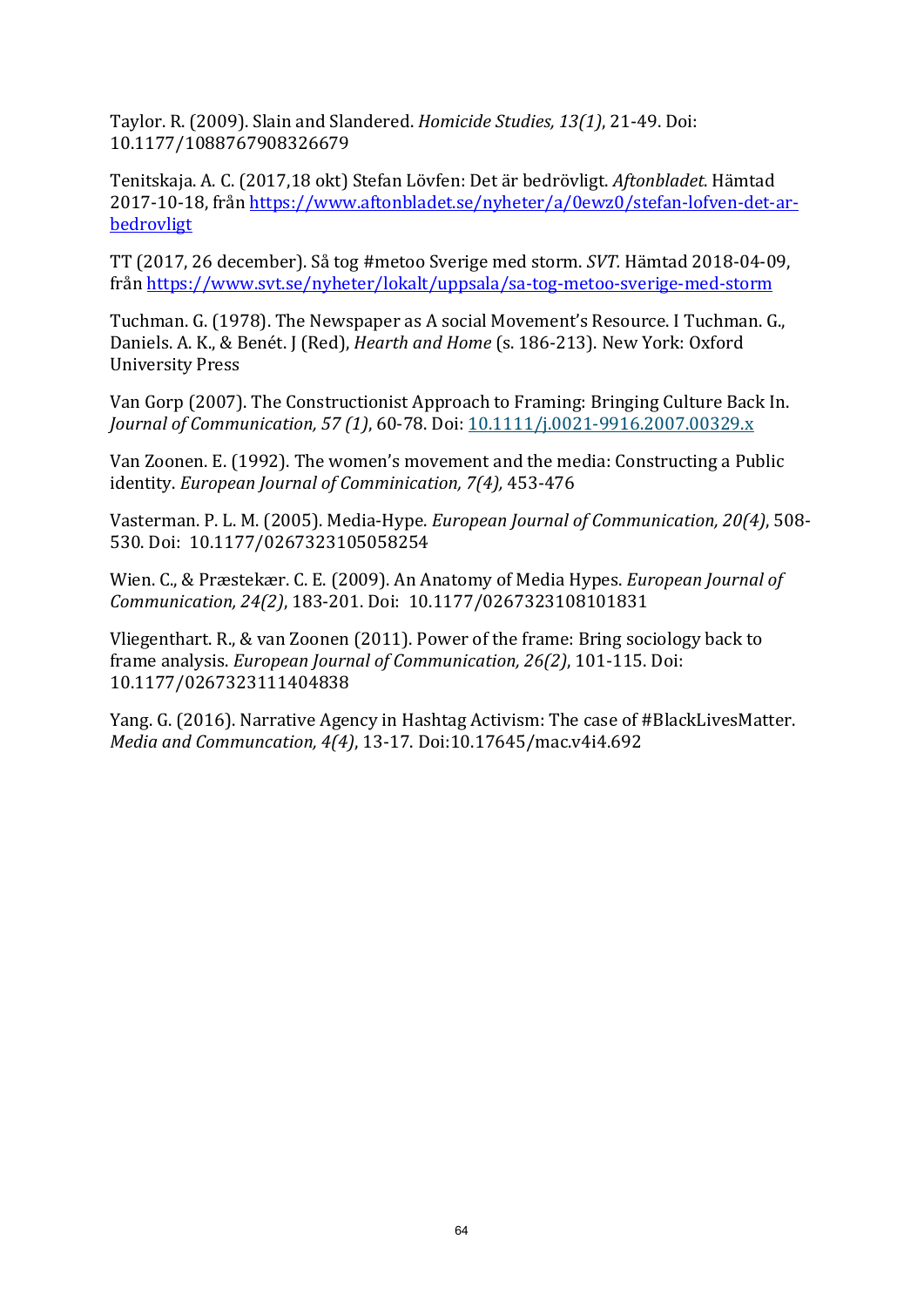Taylor. R. (2009). Slain and Slandered. *Homicide Studies, 13(1)*, 21-49. Doi: 10.1177/1088767908326679

Tenitskaja. A. C. (2017,18 okt) Stefan Lövfen: Det är bedrövligt. *Aftonbladet*. Hämtad 2017-10-18, från https://www.aftonbladet.se/nyheter/a/0ewz0/stefan-lofven-det-ar-bedrovligt

TT (2017, 26 december). Så tog #metoo Sverige med storm. *SVT*. Hämtad 2018-04-09, från https://www.svt.se/nyheter/lokalt/uppsala/sa-tog-metoo-sverige-med-storm

Tuchman. G. (1978). The Newspaper as A social Movement's Resource. I Tuchman. G., Daniels. A. K., & Benét. J (Red), *Hearth and Home* (s. 186-213). New York: Oxford University Press

Van Gorp (2007). The Constructionist Approach to Framing: Bringing Culture Back In. *Journal of Communication, 57 (1)*, 60-78. Doi: 10.1111/j.0021-9916.2007.00329.x

Van Zoonen. E. (1992). The women's movement and the media: Constructing a Public identity. *European Journal of Comminication, 7(4)*, 453-476

Vasterman. P. L. M. (2005). Media-Hype. *European Journal of Communication, 20(4)*, 508-530. Doi: 10.1177/0267323105058254

Wien. C., & Præstekær. C. E. (2009). An Anatomy of Media Hypes. *European Journal of Communication, 24(2)*, 183-201. Doi: 10.1177/0267323108101831

Vliegenthart. R., & van Zoonen (2011). Power of the frame: Bring sociology back to frame analysis. *European Journal of Communication, 26(2)*, 101-115. Doi: 10.1177/0267323111404838

Yang. G. (2016). Narrative Agency in Hashtag Activism: The case of #BlackLivesMatter. *Media and Communcation, 4(4)*, 13-17. Doi:10.17645/mac.v4i4.692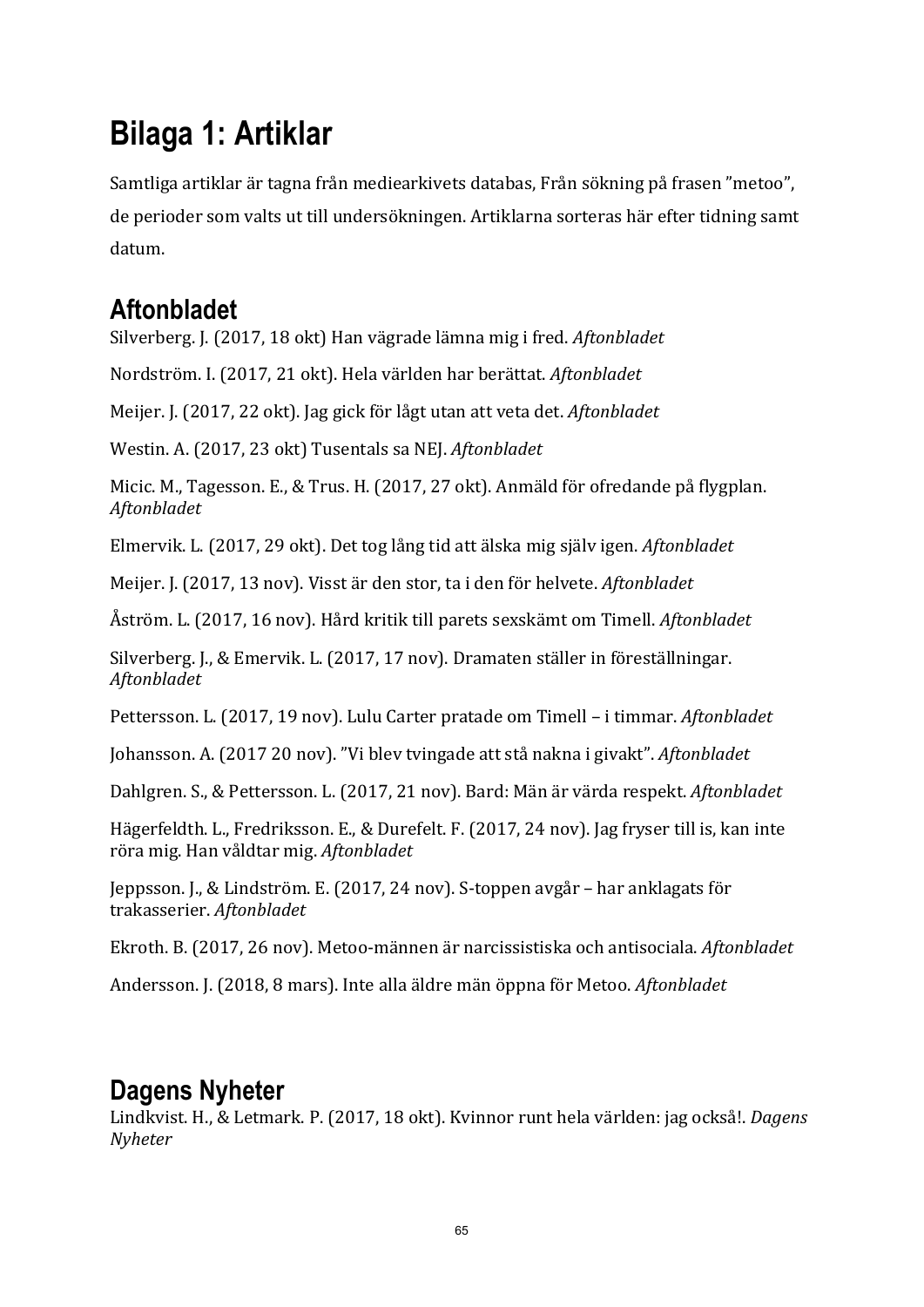# Bilaga 1: Artiklar

Samtliga artiklar är tagna från mediearkivets databas, Från sökning på frasen ”metoo”, de perioder som valts ut till undersökningen. Artiklarna sorteras här efter tidning samt datum.

## Aftonbladet

Silverberg. J. (2017, 18 okt) Han vägrade lämna mig i fred. *Aftonbladet*

Nordström. I. (2017, 21 okt). Hela världen har berättat. *Aftonbladet*

Meijer. J. (2017, 22 okt). Jag gick för lågt utan att veta det. *Aftonbladet*

Westin. A. (2017, 23 okt) Tusentals sa NEJ. *Aftonbladet*

Micic. M., Tagesson. E., & Trus. H. (2017, 27 okt). Anmäld för ofredande på flygplan. *Aftonbladet*

Elmervik. L. (2017, 29 okt). Det tog lång tid att älska mig själv igen. *Aftonbladet*

Meijer. J. (2017, 13 nov). Visst är den stor, ta i den för helvete. *Aftonbladet*

Åström. L. (2017, 16 nov). Hård kritik till parets sexskämt om Timell. *Aftonbladet*

Silverberg. J., & Emervik. L. (2017, 17 nov). Dramaten ställer in föreställningar. *Aftonbladet*

Pettersson. L. (2017, 19 nov). Lulu Carter pratade om Timell – i timmar. *Aftonbladet*

Johansson. A. (2017 20 nov). ”Vi blev tvingade att stå nakna i givakt”. *Aftonbladet*

Dahlgren. S., & Pettersson. L. (2017, 21 nov). Bard: Män är värda respekt. *Aftonbladet*

Hägerfeldth. L., Fredriksson. E., & Durefelt. F. (2017, 24 nov). Jag fryser till is, kan inte röra mig. Han våldtar mig. *Aftonbladet*

Jeppsson. J., & Lindström. E. (2017, 24 nov). S-toppen avgår – har anklagats för trakasserier. *Aftonbladet*

Ekroth. B. (2017, 26 nov). Metoo-männen är narcissistiska och antisociala. *Aftonbladet*

Andersson. J. (2018, 8 mars). Inte alla äldre män öppna för Metoo. *Aftonbladet*

## Dagens Nyheter

Lindkvist. H., & Letmark. P. (2017, 18 okt). Kvinnor runt hela världen: jag också!. *Dagens Nyheter*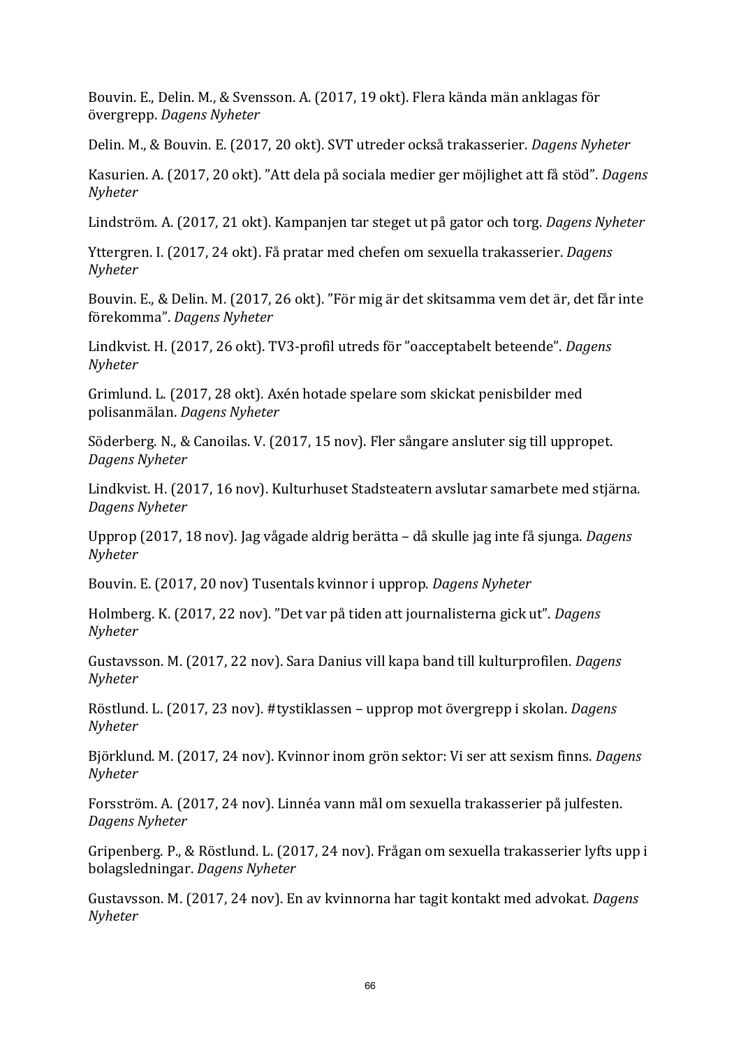Bouvin. E., Delin. M., & Svensson. A. (2017, 19 okt). Flera kända män anklagas för övergrepp. *Dagens Nyheter*

Delin. M., & Bouvin. E. (2017, 20 okt). SVT utreder också trakasserier. *Dagens Nyheter*

Kasurien. A. (2017, 20 okt). ”Att dela på sociala medier ger möjlighet att få stöd”. *Dagens Nyheter*

Lindström. A. (2017, 21 okt). Kampanjen tar steget ut på gator och torg. *Dagens Nyheter*

Yttergren. I. (2017, 24 okt). Få pratar med chefen om sexuella trakasserier. *Dagens Nyheter*

Bouvin. E., & Delin. M. (2017, 26 okt). ”För mig är det skitsamma vem det är, det får inte förekomma”. *Dagens Nyheter*

Lindkvist. H. (2017, 26 okt). TV3-profil utreds för ”oacceptabelt beteende”. *Dagens Nyheter*

Grimlund. L. (2017, 28 okt). Axén hotade spelare som skickat penisbilder med polisanmälan. *Dagens Nyheter*

Söderberg. N., & Canoilas. V. (2017, 15 nov). Fler sångare ansluter sig till uppropet. *Dagens Nyheter*

Lindkvist. H. (2017, 16 nov). Kulturhuset Stadsteatern avslutar samarbete med stjärna. *Dagens Nyheter*

Upprop (2017, 18 nov). Jag vågade aldrig berätta – då skulle jag inte få sjunga. *Dagens Nyheter*

Bouvin. E. (2017, 20 nov) Tusentals kvinnor i upprop. *Dagens Nyheter*

Holmberg. K. (2017, 22 nov). ”Det var på tiden att journalisterna gick ut”. *Dagens Nyheter*

Gustavsson. M. (2017, 22 nov). Sara Danius vill kapa band till kulturprofilen. *Dagens Nyheter*

Röstlund. L. (2017, 23 nov). #tystiklassen – upprop mot övergrepp i skolan. *Dagens Nyheter*

Björklund. M. (2017, 24 nov). Kvinnor inom grön sektor: Vi ser att sexism finns. *Dagens Nyheter*

Forsström. A. (2017, 24 nov). Linnéa vann mål om sexuella trakasserier på julfesten. *Dagens Nyheter*

Gripenberg. P., & Röstlund. L. (2017, 24 nov). Frågan om sexuella trakasserier lyfts upp i bolagsledningar. *Dagens Nyheter*

Gustavsson. M. (2017, 24 nov). En av kvinnorna har tagit kontakt med advokat. *Dagens Nyheter*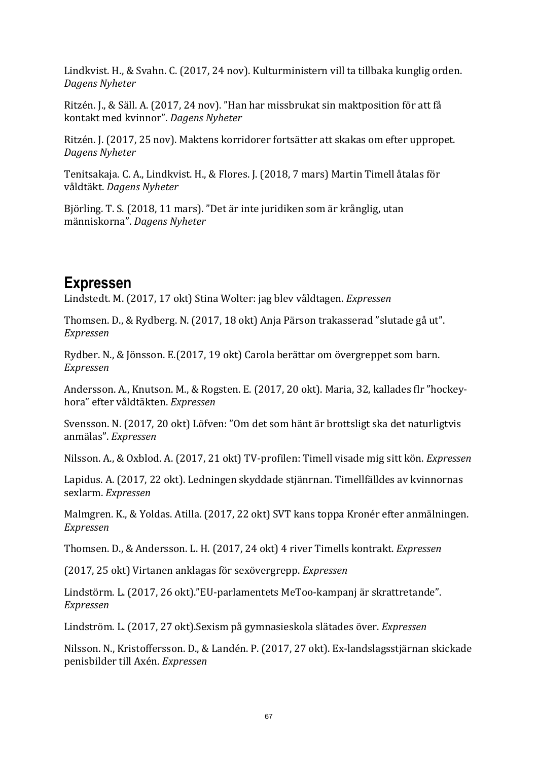Lindkvist. H., & Svahn. C. (2017, 24 nov). Kulturministern vill ta tillbaka kunglig orden. *Dagens Nyheter*

Ritzén. J., & Säll. A. (2017, 24 nov). ”Han har missbrukat sin maktposition för att få kontakt med kvinnor”. *Dagens Nyheter*

Ritzén. J. (2017, 25 nov). Maktens korridorer fortsätter att skakas om efter uppropet. *Dagens Nyheter*

Tenitsakaja. C. A., Lindkvist. H., & Flores. J. (2018, 7 mars) Martin Timell åtalas för våldtäkt. *Dagens Nyheter*

Björling. T. S. (2018, 11 mars). ”Det är inte juridiken som är krånglig, utan människorna”. *Dagens Nyheter*

## Expressen

Lindstedt. M. (2017, 17 okt) Stina Wolter: jag blev våldtagen. *Expressen*

Thomsen. D., & Rydberg. N. (2017, 18 okt) Anja Pärson trakasserad ”slutade gå ut”. *Expressen*

Rydber. N., & Jönsson. E.(2017, 19 okt) Carola berättar om övergreppet som barn. *Expressen*

Andersson. A., Knutson. M., & Rogsten. E. (2017, 20 okt). Maria, 32, kallades flr ”hockey-hora” efter våldtäkten. *Expressen*

Svensson. N. (2017, 20 okt) Löfven: ”Om det som hänt är brottsligt ska det naturligtvis anmälas”. *Expressen*

Nilsson. A., & Oxblod. A. (2017, 21 okt) TV-profilen: Timell visade mig sitt kön. *Expressen*

Lapidus. A. (2017, 22 okt). Ledningen skyddade stjänrnan. Timellfälldes av kvinnornas sexlarm. *Expressen*

Malmgren. K., & Yoldas. Atilla. (2017, 22 okt) SVT kans toppa Kronér efter anmälningen. *Expressen*

Thomsen. D., & Andersson. L. H. (2017, 24 okt) 4 river Timells kontrakt. *Expressen*

(2017, 25 okt) Virtanen anklagas för sexövergrepp. *Expressen*

Lindstörm. L. (2017, 26 okt).”EU-parlamentets MeToo-kampanj är skrattretande”. *Expressen*

Lindström. L. (2017, 27 okt).Sexism på gymnasieskola slätades över. *Expressen*

Nilsson. N., Kristoffersson. D., & Landén. P. (2017, 27 okt). Ex-landslagsstjärnan skickade penisbilder till Axén. *Expressen*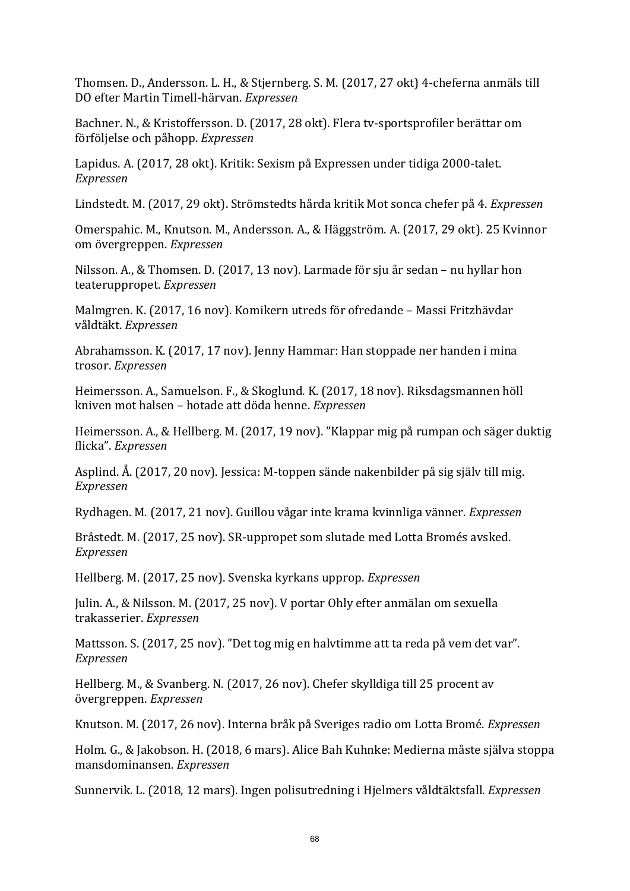Thomsen. D., Andersson. L. H., & Stjernberg. S. M. (2017, 27 okt) 4-cheferna anmäls till DO efter Martin Timell-härvan. *Expressen*

Bachner. N., & Kristoffersson. D. (2017, 28 okt). Flera tv-sportsprofiler berättar om förföljelse och påhopp. *Expressen*

Lapidus. A. (2017, 28 okt). Kritik: Sexism på Expressen under tidiga 2000-talet. *Expressen*

Lindstedt. M. (2017, 29 okt). Strömstedts hårda kritik Mot sonca chefer på 4. *Expressen*

Omerspahic. M., Knutson. M., Andersson. A., & Häggström. A. (2017, 29 okt). 25 Kvinnor om övergreppen. *Expressen*

Nilsson. A., & Thomsen. D. (2017, 13 nov). Larmade för sju år sedan – nu hyllar hon teateruppropet. *Expressen*

Malmgren. K. (2017, 16 nov). Komikern utreds för ofredande – Massi Fritzhävdar våldtäkt. *Expressen*

Abrahamsson. K. (2017, 17 nov). Jenny Hammar: Han stoppade ner handen i mina trosor. *Expressen*

Heimersson. A., Samuelson. F., & Skoglund. K. (2017, 18 nov). Riksdagsmannen höll kniven mot halsen – hotade att döda henne. *Expressen*

Heimersson. A., & Hellberg. M. (2017, 19 nov). ”Klappar mig på rumpan och säger duktig flicka”. *Expressen*

Asplind. Å. (2017, 20 nov). Jessica: M-toppen sände nakenbilder på sig själv till mig. *Expressen*

Rydhagen. M. (2017, 21 nov). Guillou vågar inte krama kvinnliga vänner. *Expressen*

Bråstedt. M. (2017, 25 nov). SR-uppropet som slutade med Lotta Bromés avsked. *Expressen*

Hellberg. M. (2017, 25 nov). Svenska kyrkans upprop. *Expressen*

Julin. A., & Nilsson. M. (2017, 25 nov). V portar Ohly efter anmälan om sexuella trakasserier. *Expressen*

Mattsson. S. (2017, 25 nov). ”Det tog mig en halvtimme att ta reda på vem det var”. *Expressen*

Hellberg. M., & Svanberg. N. (2017, 26 nov). Chefer skylldiga till 25 procent av övergreppen. *Expressen*

Knutson. M. (2017, 26 nov). Interna bråk på Sveriges radio om Lotta Bromé. *Expressen*

Holm. G., & Jakobson. H. (2018, 6 mars). Alice Bah Kuhnke: Medierna måste själva stoppa mansdominansen. *Expressen*

Sunnervik. L. (2018, 12 mars). Ingen polisutredning i Hjelmers våldtäktsfall. *Expressen*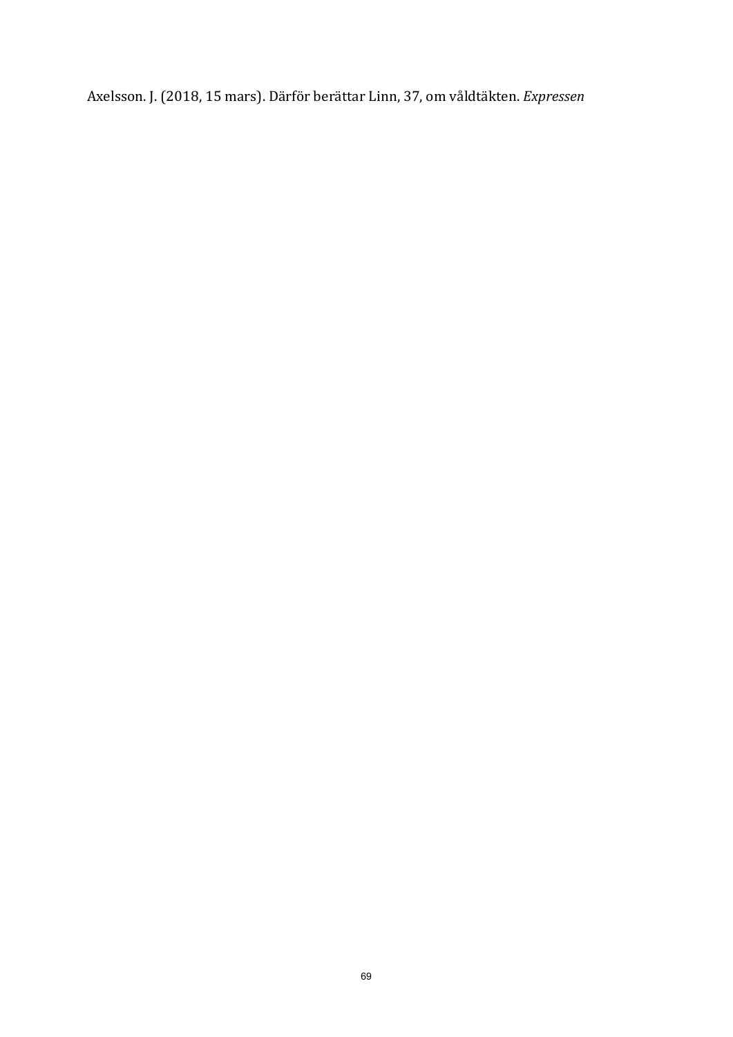Axelsson. J. (2018, 15 mars). Därför berättar Linn, 37, om våldtäkten. *Expressen*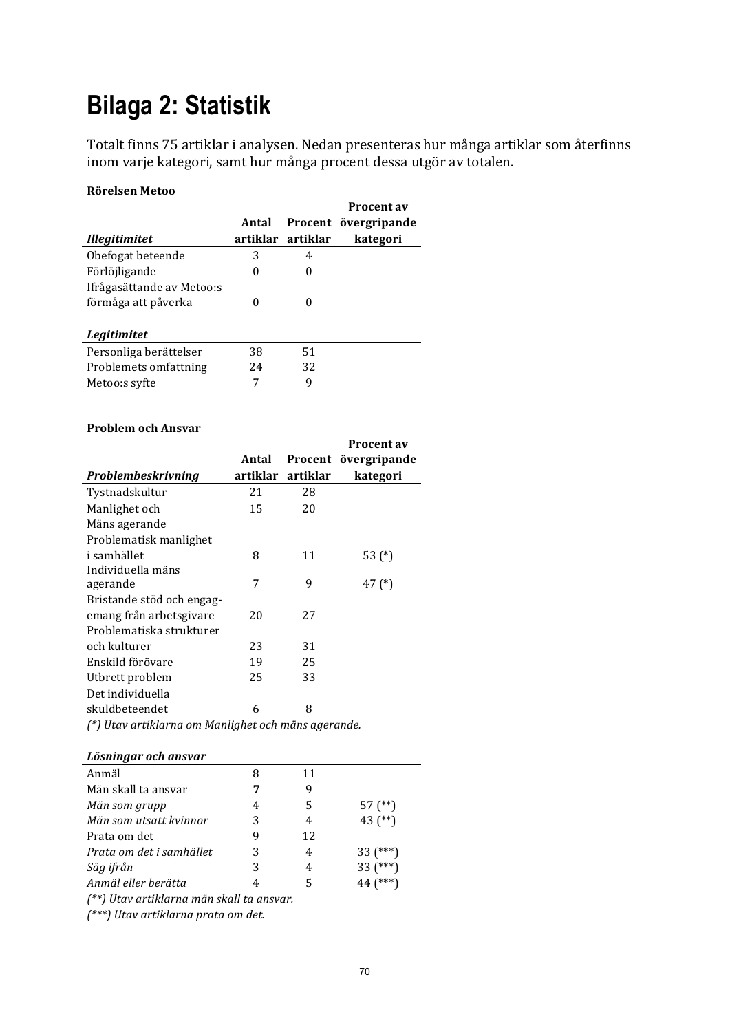# Bilaga 2: Statistik

Totalt finns 75 artiklar i analysen. Nedan presenteras hur många artiklar som återfinns inom varje kategori, samt hur många procent dessa utgör av totalen.

**Rörelsen Metoo**

| ***Illegitimitet*** | **Antal artiklar** | **Procent artiklar** | **Procent av övergripande kategori** |
|---|---|---|---|
| Obefogat beteende | 3 | 4 | |
| Förlöjligande | 0 | 0 | |
| Ifrågasättande av Metoo:s förmåga att påverka | 0 | 0 | |
| ***Legitimitet*** | | | |
| Personliga berättelser | 38 | 51 | |
| Problemets omfattning | 24 | 32 | |
| Metoo:s syfte | 7 | 9 | |

**Problem och Ansvar**

| ***Problembeskrivning*** | **Antal artiklar** | **Procent artiklar** | **Procent av övergripande kategori** |
|---|---|---|---|
| Tystnadskultur | 21 | 28 | |
| Manlighet och Mäns agerande | 15 | 20 | |
| Problematisk manlighet i samhället | 8 | 11 | 53 (*) |
| Individuella mäns agerande | 7 | 9 | 47 (*) |
| Bristande stöd och engagemang från arbetsgivare | 20 | 27 | |
| Problematiska strukturer och kulturer | 23 | 31 | |
| Enskild förövare | 19 | 25 | |
| Utbrett problem | 25 | 33 | |
| Det individuella skuldbeteendet | 6 | 8 | |

*(*) Utav artiklarna om Manlighet och mäns agerande.*

| ***Lösningar och ansvar*** | | | |
|---|---|---|---|
| Anmäl | 8 | 11 | |
| Män skall ta ansvar | **7** | 9 | |
| *Män som grupp* | 4 | 5 | 57 (**) |
| *Män som utsatt kvinnor* | 3 | 4 | 43 (**) |
| Prata om det | 9 | 12 | |
| *Prata om det i samhället* | 3 | 4 | 33 (***) |
| *Säg ifrån* | 3 | 4 | 33 (***) |
| *Anmäl eller berätta* | 4 | 5 | 44 (***) |

*(**) Utav artiklarna män skall ta ansvar.*

*(***) Utav artiklarna prata om det.*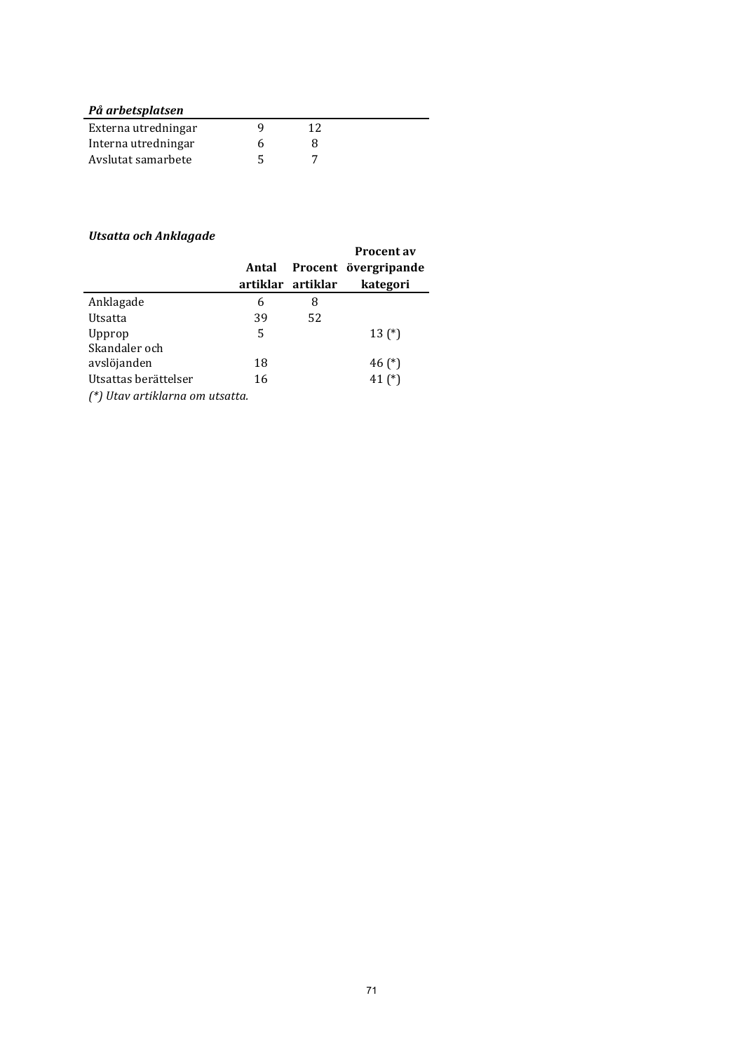***På arbetsplatsen***

| | | | |
|---|---|---|---|
| Externa utredningar | 9 | 12 | |
| Interna utredningar | 6 | 8 | |
| Avslutat samarbete | 5 | 7 | |

***Utsatta och Anklagade***

| | Antal artiklar | Procent artiklar | Procent av övergripande kategori |
|---|---|---|---|
| Anklagade | 6 | 8 | |
| Utsatta | 39 | 52 | |
| Upprop | 5 | | 13 (*) |
| Skandaler och avslöjanden | 18 | | 46 (*) |
| Utsattas berättelser | 16 | | 41 (*) |

*(*) Utav artiklarna om utsatta.*